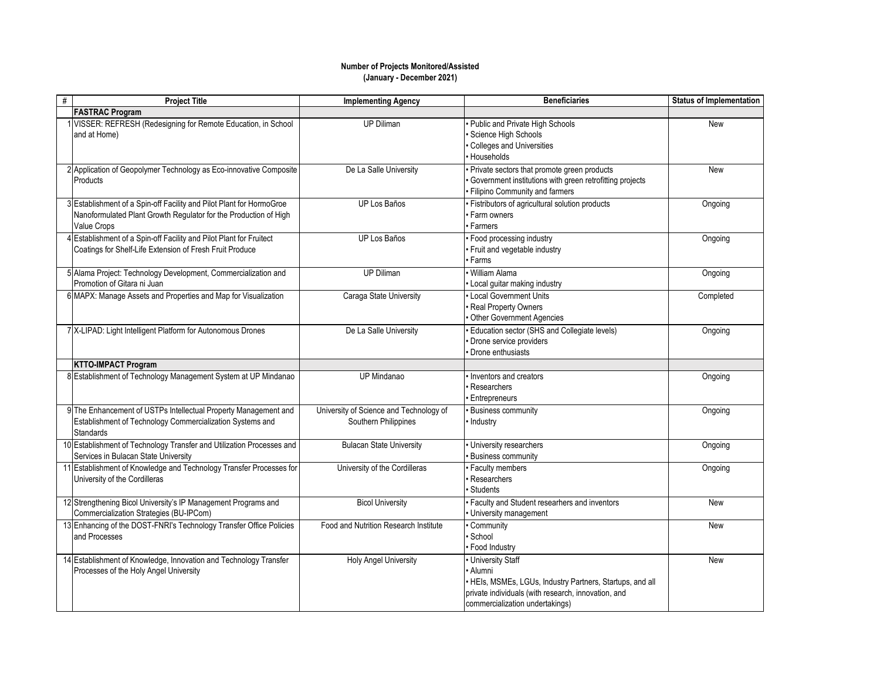**Number of Projects Monitored/Assisted**
**(January - December 2021)**

| # | Project Title | Implementing Agency | Beneficiaries | Status of Implementation |
|---|---|---|---|---|
| | **FASTRAC Program** | | | |
| 1 | VISSER: REFRESH (Redesigning for Remote Education, in School and at Home) | UP Diliman | • Public and Private High Schools<br>• Science High Schools<br>• Colleges and Universities<br>• Households | New |
| 2 | Application of Geopolymer Technology as Eco-innovative Composite Products | De La Salle University | • Private sectors that promote green products<br>• Government institutions with green retrofitting projects<br>• Filipino Community and farmers | New |
| 3 | Establishment of a Spin-off Facility and Pilot Plant for HormoGroe Nanoformulated Plant Growth Regulator for the Production of High Value Crops | UP Los Baños | • Fistributors of agricultural solution products<br>• Farm owners<br>• Farmers | Ongoing |
| 4 | Establishment of a Spin-off Facility and Pilot Plant for Fruitect Coatings for Shelf-Life Extension of Fresh Fruit Produce | UP Los Baños | • Food processing industry<br>• Fruit and vegetable industry<br>• Farms | Ongoing |
| 5 | Alama Project: Technology Development, Commercialization and Promotion of Gitara ni Juan | UP Diliman | • William Alama<br>• Local guitar making industry | Ongoing |
| 6 | MAPX: Manage Assets and Properties and Map for Visualization | Caraga State University | • Local Government Units<br>• Real Property Owners<br>• Other Government Agencies | Completed |
| 7 | X-LIPAD: Light Intelligent Platform for Autonomous Drones | De La Salle University | • Education sector (SHS and Collegiate levels)<br>• Drone service providers<br>• Drone enthusiasts | Ongoing |
| | **KTTO-IMPACT Program** | | | |
| 8 | Establishment of Technology Management System at UP Mindanao | UP Mindanao | • Inventors and creators<br>• Researchers<br>• Entrepreneurs | Ongoing |
| 9 | The Enhancement of USTPs Intellectual Property Management and Establishment of Technology Commercialization Systems and Standards | University of Science and Technology of Southern Philippines | • Business community<br>• Industry | Ongoing |
| 10 | Establishment of Technology Transfer and Utilization Processes and Services in Bulacan State University | Bulacan State University | • University researchers<br>• Business community | Ongoing |
| 11 | Establishment of Knowledge and Technology Transfer Processes for University of the Cordilleras | University of the Cordilleras | • Faculty members<br>• Researchers<br>• Students | Ongoing |
| 12 | Strengthening Bicol University's IP Management Programs and Commercialization Strategies (BU-IPCom) | Bicol University | • Faculty and Student researhers and inventors<br>• University management | New |
| 13 | Enhancing of the DOST-FNRI's Technology Transfer Office Policies and Processes | Food and Nutrition Research Institute | • Community<br>• School<br>• Food Industry | New |
| 14 | Establishment of Knowledge, Innovation and Technology Transfer Processes of the Holy Angel University | Holy Angel University | • University Staff<br>• Alumni<br>• HEIs, MSMEs, LGUs, Industry Partners, Startups, and all private individuals (with research, innovation, and commercialization undertakings) | New |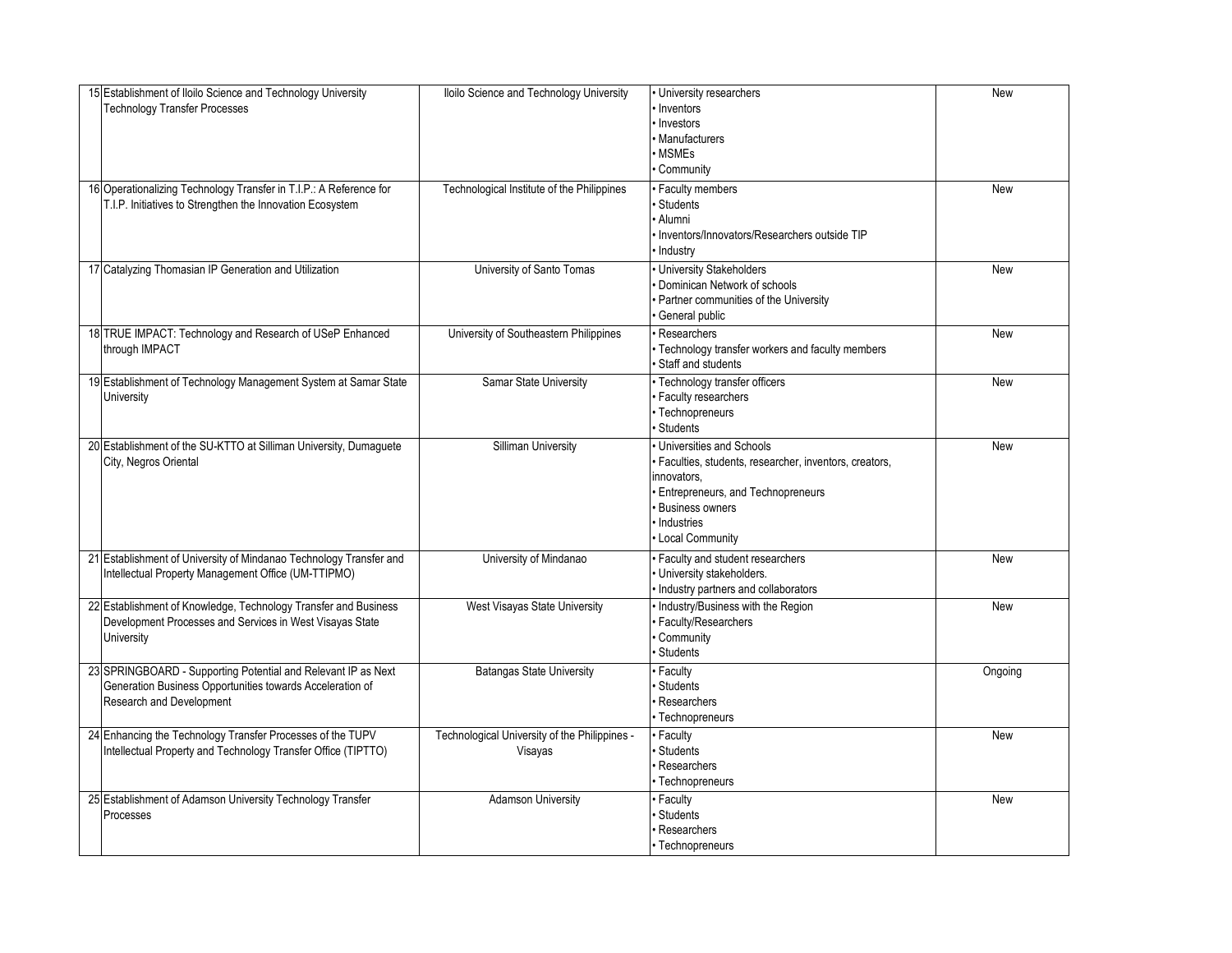| | | | | |
|---|---|---|---|---|
| 15 | Establishment of Iloilo Science and Technology University Technology Transfer Processes | Iloilo Science and Technology University | • University researchers<br>• Inventors<br>• Investors<br>• Manufacturers<br>• MSMEs<br>• Community | New |
| 16 | Operationalizing Technology Transfer in T.I.P.: A Reference for T.I.P. Initiatives to Strengthen the Innovation Ecosystem | Technological Institute of the Philippines | • Faculty members<br>• Students<br>• Alumni<br>• Inventors/Innovators/Researchers outside TIP<br>• Industry | New |
| 17 | Catalyzing Thomasian IP Generation and Utilization | University of Santo Tomas | • University Stakeholders<br>• Dominican Network of schools<br>• Partner communities of the University<br>• General public | New |
| 18 | TRUE IMPACT: Technology and Research of USeP Enhanced through IMPACT | University of Southeastern Philippines | • Researchers<br>• Technology transfer workers and faculty members<br>• Staff and students | New |
| 19 | Establishment of Technology Management System at Samar State University | Samar State University | • Technology transfer officers<br>• Faculty researchers<br>• Technopreneurs<br>• Students | New |
| 20 | Establishment of the SU-KTTO at Silliman University, Dumaguete City, Negros Oriental | Silliman University | • Universities and Schools<br>• Faculties, students, researcher, inventors, creators, innovators,<br>• Entrepreneurs, and Technopreneurs<br>• Business owners<br>• Industries<br>• Local Community | New |
| 21 | Establishment of University of Mindanao Technology Transfer and Intellectual Property Management Office (UM-TTIPMO) | University of Mindanao | • Faculty and student researchers<br>• University stakeholders.<br>• Industry partners and collaborators | New |
| 22 | Establishment of Knowledge, Technology Transfer and Business Development Processes and Services in West Visayas State University | West Visayas State University | • Industry/Business with the Region<br>• Faculty/Researchers<br>• Community<br>• Students | New |
| 23 | SPRINGBOARD - Supporting Potential and Relevant IP as Next Generation Business Opportunities towards Acceleration of Research and Development | Batangas State University | • Faculty<br>• Students<br>• Researchers<br>• Technopreneurs | Ongoing |
| 24 | Enhancing the Technology Transfer Processes of the TUPV Intellectual Property and Technology Transfer Office (TIPTTO) | Technological University of the Philippines - Visayas | • Faculty<br>• Students<br>• Researchers<br>• Technopreneurs | New |
| 25 | Establishment of Adamson University Technology Transfer Processes | Adamson University | • Faculty<br>• Students<br>• Researchers<br>• Technopreneurs | New |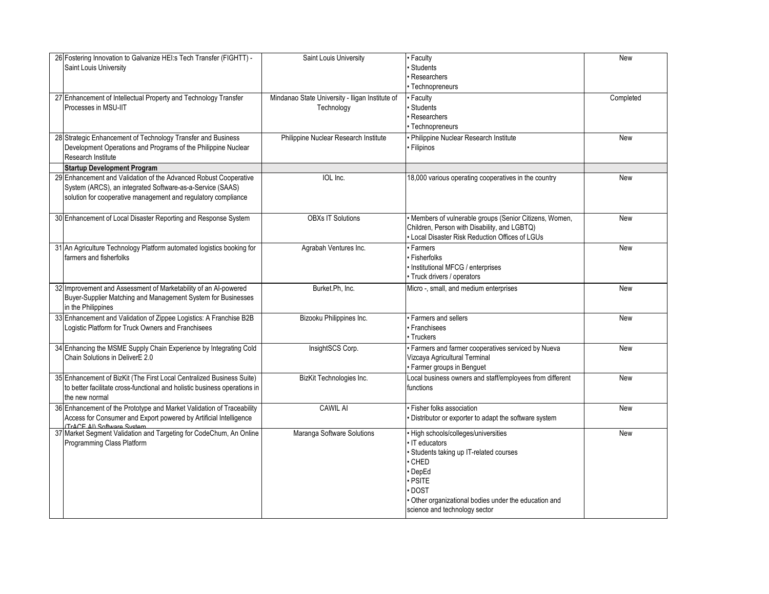| | | | | |
|---|---|---|---|---|
| 26 | Fostering Innovation to Galvanize HEI:s Tech Transfer (FIGHTT) - Saint Louis University | Saint Louis University | • Faculty<br>• Students<br>• Researchers<br>• Technopreneurs | New |
| 27 | Enhancement of Intellectual Property and Technology Transfer Processes in MSU-IIT | Mindanao State University - Iligan Institute of Technology | • Faculty<br>• Students<br>• Researchers<br>• Technopreneurs | Completed |
| 28 | Strategic Enhancement of Technology Transfer and Business Development Operations and Programs of the Philippine Nuclear Research Institute | Philippine Nuclear Research Institute | • Philippine Nuclear Research Institute<br>• Filipinos | New |
| | **Startup Development Program** | | | |
| 29 | Enhancement and Validation of the Advanced Robust Cooperative System (ARCS), an integrated Software-as-a-Service (SAAS) solution for cooperative management and regulatory compliance | IOL Inc. | 18,000 various operating cooperatives in the country | New |
| 30 | Enhancement of Local Disaster Reporting and Response System | OBXs IT Solutions | • Members of vulnerable groups (Senior Citizens, Women, Children, Person with Disability, and LGBTQ)<br>• Local Disaster Risk Reduction Offices of LGUs | New |
| 31 | An Agriculture Technology Platform automated logistics booking for farmers and fisherfolks | Agrabah Ventures Inc. | • Farmers<br>• Fisherfolks<br>• Institutional MFCG / enterprises<br>• Truck drivers / operators | New |
| 32 | Improvement and Assessment of Marketability of an AI-powered Buyer-Supplier Matching and Management System for Businesses in the Philippines | Burket.Ph, Inc. | Micro -, small, and medium enterprises | New |
| 33 | Enhancement and Validation of Zippee Logistics: A Franchise B2B Logistic Platform for Truck Owners and Franchisees | Bizooku Philippines Inc. | • Farmers and sellers<br>• Franchisees<br>• Truckers | New |
| 34 | Enhancing the MSME Supply Chain Experience by Integrating Cold Chain Solutions in DeliverE 2.0 | InsightSCS Corp. | • Farmers and farmer cooperatives serviced by Nueva Vizcaya Agricultural Terminal<br>• Farmer groups in Benguet | New |
| 35 | Enhancement of BizKit (The First Local Centralized Business Suite) to better facilitate cross-functional and holistic business operations in the new normal | BizKit Technologies Inc. | Local business owners and staff/employees from different functions | New |
| 36 | Enhancement of the Prototype and Market Validation of Traceability Access for Consumer and Export powered by Artificial Intelligence (TrACE AI) Software System | CAWIL AI | • Fisher folks association<br>• Distributor or exporter to adapt the software system | New |
| 37 | Market Segment Validation and Targeting for CodeChum, An Online Programming Class Platform | Maranga Software Solutions | • High schools/colleges/universities<br>• IT educators<br>• Students taking up IT-related courses<br>• CHED<br>• DepEd<br>• PSITE<br>• DOST<br>• Other organizational bodies under the education and science and technology sector | New |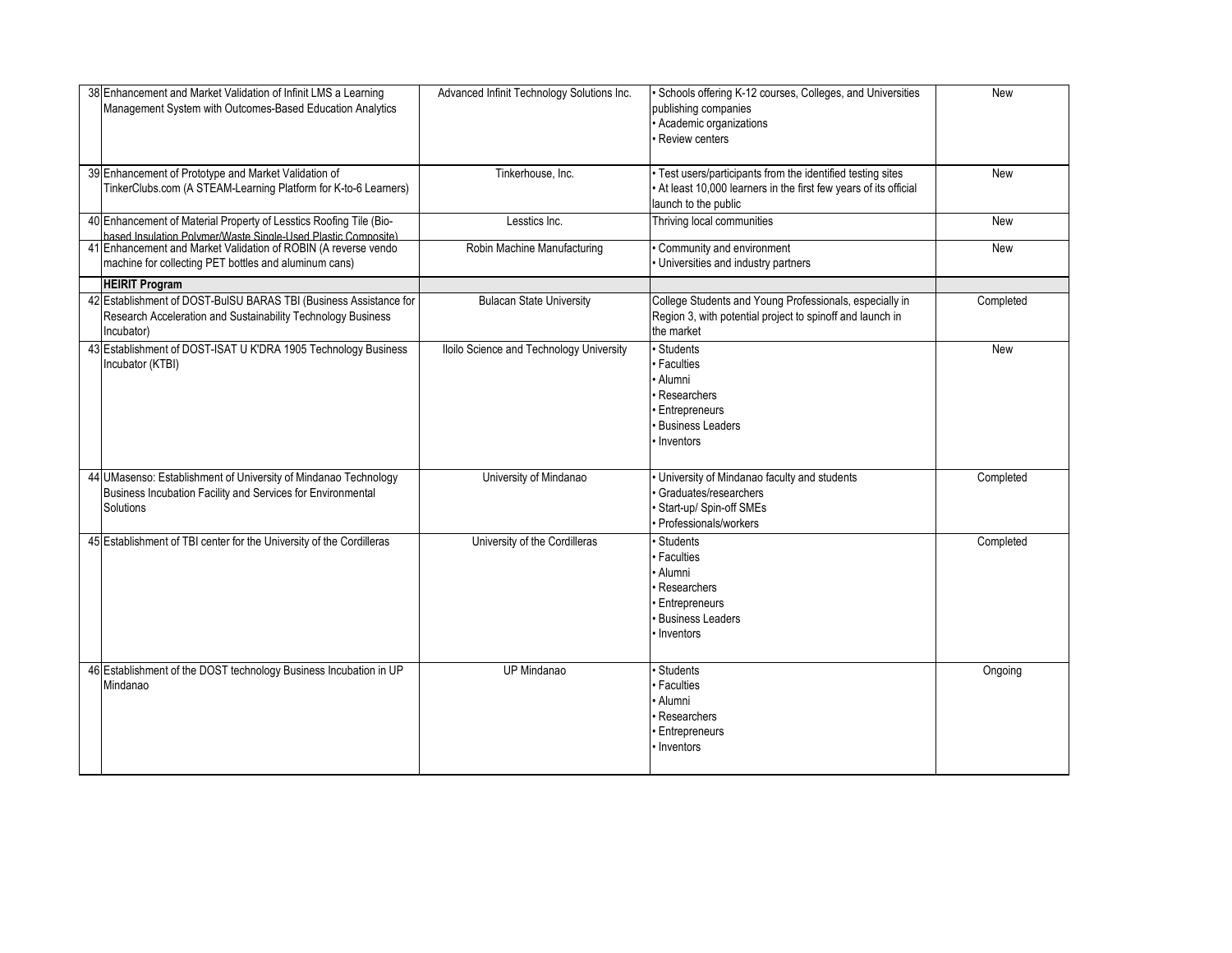| | | | | |
|---|---|---|---|---|
| 38 | Enhancement and Market Validation of Infinit LMS a Learning Management System with Outcomes-Based Education Analytics | Advanced Infinit Technology Solutions Inc. | • Schools offering K-12 courses, Colleges, and Universities publishing companies<br>• Academic organizations<br>• Review centers | New |
| 39 | Enhancement of Prototype and Market Validation of TinkerClubs.com (A STEAM-Learning Platform for K-to-6 Learners) | Tinkerhouse, Inc. | • Test users/participants from the identified testing sites<br>• At least 10,000 learners in the first few years of its official launch to the public | New |
| 40 | Enhancement of Material Property of Lesstics Roofing Tile (Bio-based Insulation Polymer/Waste Single-Used Plastic Composite) | Lesstics Inc. | Thriving local communities | New |
| 41 | Enhancement and Market Validation of ROBIN (A reverse vendo machine for collecting PET bottles and aluminum cans) | Robin Machine Manufacturing | • Community and environment<br>• Universities and industry partners | New |
| | **HEIRIT Program** | | | |
| 42 | Establishment of DOST-BulSU BARAS TBI (Business Assistance for Research Acceleration and Sustainability Technology Business Incubator) | Bulacan State University | College Students and Young Professionals, especially in Region 3, with potential project to spinoff and launch in the market | Completed |
| 43 | Establishment of DOST-ISAT U K'DRA 1905 Technology Business Incubator (KTBI) | Iloilo Science and Technology University | • Students<br>• Faculties<br>• Alumni<br>• Researchers<br>• Entrepreneurs<br>• Business Leaders<br>• Inventors | New |
| 44 | UMasenso: Establishment of University of Mindanao Technology Business Incubation Facility and Services for Environmental Solutions | University of Mindanao | • University of Mindanao faculty and students<br>• Graduates/researchers<br>• Start-up/ Spin-off SMEs<br>• Professionals/workers | Completed |
| 45 | Establishment of TBI center for the University of the Cordilleras | University of the Cordilleras | • Students<br>• Faculties<br>• Alumni<br>• Researchers<br>• Entrepreneurs<br>• Business Leaders<br>• Inventors | Completed |
| 46 | Establishment of the DOST technology Business Incubation in UP Mindanao | UP Mindanao | • Students<br>• Faculties<br>• Alumni<br>• Researchers<br>• Entrepreneurs<br>• Inventors | Ongoing |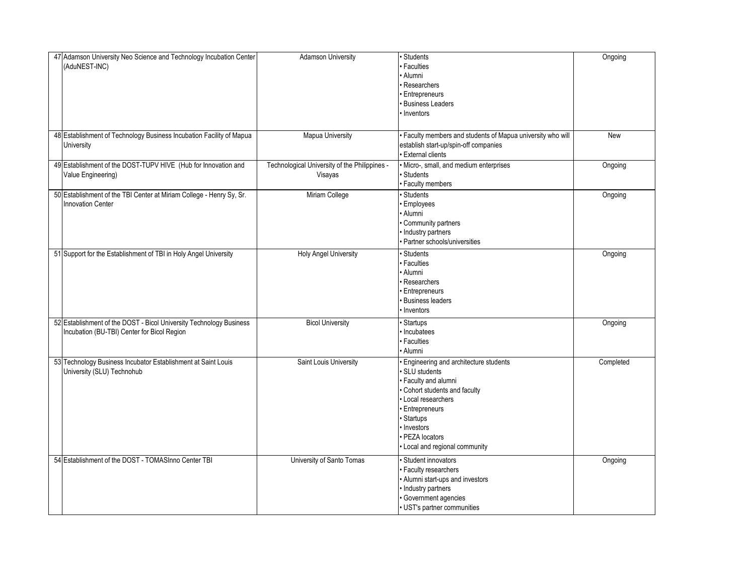| | | | | |
|---|---|---|---|---|
| 47 | Adamson University Neo Science and Technology Incubation Center (AduNEST-INC) | Adamson University | • Students<br>• Faculties<br>• Alumni<br>• Researchers<br>• Entrepreneurs<br>• Business Leaders<br>• Inventors | Ongoing |
| 48 | Establishment of Technology Business Incubation Facility of Mapua University | Mapua University | • Faculty members and students of Mapua university who will establish start-up/spin-off companies<br>• External clients | New |
| 49 | Establishment of the DOST-TUPV HIVE (Hub for Innovation and Value Engineering) | Technological University of the Philippines - Visayas | • Micro-, small, and medium enterprises<br>• Students<br>• Faculty members | Ongoing |
| 50 | Establishment of the TBI Center at Miriam College - Henry Sy, Sr. Innovation Center | Miriam College | • Students<br>• Employees<br>• Alumni<br>• Community partners<br>• Industry partners<br>• Partner schools/universities | Ongoing |
| 51 | Support for the Establishment of TBI in Holy Angel University | Holy Angel University | • Students<br>• Faculties<br>• Alumni<br>• Researchers<br>• Entrepreneurs<br>• Business leaders<br>• Inventors | Ongoing |
| 52 | Establishment of the DOST - Bicol University Technology Business Incubation (BU-TBI) Center for Bicol Region | Bicol University | • Startups<br>• Incubatees<br>• Faculties<br>• Alumni | Ongoing |
| 53 | Technology Business Incubator Establishment at Saint Louis University (SLU) Technohub | Saint Louis University | • Engineering and architecture students<br>• SLU students<br>• Faculty and alumni<br>• Cohort students and faculty<br>• Local researchers<br>• Entrepreneurs<br>• Startups<br>• Investors<br>• PEZA locators<br>• Local and regional community | Completed |
| 54 | Establishment of the DOST - TOMASInno Center TBI | University of Santo Tomas | • Student innovators<br>• Faculty researchers<br>• Alumni start-ups and investors<br>• Industry partners<br>• Government agencies<br>• UST's partner communities | Ongoing |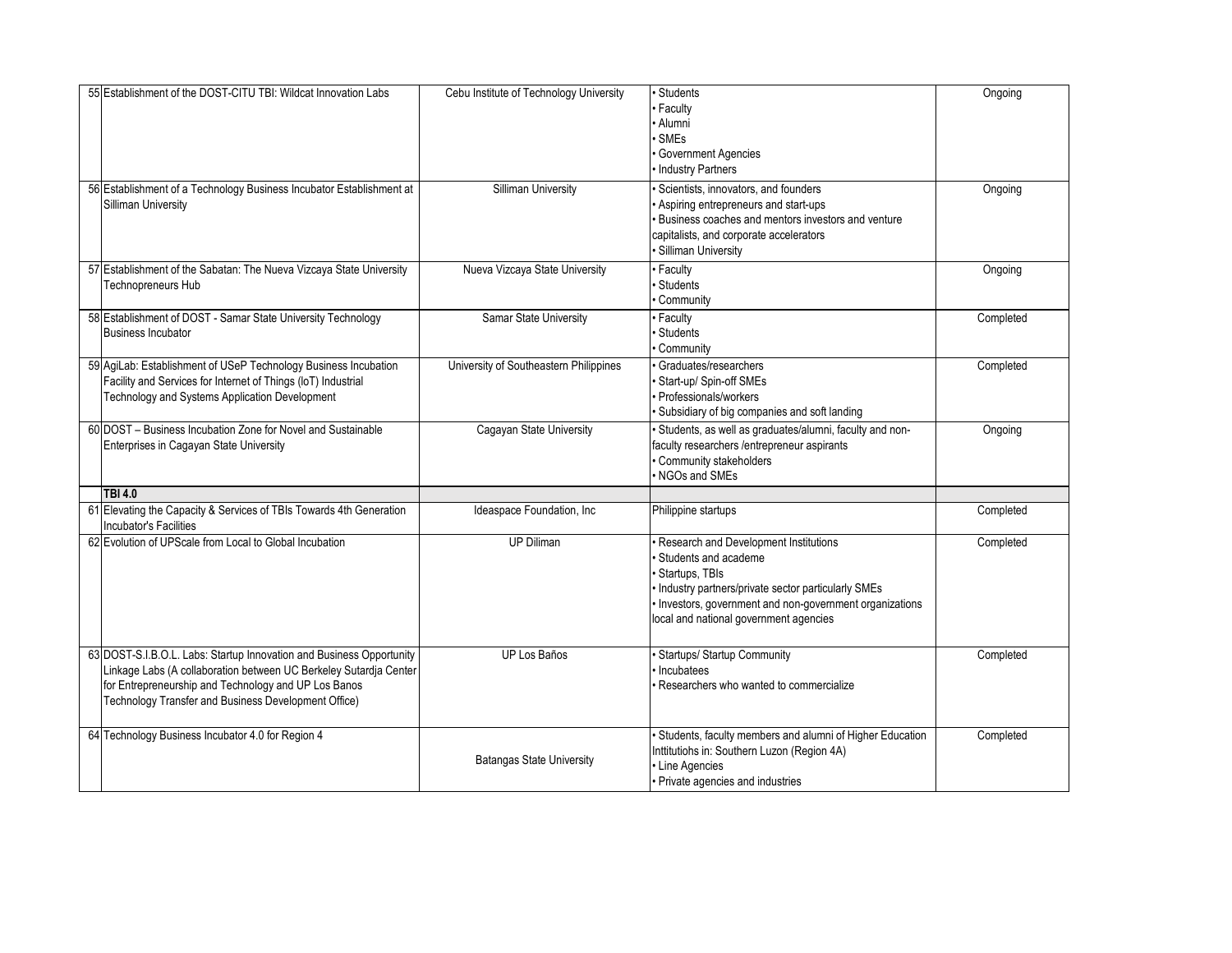| | | | | |
|---|---|---|---|---|
| 55 | Establishment of the DOST-CITU TBI: Wildcat Innovation Labs | Cebu Institute of Technology University | • Students<br>• Faculty<br>• Alumni<br>• SMEs<br>• Government Agencies<br>• Industry Partners | Ongoing |
| 56 | Establishment of a Technology Business Incubator Establishment at Silliman University | Silliman University | • Scientists, innovators, and founders<br>• Aspiring entrepreneurs and start-ups<br>• Business coaches and mentors investors and venture capitalists, and corporate accelerators<br>• Silliman University | Ongoing |
| 57 | Establishment of the Sabatan: The Nueva Vizcaya State University Technopreneurs Hub | Nueva Vizcaya State University | • Faculty<br>• Students<br>• Community | Ongoing |
| 58 | Establishment of DOST - Samar State University Technology Business Incubator | Samar State University | • Faculty<br>• Students<br>• Community | Completed |
| 59 | AgiLab: Establishment of USeP Technology Business Incubation Facility and Services for Internet of Things (IoT) Industrial Technology and Systems Application Development | University of Southeastern Philippines | • Graduates/researchers<br>• Start-up/ Spin-off SMEs<br>• Professionals/workers<br>• Subsidiary of big companies and soft landing | Completed |
| 60 | DOST – Business Incubation Zone for Novel and Sustainable Enterprises in Cagayan State University | Cagayan State University | • Students, as well as graduates/alumni, faculty and non-faculty researchers /entrepreneur aspirants<br>• Community stakeholders<br>• NGOs and SMEs | Ongoing |
| | **TBI 4.0** | | | |
| 61 | Elevating the Capacity & Services of TBIs Towards 4th Generation Incubator's Facilities | Ideaspace Foundation, Inc | Philippine startups | Completed |
| 62 | Evolution of UPScale from Local to Global Incubation | UP Diliman | • Research and Development Institutions<br>• Students and academe<br>• Startups, TBIs<br>• Industry partners/private sector particularly SMEs<br>• Investors, government and non-government organizations local and national government agencies | Completed |
| 63 | DOST-S.I.B.O.L. Labs: Startup Innovation and Business Opportunity Linkage Labs (A collaboration between UC Berkeley Sutardja Center for Entrepreneurship and Technology and UP Los Banos Technology Transfer and Business Development Office) | UP Los Baños | • Startups/ Startup Community<br>• Incubatees<br>• Researchers who wanted to commercialize | Completed |
| 64 | Technology Business Incubator 4.0 for Region 4 | Batangas State University | • Students, faculty members and alumni of Higher Education Inttitutiohs in: Southern Luzon (Region 4A)<br>• Line Agencies<br>• Private agencies and industries | Completed |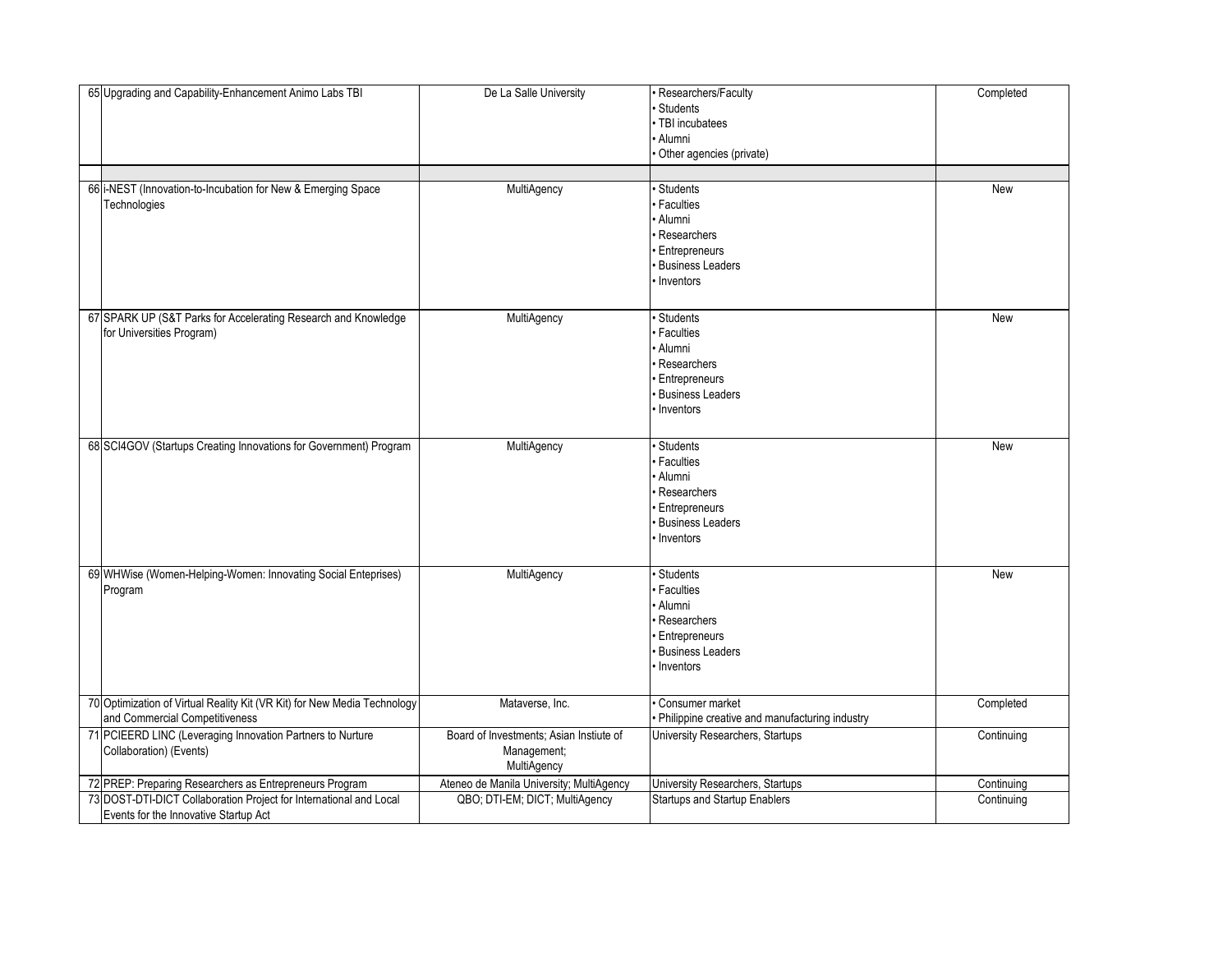| | | | | |
|---|---|---|---|---|
| 65 | Upgrading and Capability-Enhancement Animo Labs TBI | De La Salle University | • Researchers/Faculty<br>• Students<br>• TBI incubatees<br>• Alumni<br>• Other agencies (private) | Completed |
| | | | | |
| 66 | i-NEST (Innovation-to-Incubation for New & Emerging Space Technologies | MultiAgency | • Students<br>• Faculties<br>• Alumni<br>• Researchers<br>• Entrepreneurs<br>• Business Leaders<br>• Inventors | New |
| 67 | SPARK UP (S&T Parks for Accelerating Research and Knowledge for Universities Program) | MultiAgency | • Students<br>• Faculties<br>• Alumni<br>• Researchers<br>• Entrepreneurs<br>• Business Leaders<br>• Inventors | New |
| 68 | SCI4GOV (Startups Creating Innovations for Government) Program | MultiAgency | • Students<br>• Faculties<br>• Alumni<br>• Researchers<br>• Entrepreneurs<br>• Business Leaders<br>• Inventors | New |
| 69 | WHWise (Women-Helping-Women: Innovating Social Enteprises) Program | MultiAgency | • Students<br>• Faculties<br>• Alumni<br>• Researchers<br>• Entrepreneurs<br>• Business Leaders<br>• Inventors | New |
| 70 | Optimization of Virtual Reality Kit (VR Kit) for New Media Technology and Commercial Competitiveness | Mataverse, Inc. | • Consumer market<br>• Philippine creative and manufacturing industry | Completed |
| 71 | PCIEERD LINC (Leveraging Innovation Partners to Nurture Collaboration) (Events) | Board of Investments; Asian Instiute of Management; MultiAgency | University Researchers, Startups | Continuing |
| 72 | PREP: Preparing Researchers as Entrepreneurs Program | Ateneo de Manila University; MultiAgency | University Researchers, Startups | Continuing |
| 73 | DOST-DTI-DICT Collaboration Project for International and Local Events for the Innovative Startup Act | QBO; DTI-EM; DICT; MultiAgency | Startups and Startup Enablers | Continuing |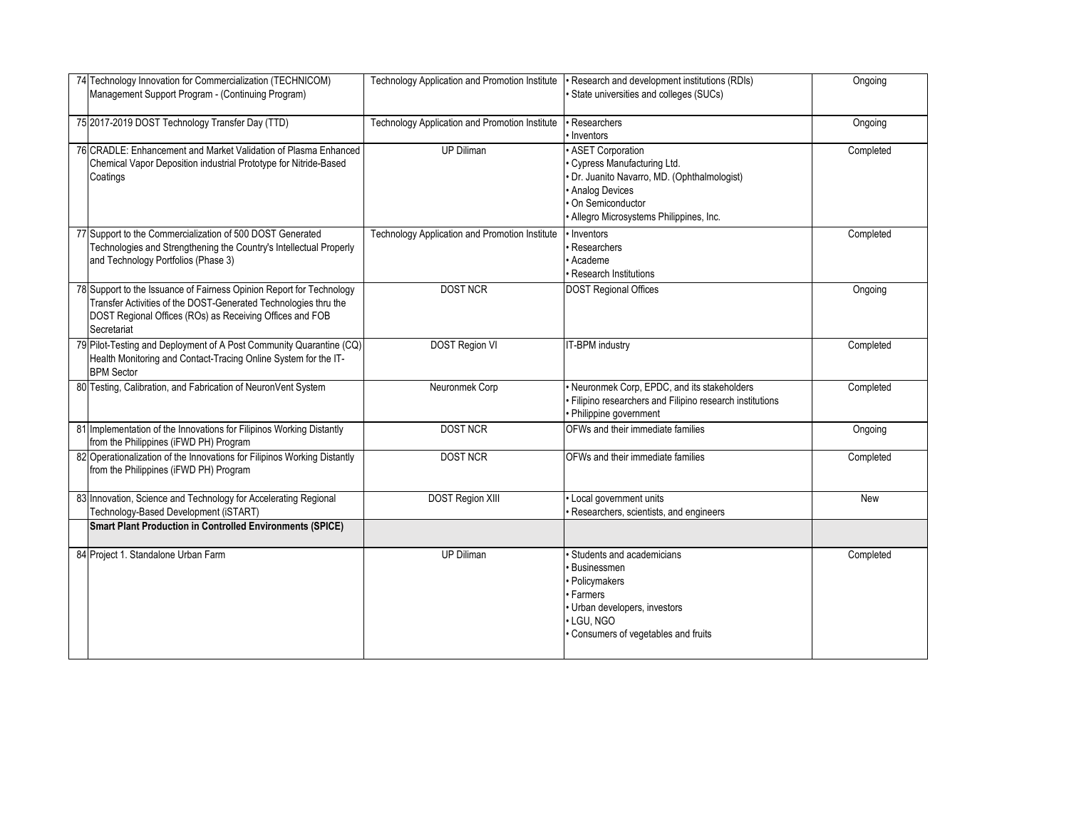| | | | | |
|---|---|---|---|---|
| 74 | Technology Innovation for Commercialization (TECHNICOM) Management Support Program - (Continuing Program) | Technology Application and Promotion Institute | • Research and development institutions (RDIs)<br>• State universities and colleges (SUCs) | Ongoing |
| 75 | 2017-2019 DOST Technology Transfer Day (TTD) | Technology Application and Promotion Institute | • Researchers<br>• Inventors | Ongoing |
| 76 | CRADLE: Enhancement and Market Validation of Plasma Enhanced Chemical Vapor Deposition industrial Prototype for Nitride-Based Coatings | UP Diliman | • ASET Corporation<br>• Cypress Manufacturing Ltd.<br>• Dr. Juanito Navarro, MD. (Ophthalmologist)<br>• Analog Devices<br>• On Semiconductor<br>• Allegro Microsystems Philippines, Inc. | Completed |
| 77 | Support to the Commercialization of 500 DOST Generated Technologies and Strengthening the Country's Intellectual Properly and Technology Portfolios (Phase 3) | Technology Application and Promotion Institute | • Inventors<br>• Researchers<br>• Academe<br>• Research Institutions | Completed |
| 78 | Support to the Issuance of Fairness Opinion Report for Technology Transfer Activities of the DOST-Generated Technologies thru the DOST Regional Offices (ROs) as Receiving Offices and FOB Secretariat | DOST NCR | DOST Regional Offices | Ongoing |
| 79 | Pilot-Testing and Deployment of A Post Community Quarantine (CQ) Health Monitoring and Contact-Tracing Online System for the IT-BPM Sector | DOST Region VI | IT-BPM industry | Completed |
| 80 | Testing, Calibration, and Fabrication of NeuronVent System | Neuronmek Corp | • Neuronmek Corp, EPDC, and its stakeholders<br>• Filipino researchers and Filipino research institutions<br>• Philippine government | Completed |
| 81 | Implementation of the Innovations for Filipinos Working Distantly from the Philippines (iFWD PH) Program | DOST NCR | OFWs and their immediate families | Ongoing |
| 82 | Operationalization of the Innovations for Filipinos Working Distantly from the Philippines (iFWD PH) Program | DOST NCR | OFWs and their immediate families | Completed |
| 83 | Innovation, Science and Technology for Accelerating Regional Technology-Based Development (iSTART) | DOST Region XIII | • Local government units<br>• Researchers, scientists, and engineers | New |
| | **Smart Plant Production in Controlled Environments (SPICE)** | | | |
| 84 | Project 1. Standalone Urban Farm | UP Diliman | • Students and academicians<br>• Businessmen<br>• Policymakers<br>• Farmers<br>• Urban developers, investors<br>• LGU, NGO<br>• Consumers of vegetables and fruits | Completed |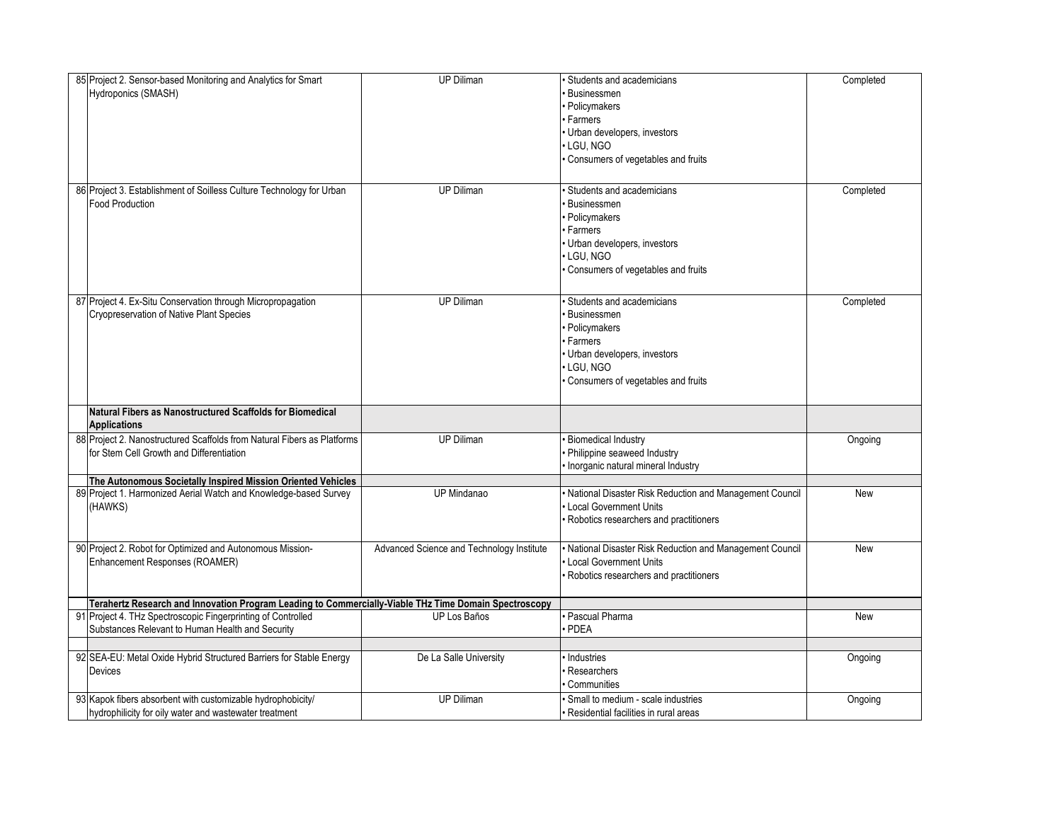| | | | | |
|---|---|---|---|---|
| 85 | Project 2. Sensor-based Monitoring and Analytics for Smart Hydroponics (SMASH) | UP Diliman | • Students and academicians<br>• Businessmen<br>• Policymakers<br>• Farmers<br>• Urban developers, investors<br>• LGU, NGO<br>• Consumers of vegetables and fruits | Completed |
| 86 | Project 3. Establishment of Soilless Culture Technology for Urban Food Production | UP Diliman | • Students and academicians<br>• Businessmen<br>• Policymakers<br>• Farmers<br>• Urban developers, investors<br>• LGU, NGO<br>• Consumers of vegetables and fruits | Completed |
| 87 | Project 4. Ex-Situ Conservation through Micropropagation Cryopreservation of Native Plant Species | UP Diliman | • Students and academicians<br>• Businessmen<br>• Policymakers<br>• Farmers<br>• Urban developers, investors<br>• LGU, NGO<br>• Consumers of vegetables and fruits | Completed |
| | **Natural Fibers as Nanostructured Scaffolds for Biomedical Applications** | | | |
| 88 | Project 2. Nanostructured Scaffolds from Natural Fibers as Platforms for Stem Cell Growth and Differentiation | UP Diliman | • Biomedical Industry<br>• Philippine seaweed Industry<br>• Inorganic natural mineral Industry | Ongoing |
| | **The Autonomous Societally Inspired Mission Oriented Vehicles** | | | |
| 89 | Project 1. Harmonized Aerial Watch and Knowledge-based Survey (HAWKS) | UP Mindanao | • National Disaster Risk Reduction and Management Council<br>• Local Government Units<br>• Robotics researchers and practitioners | New |
| 90 | Project 2. Robot for Optimized and Autonomous Mission-Enhancement Responses (ROAMER) | Advanced Science and Technology Institute | • National Disaster Risk Reduction and Management Council<br>• Local Government Units<br>• Robotics researchers and practitioners | New |
| | **Terahertz Research and Innovation Program Leading to Commercially-Viable THz Time Domain Spectroscopy** | | | |
| 91 | Project 4. THz Spectroscopic Fingerprinting of Controlled Substances Relevant to Human Health and Security | UP Los Baños | • Pascual Pharma<br>• PDEA | New |
| | | | | |
| 92 | SEA-EU: Metal Oxide Hybrid Structured Barriers for Stable Energy Devices | De La Salle University | • Industries<br>• Researchers<br>• Communities | Ongoing |
| 93 | Kapok fibers absorbent with customizable hydrophobicity/ hydrophilicity for oily water and wastewater treatment | UP Diliman | • Small to medium - scale industries<br>• Residential facilities in rural areas | Ongoing |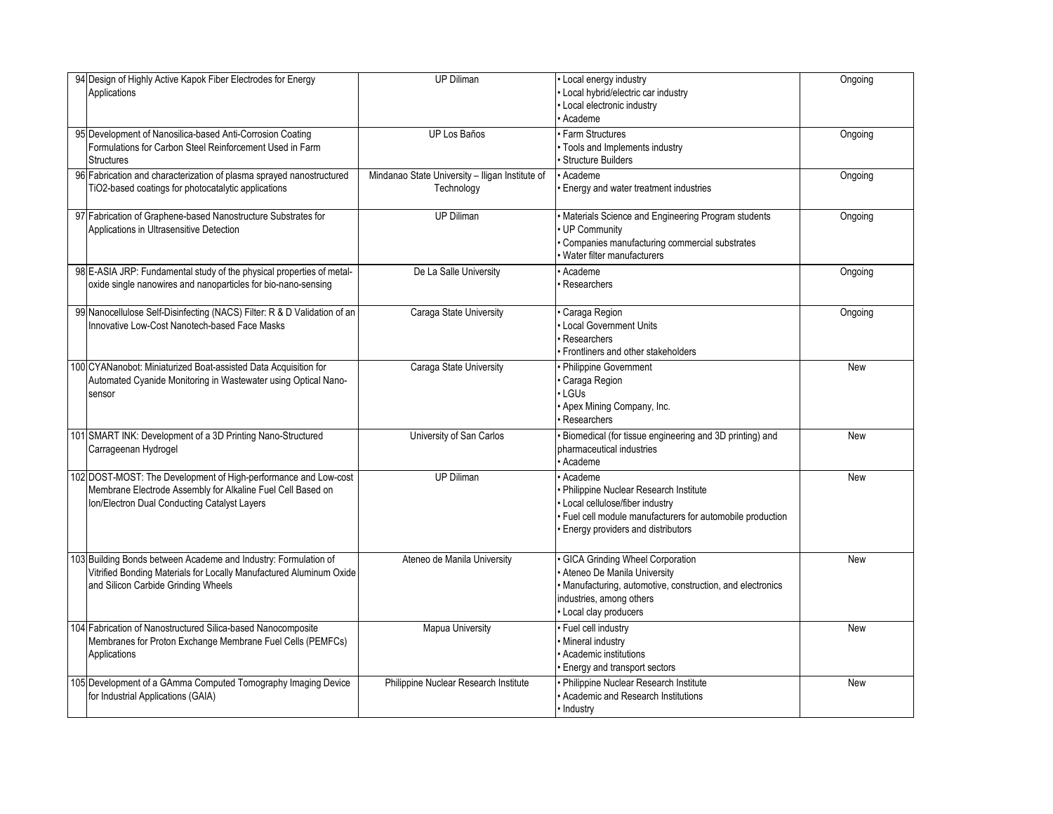| | | | | |
|---|---|---|---|---|
| 94 | Design of Highly Active Kapok Fiber Electrodes for Energy Applications | UP Diliman | • Local energy industry<br>• Local hybrid/electric car industry<br>• Local electronic industry<br>• Academe | Ongoing |
| 95 | Development of Nanosilica-based Anti-Corrosion Coating Formulations for Carbon Steel Reinforcement Used in Farm Structures | UP Los Baños | • Farm Structures<br>• Tools and Implements industry<br>• Structure Builders | Ongoing |
| 96 | Fabrication and characterization of plasma sprayed nanostructured TiO2-based coatings for photocatalytic applications | Mindanao State University – Iligan Institute of Technology | • Academe<br>• Energy and water treatment industries | Ongoing |
| 97 | Fabrication of Graphene-based Nanostructure Substrates for Applications in Ultrasensitive Detection | UP Diliman | • Materials Science and Engineering Program students<br>• UP Community<br>• Companies manufacturing commercial substrates<br>• Water filter manufacturers | Ongoing |
| 98 | E-ASIA JRP: Fundamental study of the physical properties of metal-oxide single nanowires and nanoparticles for bio-nano-sensing | De La Salle University | • Academe<br>• Researchers | Ongoing |
| 99 | Nanocellulose Self-Disinfecting (NACS) Filter: R & D Validation of an Innovative Low-Cost Nanotech-based Face Masks | Caraga State University | • Caraga Region<br>• Local Government Units<br>• Researchers<br>• Frontliners and other stakeholders | Ongoing |
| 100 | CYANanobot: Miniaturized Boat-assisted Data Acquisition for Automated Cyanide Monitoring in Wastewater using Optical Nano-sensor | Caraga State University | • Philippine Government<br>• Caraga Region<br>• LGUs<br>• Apex Mining Company, Inc.<br>• Researchers | New |
| 101 | SMART INK: Development of a 3D Printing Nano-Structured Carrageenan Hydrogel | University of San Carlos | • Biomedical (for tissue engineering and 3D printing) and pharmaceutical industries<br>• Academe | New |
| 102 | DOST-MOST: The Development of High-performance and Low-cost Membrane Electrode Assembly for Alkaline Fuel Cell Based on Ion/Electron Dual Conducting Catalyst Layers | UP Diliman | • Academe<br>• Philippine Nuclear Research Institute<br>• Local cellulose/fiber industry<br>• Fuel cell module manufacturers for automobile production<br>• Energy providers and distributors | New |
| 103 | Building Bonds between Academe and Industry: Formulation of Vitrified Bonding Materials for Locally Manufactured Aluminum Oxide and Silicon Carbide Grinding Wheels | Ateneo de Manila University | • GICA Grinding Wheel Corporation<br>• Ateneo De Manila University<br>• Manufacturing, automotive, construction, and electronics industries, among others<br>• Local clay producers | New |
| 104 | Fabrication of Nanostructured Silica-based Nanocomposite Membranes for Proton Exchange Membrane Fuel Cells (PEMFCs) Applications | Mapua University | • Fuel cell industry<br>• Mineral industry<br>• Academic institutions<br>• Energy and transport sectors | New |
| 105 | Development of a GAmma Computed Tomography Imaging Device for Industrial Applications (GAIA) | Philippine Nuclear Research Institute | • Philippine Nuclear Research Institute<br>• Academic and Research Institutions<br>• Industry | New |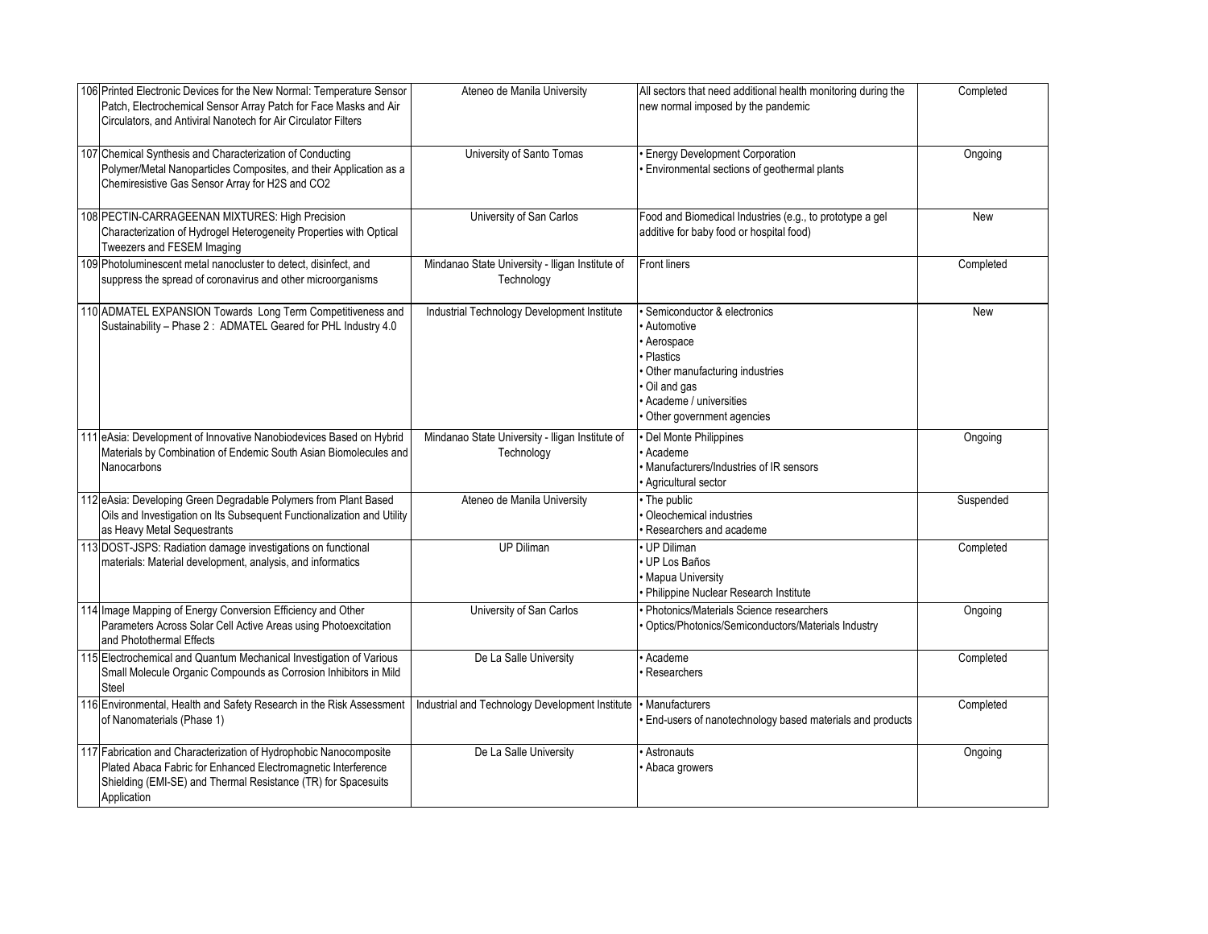| | | | | |
|---|---|---|---|---|
| 106 | Printed Electronic Devices for the New Normal: Temperature Sensor Patch, Electrochemical Sensor Array Patch for Face Masks and Air Circulators, and Antiviral Nanotech for Air Circulator Filters | Ateneo de Manila University | All sectors that need additional health monitoring during the new normal imposed by the pandemic | Completed |
| 107 | Chemical Synthesis and Characterization of Conducting Polymer/Metal Nanoparticles Composites, and their Application as a Chemiresistive Gas Sensor Array for H2S and CO2 | University of Santo Tomas | • Energy Development Corporation<br>• Environmental sections of geothermal plants | Ongoing |
| 108 | PECTIN-CARRAGEENAN MIXTURES: High Precision Characterization of Hydrogel Heterogeneity Properties with Optical Tweezers and FESEM Imaging | University of San Carlos | Food and Biomedical Industries (e.g., to prototype a gel additive for baby food or hospital food) | New |
| 109 | Photoluminescent metal nanocluster to detect, disinfect, and suppress the spread of coronavirus and other microorganisms | Mindanao State University - Iligan Institute of Technology | Front liners | Completed |
| 110 | ADMATEL EXPANSION Towards Long Term Competitiveness and Sustainability – Phase 2 : ADMATEL Geared for PHL Industry 4.0 | Industrial Technology Development Institute | • Semiconductor & electronics<br>• Automotive<br>• Aerospace<br>• Plastics<br>• Other manufacturing industries<br>• Oil and gas<br>• Academe / universities<br>• Other government agencies | New |
| 111 | eAsia: Development of Innovative Nanobiodevices Based on Hybrid Materials by Combination of Endemic South Asian Biomolecules and Nanocarbons | Mindanao State University - Iligan Institute of Technology | • Del Monte Philippines<br>• Academe<br>• Manufacturers/Industries of IR sensors<br>• Agricultural sector | Ongoing |
| 112 | eAsia: Developing Green Degradable Polymers from Plant Based Oils and Investigation on Its Subsequent Functionalization and Utility as Heavy Metal Sequestrants | Ateneo de Manila University | • The public<br>• Oleochemical industries<br>• Researchers and academe | Suspended |
| 113 | DOST-JSPS: Radiation damage investigations on functional materials: Material development, analysis, and informatics | UP Diliman | • UP Diliman<br>• UP Los Baños<br>• Mapua University<br>• Philippine Nuclear Research Institute | Completed |
| 114 | Image Mapping of Energy Conversion Efficiency and Other Parameters Across Solar Cell Active Areas using Photoexcitation and Photothermal Effects | University of San Carlos | • Photonics/Materials Science researchers<br>• Optics/Photonics/Semiconductors/Materials Industry | Ongoing |
| 115 | Electrochemical and Quantum Mechanical Investigation of Various Small Molecule Organic Compounds as Corrosion Inhibitors in Mild Steel | De La Salle University | • Academe<br>• Researchers | Completed |
| 116 | Environmental, Health and Safety Research in the Risk Assessment of Nanomaterials (Phase 1) | Industrial and Technology Development Institute | • Manufacturers<br>• End-users of nanotechnology based materials and products | Completed |
| 117 | Fabrication and Characterization of Hydrophobic Nanocomposite Plated Abaca Fabric for Enhanced Electromagnetic Interference Shielding (EMI-SE) and Thermal Resistance (TR) for Spacesuits Application | De La Salle University | • Astronauts<br>• Abaca growers | Ongoing |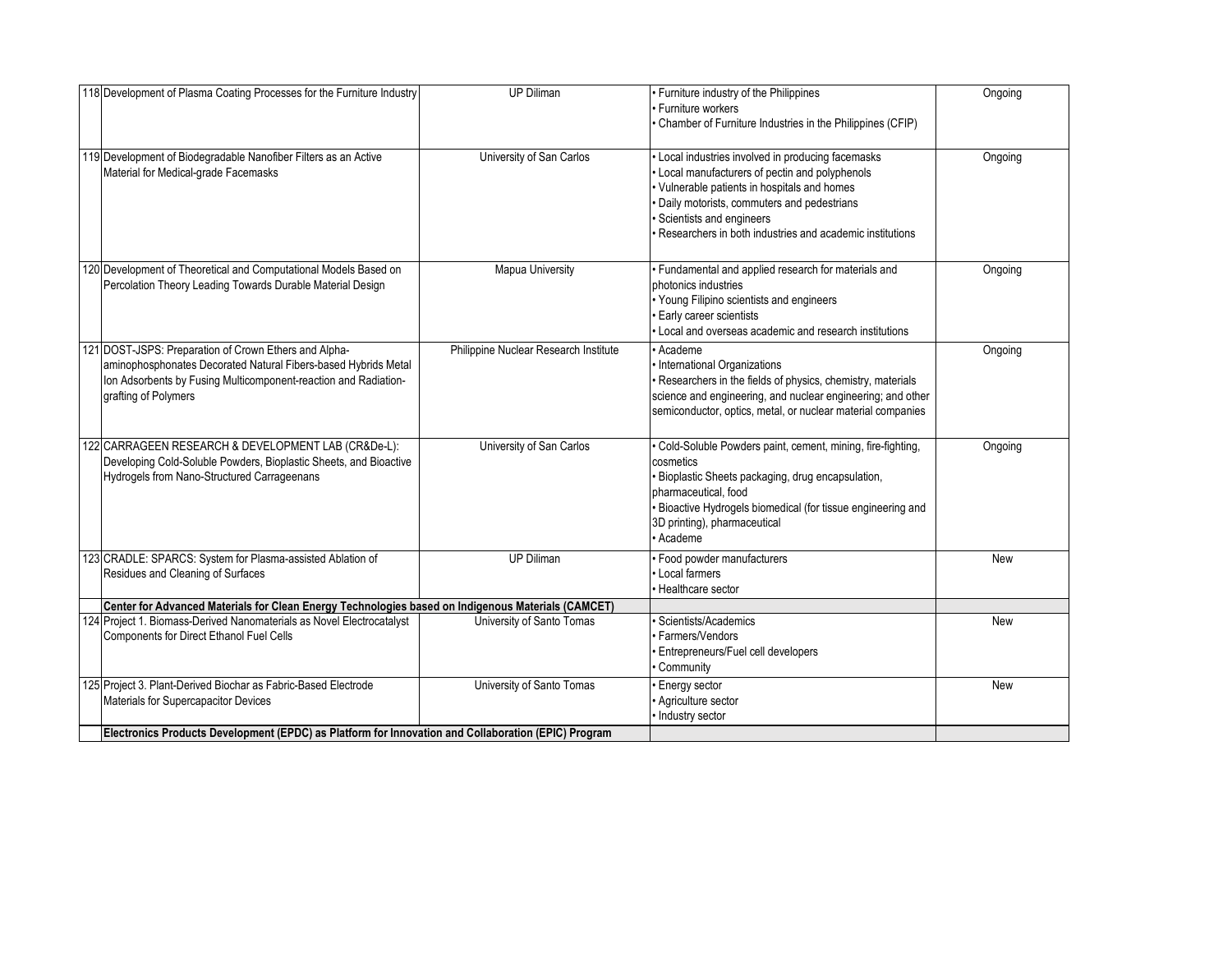| | | | | |
|---|---|---|---|---|
| 118 | Development of Plasma Coating Processes for the Furniture Industry | UP Diliman | • Furniture industry of the Philippines<br>• Furniture workers<br>• Chamber of Furniture Industries in the Philippines (CFIP) | Ongoing |
| 119 | Development of Biodegradable Nanofiber Filters as an Active Material for Medical-grade Facemasks | University of San Carlos | • Local industries involved in producing facemasks<br>• Local manufacturers of pectin and polyphenols<br>• Vulnerable patients in hospitals and homes<br>• Daily motorists, commuters and pedestrians<br>• Scientists and engineers<br>• Researchers in both industries and academic institutions | Ongoing |
| 120 | Development of Theoretical and Computational Models Based on Percolation Theory Leading Towards Durable Material Design | Mapua University | • Fundamental and applied research for materials and photonics industries<br>• Young Filipino scientists and engineers<br>• Early career scientists<br>• Local and overseas academic and research institutions | Ongoing |
| 121 | DOST-JSPS: Preparation of Crown Ethers and Alpha-aminophosphonates Decorated Natural Fibers-based Hybrids Metal Ion Adsorbents by Fusing Multicomponent-reaction and Radiation-grafting of Polymers | Philippine Nuclear Research Institute | • Academe<br>• International Organizations<br>• Researchers in the fields of physics, chemistry, materials science and engineering, and nuclear engineering; and other semiconductor, optics, metal, or nuclear material companies | Ongoing |
| 122 | CARRAGEEN RESEARCH & DEVELOPMENT LAB (CR&De-L): Developing Cold-Soluble Powders, Bioplastic Sheets, and Bioactive Hydrogels from Nano-Structured Carrageenans | University of San Carlos | • Cold-Soluble Powders paint, cement, mining, fire-fighting, cosmetics<br>• Bioplastic Sheets packaging, drug encapsulation, pharmaceutical, food<br>• Bioactive Hydrogels biomedical (for tissue engineering and 3D printing), pharmaceutical<br>• Academe | Ongoing |
| 123 | CRADLE: SPARCS: System for Plasma-assisted Ablation of Residues and Cleaning of Surfaces | UP Diliman | • Food powder manufacturers<br>• Local farmers<br>• Healthcare sector | New |
| | **Center for Advanced Materials for Clean Energy Technologies based on Indigenous Materials (CAMCET)** | | | |
| 124 | Project 1. Biomass-Derived Nanomaterials as Novel Electrocatalyst Components for Direct Ethanol Fuel Cells | University of Santo Tomas | • Scientists/Academics<br>• Farmers/Vendors<br>• Entrepreneurs/Fuel cell developers<br>• Community | New |
| 125 | Project 3. Plant-Derived Biochar as Fabric-Based Electrode Materials for Supercapacitor Devices | University of Santo Tomas | • Energy sector<br>• Agriculture sector<br>• Industry sector | New |
| | **Electronics Products Development (EPDC) as Platform for Innovation and Collaboration (EPIC) Program** | | | |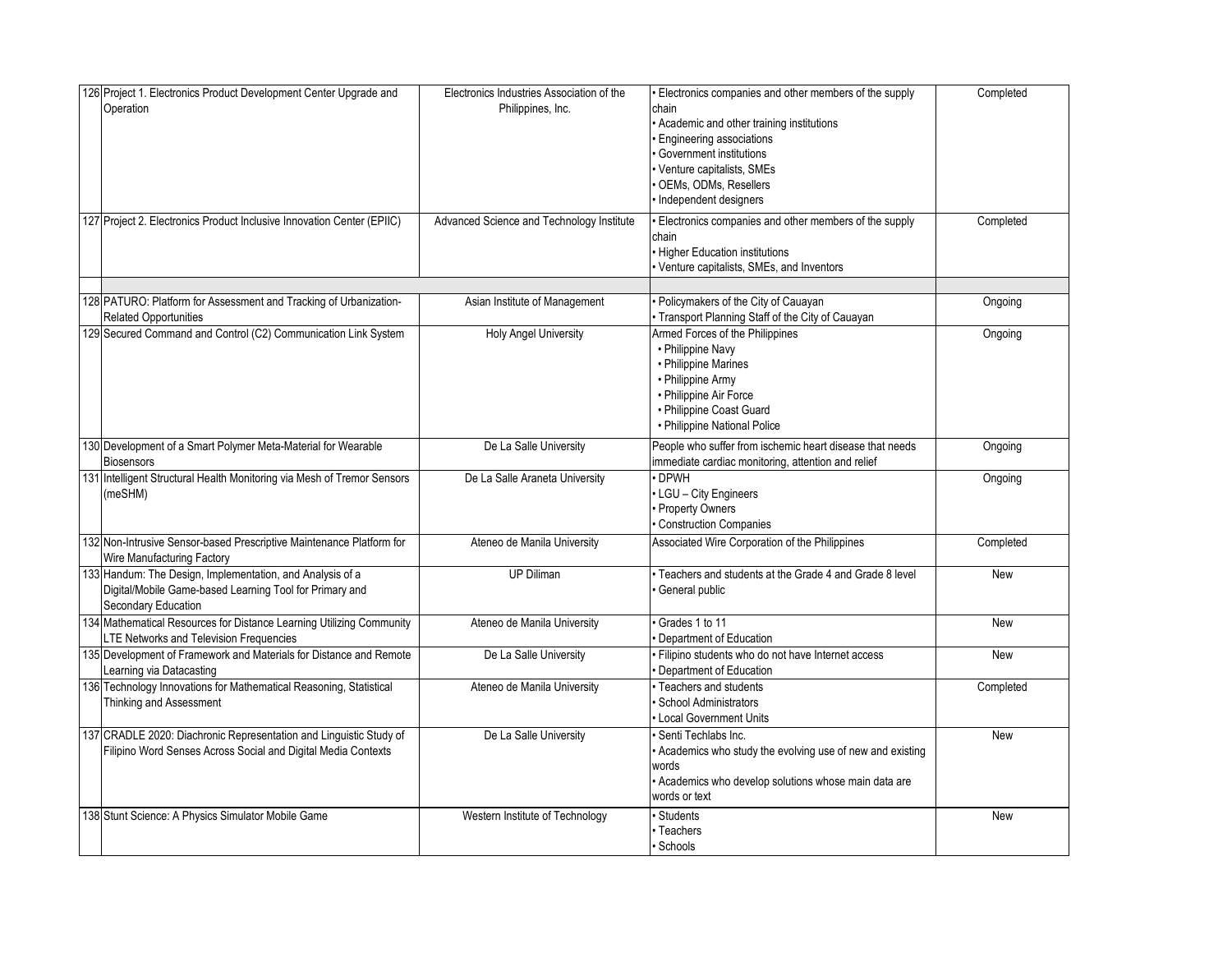| | | | | |
|---|---|---|---|---|
| 126 | Project 1. Electronics Product Development Center Upgrade and Operation | Electronics Industries Association of the Philippines, Inc. | • Electronics companies and other members of the supply chain<br>• Academic and other training institutions<br>• Engineering associations<br>• Government institutions<br>• Venture capitalists, SMEs<br>• OEMs, ODMs, Resellers<br>• Independent designers | Completed |
| 127 | Project 2. Electronics Product Inclusive Innovation Center (EPIIC) | Advanced Science and Technology Institute | • Electronics companies and other members of the supply chain<br>• Higher Education institutions<br>• Venture capitalists, SMEs, and Inventors | Completed |
| | | | | |
| 128 | PATURO: Platform for Assessment and Tracking of Urbanization-Related Opportunities | Asian Institute of Management | • Policymakers of the City of Cauayan<br>• Transport Planning Staff of the City of Cauayan | Ongoing |
| 129 | Secured Command and Control (C2) Communication Link System | Holy Angel University | Armed Forces of the Philippines<br>• Philippine Navy<br>• Philippine Marines<br>• Philippine Army<br>• Philippine Air Force<br>• Philippine Coast Guard<br>• Philippine National Police | Ongoing |
| 130 | Development of a Smart Polymer Meta-Material for Wearable Biosensors | De La Salle University | People who suffer from ischemic heart disease that needs immediate cardiac monitoring, attention and relief | Ongoing |
| 131 | Intelligent Structural Health Monitoring via Mesh of Tremor Sensors (meSHM) | De La Salle Araneta University | • DPWH<br>• LGU – City Engineers<br>• Property Owners<br>• Construction Companies | Ongoing |
| 132 | Non-Intrusive Sensor-based Prescriptive Maintenance Platform for Wire Manufacturing Factory | Ateneo de Manila University | Associated Wire Corporation of the Philippines | Completed |
| 133 | Handum: The Design, Implementation, and Analysis of a Digital/Mobile Game-based Learning Tool for Primary and Secondary Education | UP Diliman | • Teachers and students at the Grade 4 and Grade 8 level<br>• General public | New |
| 134 | Mathematical Resources for Distance Learning Utilizing Community LTE Networks and Television Frequencies | Ateneo de Manila University | • Grades 1 to 11<br>• Department of Education | New |
| 135 | Development of Framework and Materials for Distance and Remote Learning via Datacasting | De La Salle University | • Filipino students who do not have Internet access<br>• Department of Education | New |
| 136 | Technology Innovations for Mathematical Reasoning, Statistical Thinking and Assessment | Ateneo de Manila University | • Teachers and students<br>• School Administrators<br>• Local Government Units | Completed |
| 137 | CRADLE 2020: Diachronic Representation and Linguistic Study of Filipino Word Senses Across Social and Digital Media Contexts | De La Salle University | • Senti Techlabs Inc.<br>• Academics who study the evolving use of new and existing words<br>• Academics who develop solutions whose main data are words or text | New |
| 138 | Stunt Science: A Physics Simulator Mobile Game | Western Institute of Technology | • Students<br>• Teachers<br>• Schools | New |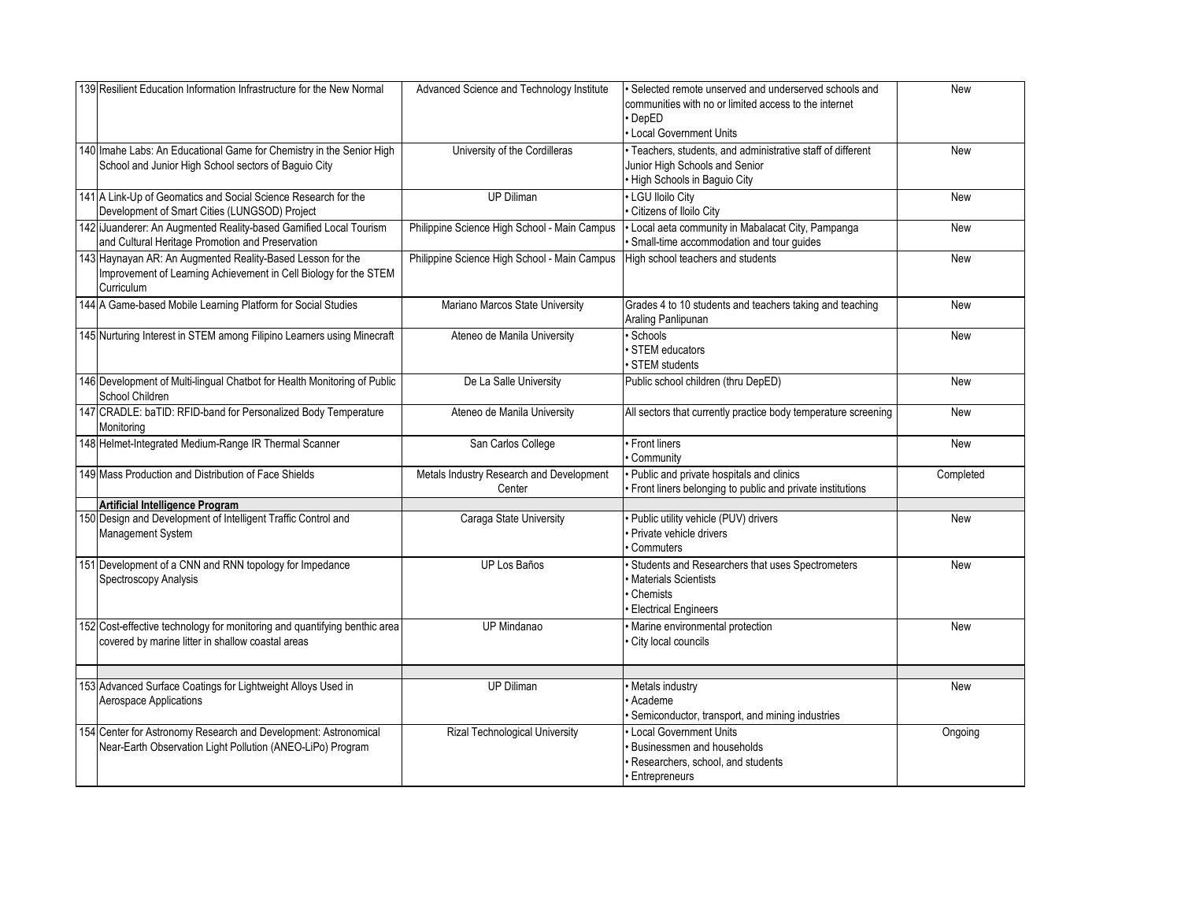| | | | | |
|---|---|---|---|---|
| 139 | Resilient Education Information Infrastructure for the New Normal | Advanced Science and Technology Institute | • Selected remote unserved and underserved schools and communities with no or limited access to the internet<br>• DepED<br>• Local Government Units | New |
| 140 | Imahe Labs: An Educational Game for Chemistry in the Senior High School and Junior High School sectors of Baguio City | University of the Cordilleras | • Teachers, students, and administrative staff of different Junior High Schools and Senior<br>• High Schools in Baguio City | New |
| 141 | A Link-Up of Geomatics and Social Science Research for the Development of Smart Cities (LUNGSOD) Project | UP Diliman | • LGU Iloilo City<br>• Citizens of Iloilo City | New |
| 142 | iJuanderer: An Augmented Reality-based Gamified Local Tourism and Cultural Heritage Promotion and Preservation | Philippine Science High School - Main Campus | • Local aeta community in Mabalacat City, Pampanga<br>• Small-time accommodation and tour guides | New |
| 143 | Haynayan AR: An Augmented Reality-Based Lesson for the Improvement of Learning Achievement in Cell Biology for the STEM Curriculum | Philippine Science High School - Main Campus | High school teachers and students | New |
| 144 | A Game-based Mobile Learning Platform for Social Studies | Mariano Marcos State University | Grades 4 to 10 students and teachers taking and teaching Araling Panlipunan | New |
| 145 | Nurturing Interest in STEM among Filipino Learners using Minecraft | Ateneo de Manila University | • Schools<br>• STEM educators<br>• STEM students | New |
| 146 | Development of Multi-lingual Chatbot for Health Monitoring of Public School Children | De La Salle University | Public school children (thru DepED) | New |
| 147 | CRADLE: baTID: RFID-band for Personalized Body Temperature Monitoring | Ateneo de Manila University | All sectors that currently practice body temperature screening | New |
| 148 | Helmet-Integrated Medium-Range IR Thermal Scanner | San Carlos College | • Front liners<br>• Community | New |
| 149 | Mass Production and Distribution of Face Shields | Metals Industry Research and Development Center | • Public and private hospitals and clinics<br>• Front liners belonging to public and private institutions | Completed |
| | **Artificial Intelligence Program** | | | |
| 150 | Design and Development of Intelligent Traffic Control and Management System | Caraga State University | • Public utility vehicle (PUV) drivers<br>• Private vehicle drivers<br>• Commuters | New |
| 151 | Development of a CNN and RNN topology for Impedance Spectroscopy Analysis | UP Los Baños | • Students and Researchers that uses Spectrometers<br>• Materials Scientists<br>• Chemists<br>• Electrical Engineers | New |
| 152 | Cost-effective technology for monitoring and quantifying benthic area covered by marine litter in shallow coastal areas | UP Mindanao | • Marine environmental protection<br>• City local councils | New |
| | | | | |
| 153 | Advanced Surface Coatings for Lightweight Alloys Used in Aerospace Applications | UP Diliman | • Metals industry<br>• Academe<br>• Semiconductor, transport, and mining industries | New |
| 154 | Center for Astronomy Research and Development: Astronomical Near-Earth Observation Light Pollution (ANEO-LiPo) Program | Rizal Technological University | • Local Government Units<br>• Businessmen and households<br>• Researchers, school, and students<br>• Entrepreneurs | Ongoing |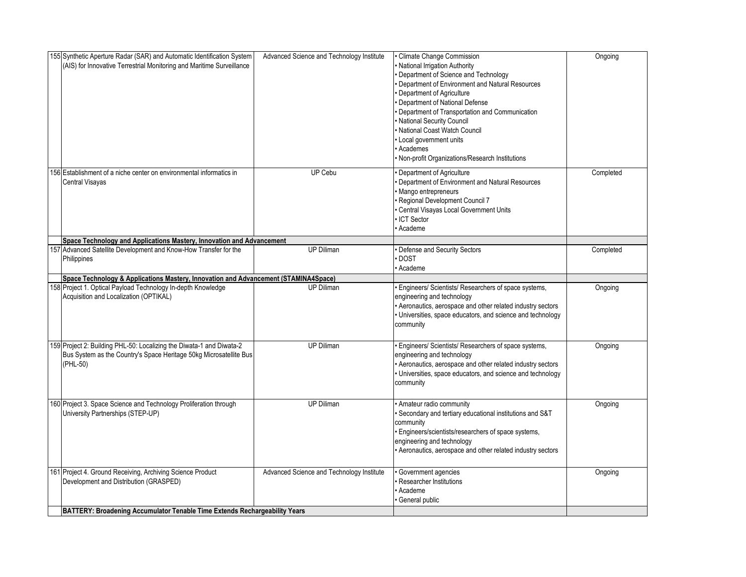| | | | | |
|---|---|---|---|---|
| 155 | Synthetic Aperture Radar (SAR) and Automatic Identification System (AIS) for Innovative Terrestrial Monitoring and Maritime Surveillance | Advanced Science and Technology Institute | • Climate Change Commission<br>• National Irrigation Authority<br>• Department of Science and Technology<br>• Department of Environment and Natural Resources<br>• Department of Agriculture<br>• Department of National Defense<br>• Department of Transportation and Communication<br>• National Security Council<br>• National Coast Watch Council<br>• Local government units<br>• Academes<br>• Non-profit Organizations/Research Institutions | Ongoing |
| 156 | Establishment of a niche center on environmental informatics in Central Visayas | UP Cebu | • Department of Agriculture<br>• Department of Environment and Natural Resources<br>• Mango entrepreneurs<br>• Regional Development Council 7<br>• Central Visayas Local Government Units<br>• ICT Sector<br>• Academe | Completed |
| | **Space Technology and Applications Mastery, Innovation and Advancement** | | | |
| 157 | Advanced Satellite Development and Know-How Transfer for the Philippines | UP Diliman | • Defense and Security Sectors<br>• DOST<br>• Academe | Completed |
| | **Space Technology & Applications Mastery, Innovation and Advancement (STAMINA4Space)** | | | |
| 158 | Project 1. Optical Payload Technology In-depth Knowledge Acquisition and Localization (OPTIKAL) | UP Diliman | • Engineers/ Scientists/ Researchers of space systems, engineering and technology<br>• Aeronautics, aerospace and other related industry sectors<br>• Universities, space educators, and science and technology community | Ongoing |
| 159 | Project 2: Building PHL-50: Localizing the Diwata-1 and Diwata-2 Bus System as the Country's Space Heritage 50kg Microsatellite Bus (PHL-50) | UP Diliman | • Engineers/ Scientists/ Researchers of space systems, engineering and technology<br>• Aeronautics, aerospace and other related industry sectors<br>• Universities, space educators, and science and technology community | Ongoing |
| 160 | Project 3. Space Science and Technology Proliferation through University Partnerships (STEP-UP) | UP Diliman | • Amateur radio community<br>• Secondary and tertiary educational institutions and S&T community<br>• Engineers/scientists/researchers of space systems, engineering and technology<br>• Aeronautics, aerospace and other related industry sectors | Ongoing |
| 161 | Project 4. Ground Receiving, Archiving Science Product Development and Distribution (GRASPED) | Advanced Science and Technology Institute | • Government agencies<br>• Researcher Institutions<br>• Academe<br>• General public | Ongoing |
| | **BATTERY: Broadening Accumulator Tenable Time Extends Rechargeability Years** | | | |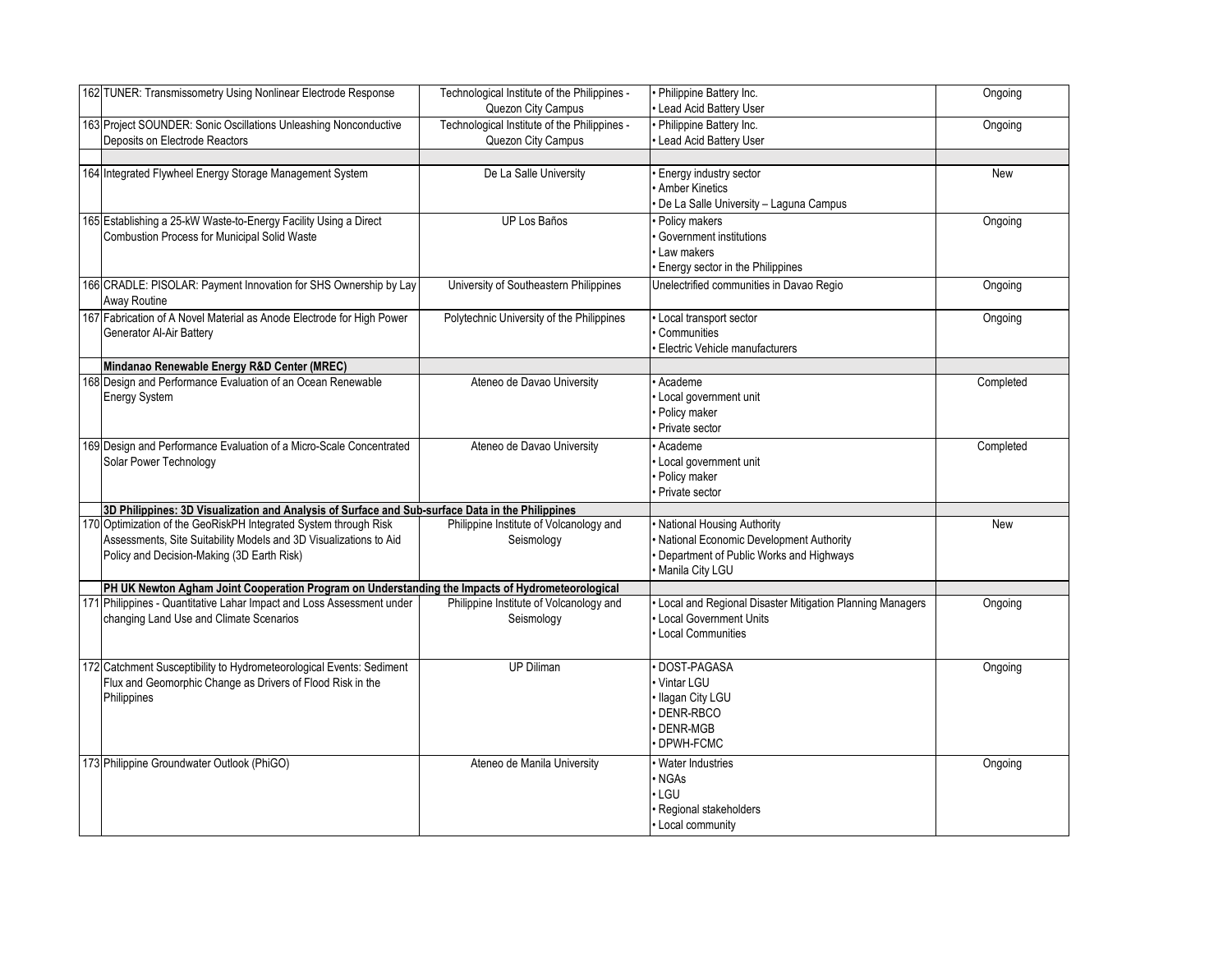| | | | | |
|---|---|---|---|---|
| 162 | TUNER: Transmissometry Using Nonlinear Electrode Response | Technological Institute of the Philippines - Quezon City Campus | • Philippine Battery Inc.<br>• Lead Acid Battery User | Ongoing |
| 163 | Project SOUNDER: Sonic Oscillations Unleashing Nonconductive Deposits on Electrode Reactors | Technological Institute of the Philippines - Quezon City Campus | • Philippine Battery Inc.<br>• Lead Acid Battery User | Ongoing |
| | | | | |
| 164 | Integrated Flywheel Energy Storage Management System | De La Salle University | • Energy industry sector<br>• Amber Kinetics<br>• De La Salle University – Laguna Campus | New |
| 165 | Establishing a 25-kW Waste-to-Energy Facility Using a Direct Combustion Process for Municipal Solid Waste | UP Los Baños | • Policy makers<br>• Government institutions<br>• Law makers<br>• Energy sector in the Philippines | Ongoing |
| 166 | CRADLE: PISOLAR: Payment Innovation for SHS Ownership by Lay Away Routine | University of Southeastern Philippines | Unelectrified communities in Davao Regio | Ongoing |
| 167 | Fabrication of A Novel Material as Anode Electrode for High Power Generator Al-Air Battery | Polytechnic University of the Philippines | • Local transport sector<br>• Communities<br>• Electric Vehicle manufacturers | Ongoing |
| | **Mindanao Renewable Energy R&D Center (MREC)** | | | |
| 168 | Design and Performance Evaluation of an Ocean Renewable Energy System | Ateneo de Davao University | • Academe<br>• Local government unit<br>• Policy maker<br>• Private sector | Completed |
| 169 | Design and Performance Evaluation of a Micro-Scale Concentrated Solar Power Technology | Ateneo de Davao University | • Academe<br>• Local government unit<br>• Policy maker<br>• Private sector | Completed |
| | **3D Philippines: 3D Visualization and Analysis of Surface and Sub-surface Data in the Philippines** | | | |
| 170 | Optimization of the GeoRiskPH Integrated System through Risk Assessments, Site Suitability Models and 3D Visualizations to Aid Policy and Decision-Making (3D Earth Risk) | Philippine Institute of Volcanology and Seismology | • National Housing Authority<br>• National Economic Development Authority<br>• Department of Public Works and Highways<br>• Manila City LGU | New |
| | **PH UK Newton Agham Joint Cooperation Program on Understanding the Impacts of Hydrometeorological** | | | |
| 171 | Philippines - Quantitative Lahar Impact and Loss Assessment under changing Land Use and Climate Scenarios | Philippine Institute of Volcanology and Seismology | • Local and Regional Disaster Mitigation Planning Managers<br>• Local Government Units<br>• Local Communities | Ongoing |
| 172 | Catchment Susceptibility to Hydrometeorological Events: Sediment Flux and Geomorphic Change as Drivers of Flood Risk in the Philippines | UP Diliman | • DOST-PAGASA<br>• Vintar LGU<br>• Ilagan City LGU<br>• DENR-RBCO<br>• DENR-MGB<br>• DPWH-FCMC | Ongoing |
| 173 | Philippine Groundwater Outlook (PhiGO) | Ateneo de Manila University | • Water Industries<br>• NGAs<br>• LGU<br>• Regional stakeholders<br>• Local community | Ongoing |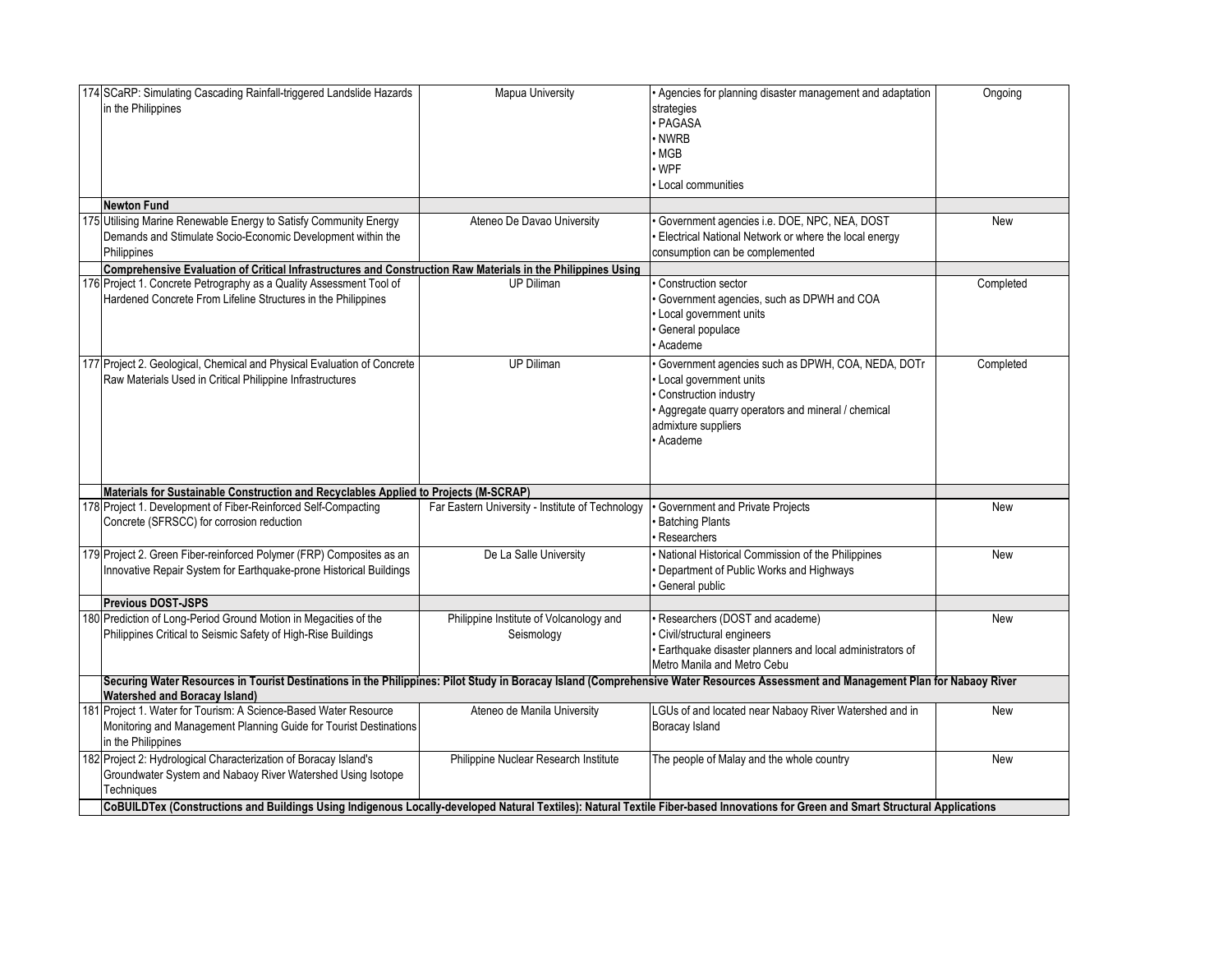| | | | | |
|---|---|---|---|---|
| 174 | SCaRP: Simulating Cascading Rainfall-triggered Landslide Hazards in the Philippines | Mapua University | • Agencies for planning disaster management and adaptation strategies<br>• PAGASA<br>• NWRB<br>• MGB<br>• WPF<br>• Local communities | Ongoing |
| | **Newton Fund** | | | |
| 175 | Utilising Marine Renewable Energy to Satisfy Community Energy Demands and Stimulate Socio-Economic Development within the Philippines | Ateneo De Davao University | • Government agencies i.e. DOE, NPC, NEA, DOST<br>• Electrical National Network or where the local energy consumption can be complemented | New |
| | **Comprehensive Evaluation of Critical Infrastructures and Construction Raw Materials in the Philippines Using** | | | |
| 176 | Project 1. Concrete Petrography as a Quality Assessment Tool of Hardened Concrete From Lifeline Structures in the Philippines | UP Diliman | • Construction sector<br>• Government agencies, such as DPWH and COA<br>• Local government units<br>• General populace<br>• Academe | Completed |
| 177 | Project 2. Geological, Chemical and Physical Evaluation of Concrete Raw Materials Used in Critical Philippine Infrastructures | UP Diliman | • Government agencies such as DPWH, COA, NEDA, DOTr<br>• Local government units<br>• Construction industry<br>• Aggregate quarry operators and mineral / chemical admixture suppliers<br>• Academe | Completed |
| | **Materials for Sustainable Construction and Recyclables Applied to Projects (M-SCRAP)** | | | |
| 178 | Project 1. Development of Fiber-Reinforced Self-Compacting Concrete (SFRSCC) for corrosion reduction | Far Eastern University - Institute of Technology | • Government and Private Projects<br>• Batching Plants<br>• Researchers | New |
| 179 | Project 2. Green Fiber-reinforced Polymer (FRP) Composites as an Innovative Repair System for Earthquake-prone Historical Buildings | De La Salle University | • National Historical Commission of the Philippines<br>• Department of Public Works and Highways<br>• General public | New |
| | **Previous DOST-JSPS** | | | |
| 180 | Prediction of Long-Period Ground Motion in Megacities of the Philippines Critical to Seismic Safety of High-Rise Buildings | Philippine Institute of Volcanology and Seismology | • Researchers (DOST and academe)<br>• Civil/structural engineers<br>• Earthquake disaster planners and local administrators of Metro Manila and Metro Cebu | New |
| | **Securing Water Resources in Tourist Destinations in the Philippines: Pilot Study in Boracay Island (Comprehensive Water Resources Assessment and Management Plan for Nabaoy River Watershed and Boracay Island)** | | | |
| 181 | Project 1. Water for Tourism: A Science-Based Water Resource Monitoring and Management Planning Guide for Tourist Destinations in the Philippines | Ateneo de Manila University | LGUs of and located near Nabaoy River Watershed and in Boracay Island | New |
| 182 | Project 2: Hydrological Characterization of Boracay Island's Groundwater System and Nabaoy River Watershed Using Isotope Techniques | Philippine Nuclear Research Institute | The people of Malay and the whole country | New |
| | **CoBUILDTex (Constructions and Buildings Using Indigenous Locally-developed Natural Textiles): Natural Textile Fiber-based Innovations for Green and Smart Structural Applications** | | | |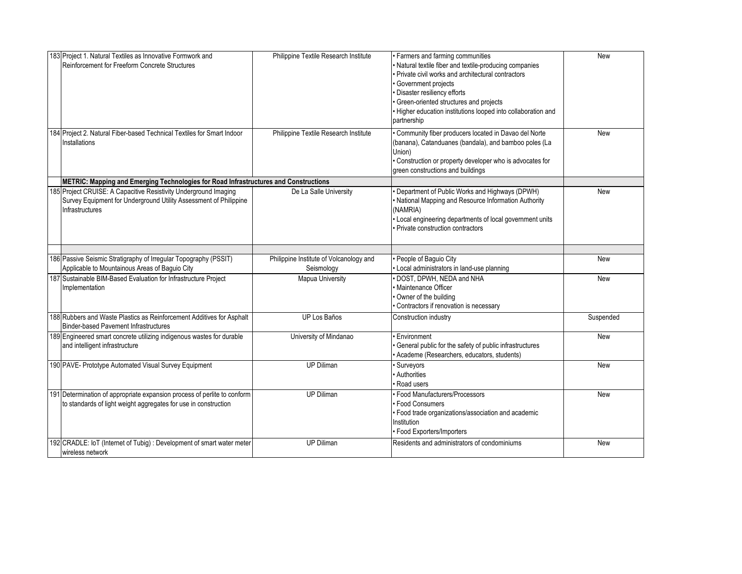| | | | | |
|---|---|---|---|---|
| 183 | Project 1. Natural Textiles as Innovative Formwork and Reinforcement for Freeform Concrete Structures | Philippine Textile Research Institute | • Farmers and farming communities<br>• Natural textile fiber and textile-producing companies<br>• Private civil works and architectural contractors<br>• Government projects<br>• Disaster resiliency efforts<br>• Green-oriented structures and projects<br>• Higher education institutions looped into collaboration and partnership | New |
| 184 | Project 2. Natural Fiber-based Technical Textiles for Smart Indoor Installations | Philippine Textile Research Institute | • Community fiber producers located in Davao del Norte (banana), Catanduanes (bandala), and bamboo poles (La Union)<br>• Construction or property developer who is advocates for green constructions and buildings | New |
| | **METRIC: Mapping and Emerging Technologies for Road Infrastructures and Constructions** | | | |
| 185 | Project CRUISE: A Capacitive Resistivity Underground Imaging Survey Equipment for Underground Utility Assessment of Philippine Infrastructures | De La Salle University | • Department of Public Works and Highways (DPWH)<br>• National Mapping and Resource Information Authority (NAMRIA)<br>• Local engineering departments of local government units<br>• Private construction contractors | New |
| | | | | |
| 186 | Passive Seismic Stratigraphy of Irregular Topography (PSSIT) Applicable to Mountainous Areas of Baguio City | Philippine Institute of Volcanology and Seismology | • People of Baguio City<br>• Local administrators in land-use planning | New |
| 187 | Sustainable BIM-Based Evaluation for Infrastructure Project Implementation | Mapua University | • DOST, DPWH, NEDA and NHA<br>• Maintenance Officer<br>• Owner of the building<br>• Contractors if renovation is necessary | New |
| 188 | Rubbers and Waste Plastics as Reinforcement Additives for Asphalt Binder-based Pavement Infrastructures | UP Los Baños | Construction industry | Suspended |
| 189 | Engineered smart concrete utilizing indigenous wastes for durable and intelligent infrastructure | University of Mindanao | • Environment<br>• General public for the safety of public infrastructures<br>• Academe (Researchers, educators, students) | New |
| 190 | PAVE- Prototype Automated Visual Survey Equipment | UP Diliman | • Surveyors<br>• Authorities<br>• Road users | New |
| 191 | Determination of appropriate expansion process of perlite to conform to standards of light weight aggregates for use in construction | UP Diliman | • Food Manufacturers/Processors<br>• Food Consumers<br>• Food trade organizations/association and academic Institution<br>• Food Exporters/Importers | New |
| 192 | CRADLE: IoT (Internet of Tubig) : Development of smart water meter wireless network | UP Diliman | Residents and administrators of condominiums | New |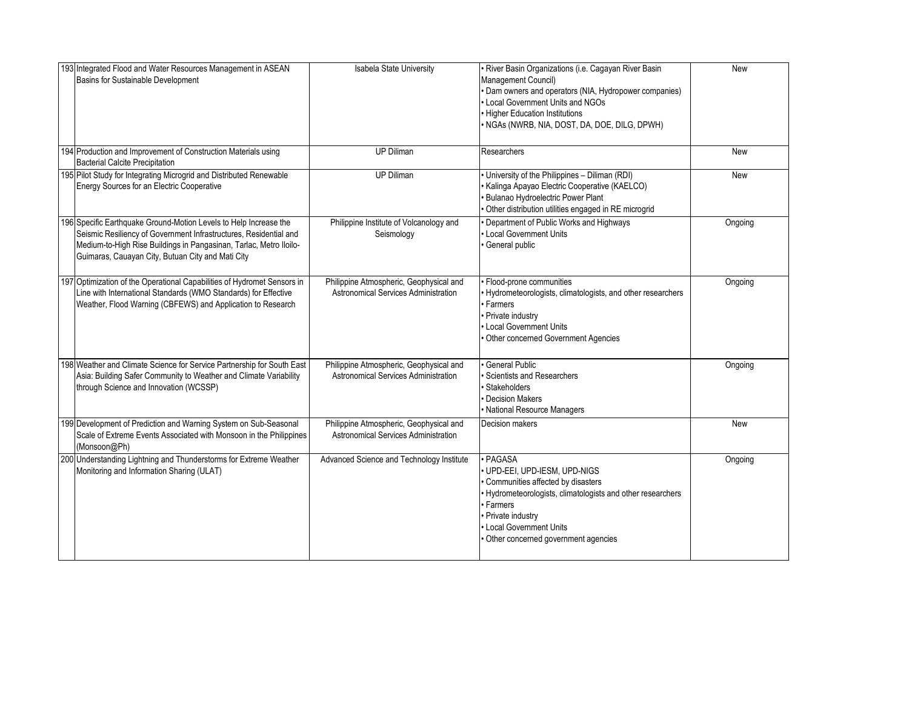| | | | | |
|---|---|---|---|---|
| 193 | Integrated Flood and Water Resources Management in ASEAN Basins for Sustainable Development | Isabela State University | • River Basin Organizations (i.e. Cagayan River Basin Management Council)<br>• Dam owners and operators (NIA, Hydropower companies)<br>• Local Government Units and NGOs<br>• Higher Education Institutions<br>• NGAs (NWRB, NIA, DOST, DA, DOE, DILG, DPWH) | New |
| 194 | Production and Improvement of Construction Materials using Bacterial Calcite Precipitation | UP Diliman | Researchers | New |
| 195 | Pilot Study for Integrating Microgrid and Distributed Renewable Energy Sources for an Electric Cooperative | UP Diliman | • University of the Philippines – Diliman (RDI)<br>• Kalinga Apayao Electric Cooperative (KAELCO)<br>• Bulanao Hydroelectric Power Plant<br>• Other distribution utilities engaged in RE microgrid | New |
| 196 | Specific Earthquake Ground-Motion Levels to Help Increase the Seismic Resiliency of Government Infrastructures, Residential and Medium-to-High Rise Buildings in Pangasinan, Tarlac, Metro Iloilo-Guimaras, Cauayan City, Butuan City and Mati City | Philippine Institute of Volcanology and Seismology | • Department of Public Works and Highways<br>• Local Government Units<br>• General public | Ongoing |
| 197 | Optimization of the Operational Capabilities of Hydromet Sensors in Line with International Standards (WMO Standards) for Effective Weather, Flood Warning (CBFEWS) and Application to Research | Philippine Atmospheric, Geophysical and Astronomical Services Administration | • Flood-prone communities<br>• Hydrometeorologists, climatologists, and other researchers<br>• Farmers<br>• Private industry<br>• Local Government Units<br>• Other concerned Government Agencies | Ongoing |
| 198 | Weather and Climate Science for Service Partnership for South East Asia: Building Safer Community to Weather and Climate Variability through Science and Innovation (WCSSP) | Philippine Atmospheric, Geophysical and Astronomical Services Administration | • General Public<br>• Scientists and Researchers<br>• Stakeholders<br>• Decision Makers<br>• National Resource Managers | Ongoing |
| 199 | Development of Prediction and Warning System on Sub-Seasonal Scale of Extreme Events Associated with Monsoon in the Philippines (Monsoon@Ph) | Philippine Atmospheric, Geophysical and Astronomical Services Administration | Decision makers | New |
| 200 | Understanding Lightning and Thunderstorms for Extreme Weather Monitoring and Information Sharing (ULAT) | Advanced Science and Technology Institute | • PAGASA<br>• UPD-EEI, UPD-IESM, UPD-NIGS<br>• Communities affected by disasters<br>• Hydrometeorologists, climatologists and other researchers<br>• Farmers<br>• Private industry<br>• Local Government Units<br>• Other concerned government agencies | Ongoing |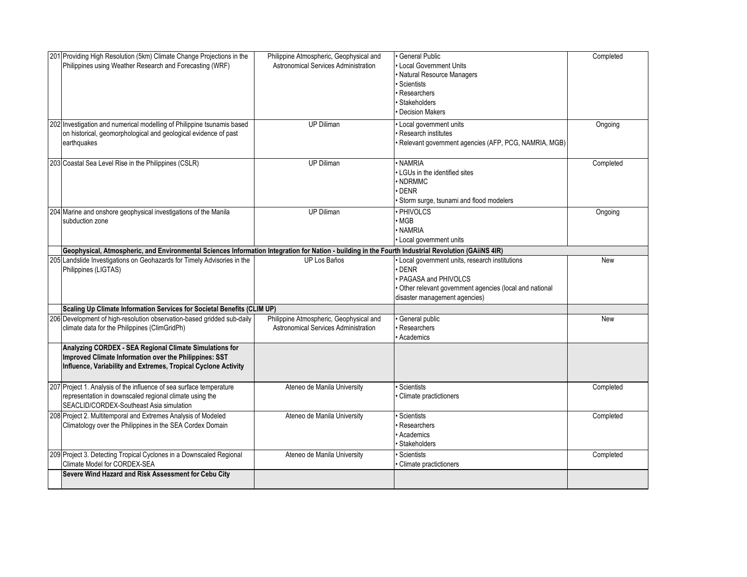| | | | | |
|---|---|---|---|---|
| 201 | Providing High Resolution (5km) Climate Change Projections in the Philippines using Weather Research and Forecasting (WRF) | Philippine Atmospheric, Geophysical and Astronomical Services Administration | • General Public<br>• Local Government Units<br>• Natural Resource Managers<br>• Scientists<br>• Researchers<br>• Stakeholders<br>• Decision Makers | Completed |
| 202 | Investigation and numerical modelling of Philippine tsunamis based on historical, geomorphological and geological evidence of past earthquakes | UP Diliman | • Local government units<br>• Research institutes<br>• Relevant government agencies (AFP, PCG, NAMRIA, MGB) | Ongoing |
| 203 | Coastal Sea Level Rise in the Philippines (CSLR) | UP Diliman | • NAMRIA<br>• LGUs in the identified sites<br>• NDRMMC<br>• DENR<br>• Storm surge, tsunami and flood modelers | Completed |
| 204 | Marine and onshore geophysical investigations of the Manila subduction zone | UP Diliman | • PHIVOLCS<br>• MGB<br>• NAMRIA<br>• Local government units | Ongoing |
| | **Geophysical, Atmospheric, and Environmental Sciences Information Integration for Nation - building in the Fourth Industrial Revolution (GAiiNS 4IR)** | | | |
| 205 | Landslide Investigations on Geohazards for Timely Advisories in the Philippines (LIGTAS) | UP Los Baños | • Local government units, research institutions<br>• DENR<br>• PAGASA and PHIVOLCS<br>• Other relevant government agencies (local and national disaster management agencies) | New |
| | **Scaling Up Climate Information Services for Societal Benefits (CLIM UP)** | | | |
| 206 | Development of high-resolution observation-based gridded sub-daily climate data for the Philippines (ClimGridPh) | Philippine Atmospheric, Geophysical and Astronomical Services Administration | • General public<br>• Researchers<br>• Academics | New |
| | **Analyzing CORDEX - SEA Regional Climate Simulations for Improved Climate Information over the Philippines: SST Influence, Variability and Extremes, Tropical Cyclone Activity** | | | |
| 207 | Project 1. Analysis of the influence of sea surface temperature representation in downscaled regional climate using the SEACLID/CORDEX-Southeast Asia simulation | Ateneo de Manila University | • Scientists<br>• Climate practictioners | Completed |
| 208 | Project 2. Multitemporal and Extremes Analysis of Modeled Climatology over the Philippines in the SEA Cordex Domain | Ateneo de Manila University | • Scientists<br>• Researchers<br>• Academics<br>• Stakeholders | Completed |
| 209 | Project 3. Detecting Tropical Cyclones in a Downscaled Regional Climate Model for CORDEX-SEA | Ateneo de Manila University | • Scientists<br>• Climate practictioners | Completed |
| | **Severe Wind Hazard and Risk Assessment for Cebu City** | | | |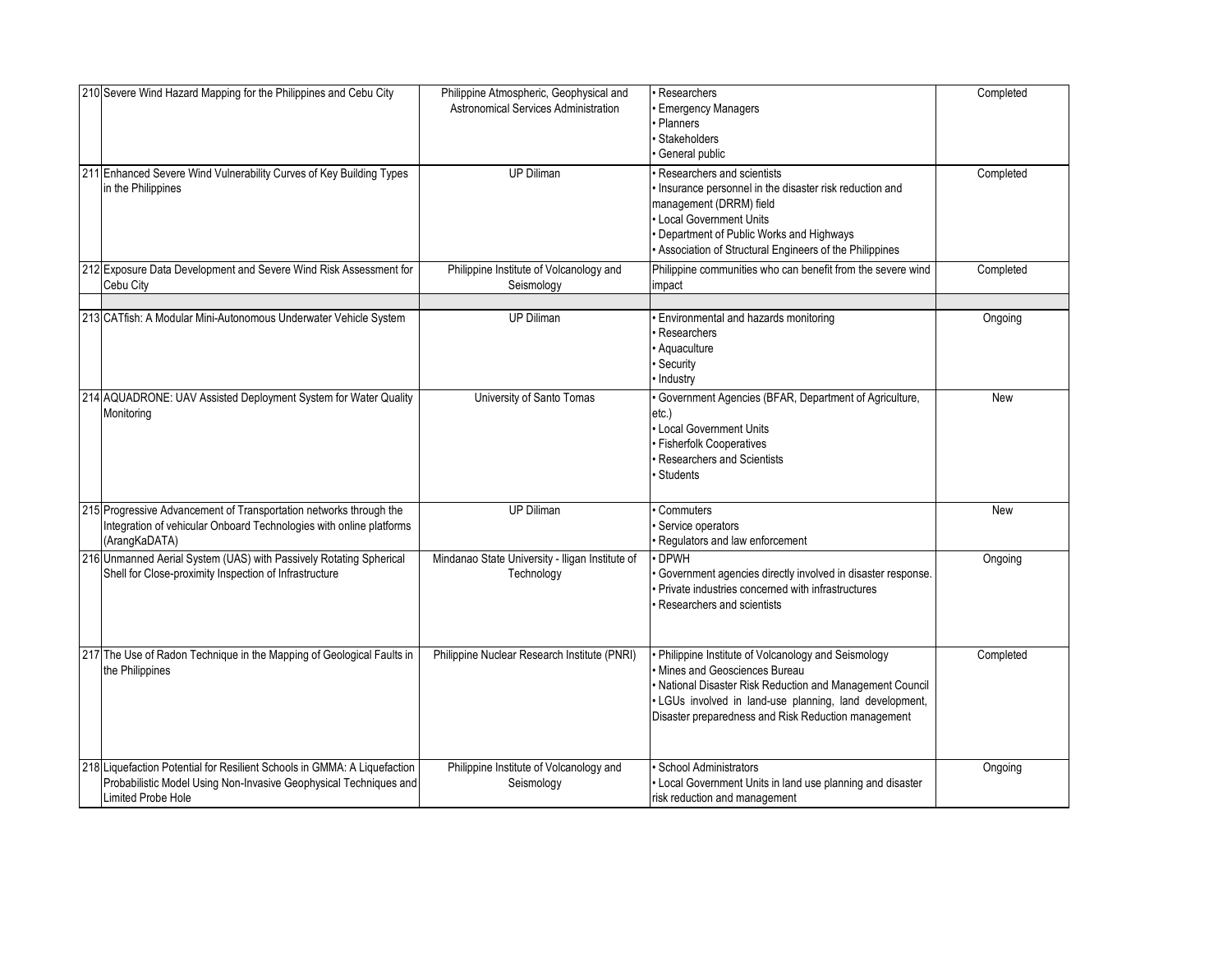| | | | | |
|---|---|---|---|---|
| 210 | Severe Wind Hazard Mapping for the Philippines and Cebu City | Philippine Atmospheric, Geophysical and Astronomical Services Administration | • Researchers<br>• Emergency Managers<br>• Planners<br>• Stakeholders<br>• General public | Completed |
| 211 | Enhanced Severe Wind Vulnerability Curves of Key Building Types in the Philippines | UP Diliman | • Researchers and scientists<br>• Insurance personnel in the disaster risk reduction and management (DRRM) field<br>• Local Government Units<br>• Department of Public Works and Highways<br>• Association of Structural Engineers of the Philippines | Completed |
| 212 | Exposure Data Development and Severe Wind Risk Assessment for Cebu City | Philippine Institute of Volcanology and Seismology | Philippine communities who can benefit from the severe wind impact | Completed |
| | | | | |
| 213 | CATfish: A Modular Mini-Autonomous Underwater Vehicle System | UP Diliman | • Environmental and hazards monitoring<br>• Researchers<br>• Aquaculture<br>• Security<br>• Industry | Ongoing |
| 214 | AQUADRONE: UAV Assisted Deployment System for Water Quality Monitoring | University of Santo Tomas | • Government Agencies (BFAR, Department of Agriculture, etc.)<br>• Local Government Units<br>• Fisherfolk Cooperatives<br>• Researchers and Scientists<br>• Students | New |
| 215 | Progressive Advancement of Transportation networks through the Integration of vehicular Onboard Technologies with online platforms (ArangKaDATA) | UP Diliman | • Commuters<br>• Service operators<br>• Regulators and law enforcement | New |
| 216 | Unmanned Aerial System (UAS) with Passively Rotating Spherical Shell for Close-proximity Inspection of Infrastructure | Mindanao State University - Iligan Institute of Technology | • DPWH<br>• Government agencies directly involved in disaster response.<br>• Private industries concerned with infrastructures<br>• Researchers and scientists | Ongoing |
| 217 | The Use of Radon Technique in the Mapping of Geological Faults in the Philippines | Philippine Nuclear Research Institute (PNRI) | • Philippine Institute of Volcanology and Seismology<br>• Mines and Geosciences Bureau<br>• National Disaster Risk Reduction and Management Council<br>• LGUs involved in land-use planning, land development, Disaster preparedness and Risk Reduction management | Completed |
| 218 | Liquefaction Potential for Resilient Schools in GMMA: A Liquefaction Probabilistic Model Using Non-Invasive Geophysical Techniques and Limited Probe Hole | Philippine Institute of Volcanology and Seismology | • School Administrators<br>• Local Government Units in land use planning and disaster risk reduction and management | Ongoing |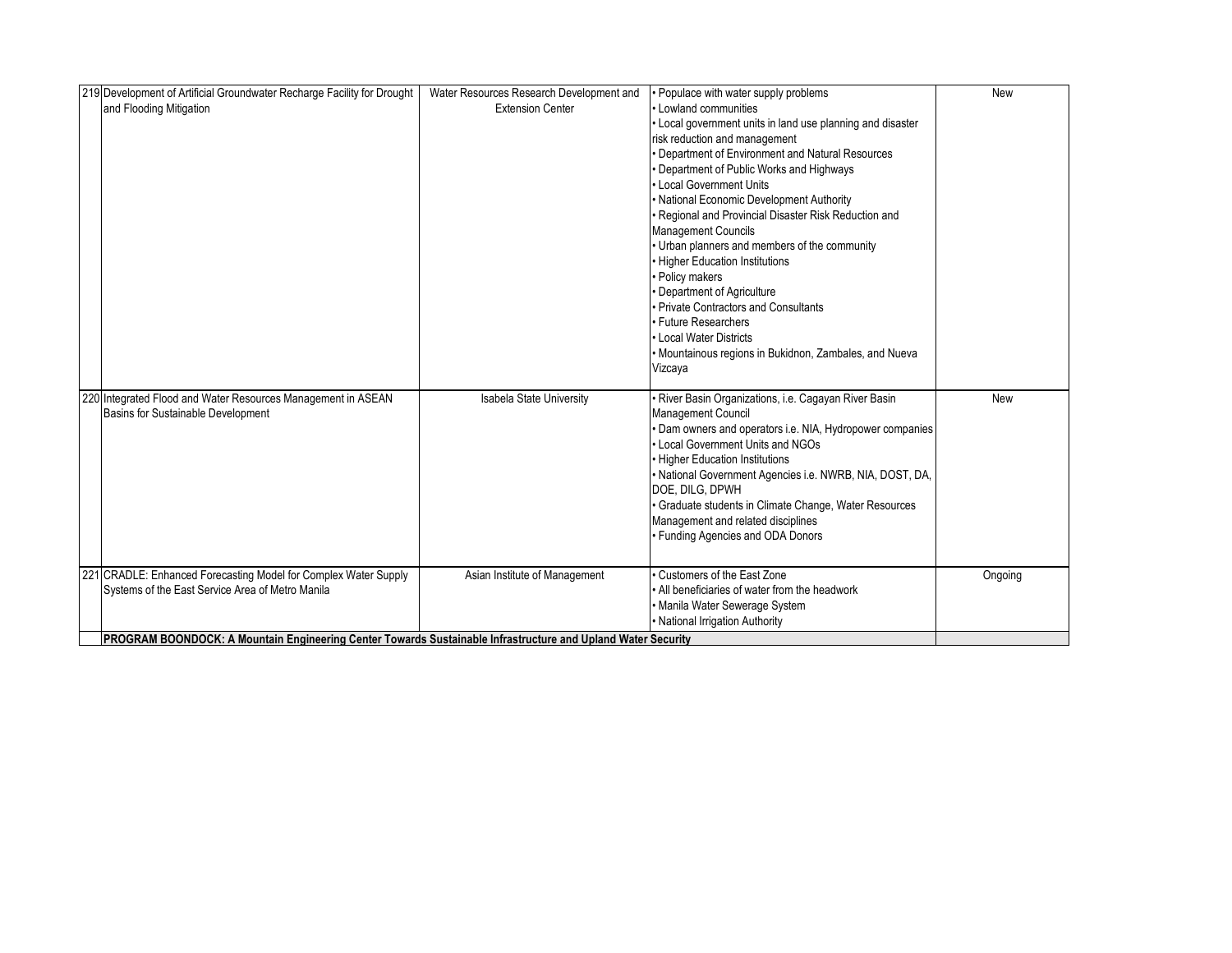| | | | | |
|---|---|---|---|---|
| 219 | Development of Artificial Groundwater Recharge Facility for Drought and Flooding Mitigation | Water Resources Research Development and Extension Center | • Populace with water supply problems<br>• Lowland communities<br>• Local government units in land use planning and disaster risk reduction and management<br>• Department of Environment and Natural Resources<br>• Department of Public Works and Highways<br>• Local Government Units<br>• National Economic Development Authority<br>• Regional and Provincial Disaster Risk Reduction and Management Councils<br>• Urban planners and members of the community<br>• Higher Education Institutions<br>• Policy makers<br>• Department of Agriculture<br>• Private Contractors and Consultants<br>• Future Researchers<br>• Local Water Districts<br>• Mountainous regions in Bukidnon, Zambales, and Nueva Vizcaya | New |
| 220 | Integrated Flood and Water Resources Management in ASEAN Basins for Sustainable Development | Isabela State University | • River Basin Organizations, i.e. Cagayan River Basin Management Council<br>• Dam owners and operators i.e. NIA, Hydropower companies<br>• Local Government Units and NGOs<br>• Higher Education Institutions<br>• National Government Agencies i.e. NWRB, NIA, DOST, DA, DOE, DILG, DPWH<br>• Graduate students in Climate Change, Water Resources Management and related disciplines<br>• Funding Agencies and ODA Donors | New |
| 221 | CRADLE: Enhanced Forecasting Model for Complex Water Supply Systems of the East Service Area of Metro Manila | Asian Institute of Management | • Customers of the East Zone<br>• All beneficiaries of water from the headwork<br>• Manila Water Sewerage System<br>• National Irrigation Authority | Ongoing |
| | **PROGRAM BOONDOCK: A Mountain Engineering Center Towards Sustainable Infrastructure and Upland Water Security** | | | |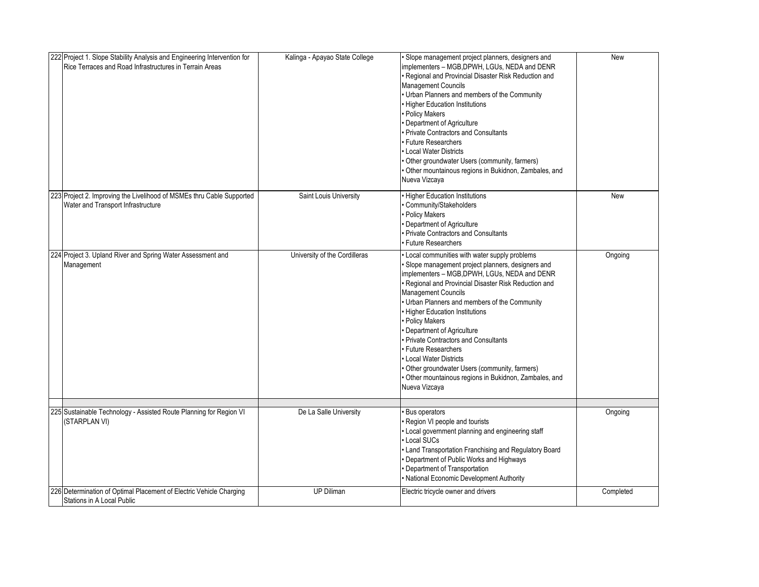| | | | | |
|---|---|---|---|---|
| 222 | Project 1. Slope Stability Analysis and Engineering Intervention for Rice Terraces and Road Infrastructures in Terrain Areas | Kalinga - Apayao State College | • Slope management project planners, designers and implementers – MGB,DPWH, LGUs, NEDA and DENR<br>• Regional and Provincial Disaster Risk Reduction and Management Councils<br>• Urban Planners and members of the Community<br>• Higher Education Institutions<br>• Policy Makers<br>• Department of Agriculture<br>• Private Contractors and Consultants<br>• Future Researchers<br>• Local Water Districts<br>• Other groundwater Users (community, farmers)<br>• Other mountainous regions in Bukidnon, Zambales, and Nueva Vizcaya | New |
| 223 | Project 2. Improving the Livelihood of MSMEs thru Cable Supported Water and Transport Infrastructure | Saint Louis University | • Higher Education Institutions<br>• Community/Stakeholders<br>• Policy Makers<br>• Department of Agriculture<br>• Private Contractors and Consultants<br>• Future Researchers | New |
| 224 | Project 3. Upland River and Spring Water Assessment and Management | University of the Cordilleras | • Local communities with water supply problems<br>• Slope management project planners, designers and implementers – MGB,DPWH, LGUs, NEDA and DENR<br>• Regional and Provincial Disaster Risk Reduction and Management Councils<br>• Urban Planners and members of the Community<br>• Higher Education Institutions<br>• Policy Makers<br>• Department of Agriculture<br>• Private Contractors and Consultants<br>• Future Researchers<br>• Local Water Districts<br>• Other groundwater Users (community, farmers)<br>• Other mountainous regions in Bukidnon, Zambales, and Nueva Vizcaya | Ongoing |
| | | | | |
| 225 | Sustainable Technology - Assisted Route Planning for Region VI (STARPLAN VI) | De La Salle University | • Bus operators<br>• Region VI people and tourists<br>• Local government planning and engineering staff<br>• Local SUCs<br>• Land Transportation Franchising and Regulatory Board<br>• Department of Public Works and Highways<br>• Department of Transportation<br>• National Economic Development Authority | Ongoing |
| 226 | Determination of Optimal Placement of Electric Vehicle Charging Stations in A Local Public | UP Diliman | Electric tricycle owner and drivers | Completed |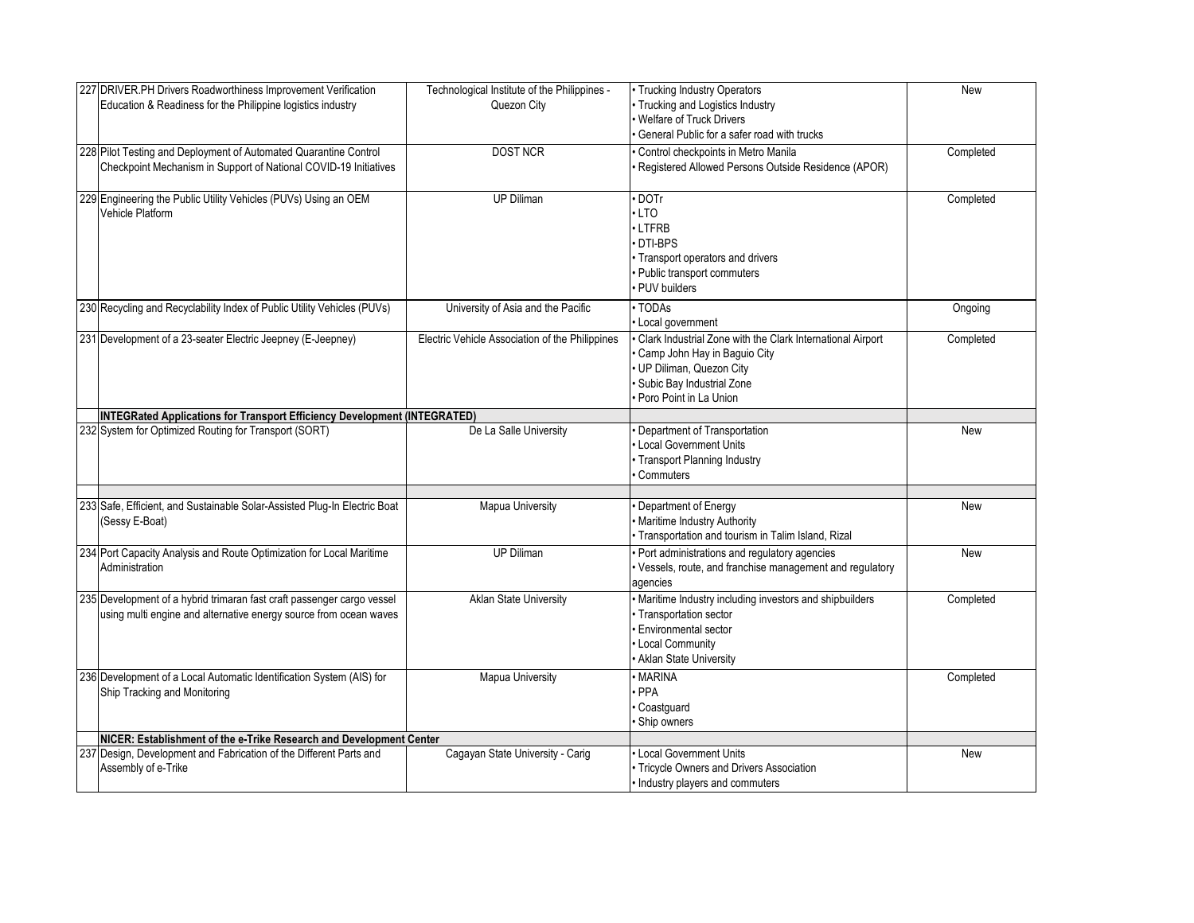| | | | | |
|---|---|---|---|---|
| 227 | DRIVER.PH Drivers Roadworthiness Improvement Verification Education & Readiness for the Philippine logistics industry | Technological Institute of the Philippines - Quezon City | • Trucking Industry Operators<br>• Trucking and Logistics Industry<br>• Welfare of Truck Drivers<br>• General Public for a safer road with trucks | New |
| 228 | Pilot Testing and Deployment of Automated Quarantine Control Checkpoint Mechanism in Support of National COVID-19 Initiatives | DOST NCR | • Control checkpoints in Metro Manila<br>• Registered Allowed Persons Outside Residence (APOR) | Completed |
| 229 | Engineering the Public Utility Vehicles (PUVs) Using an OEM Vehicle Platform | UP Diliman | • DOTr<br>• LTO<br>• LTFRB<br>• DTI-BPS<br>• Transport operators and drivers<br>• Public transport commuters<br>• PUV builders | Completed |
| 230 | Recycling and Recyclability Index of Public Utility Vehicles (PUVs) | University of Asia and the Pacific | • TODAs<br>• Local government | Ongoing |
| 231 | Development of a 23-seater Electric Jeepney (E-Jeepney) | Electric Vehicle Association of the Philippines | • Clark Industrial Zone with the Clark International Airport<br>• Camp John Hay in Baguio City<br>• UP Diliman, Quezon City<br>• Subic Bay Industrial Zone<br>• Poro Point in La Union | Completed |
| | **INTEGRated Applications for Transport Efficiency Development (INTEGRATED)** | | | |
| 232 | System for Optimized Routing for Transport (SORT) | De La Salle University | • Department of Transportation<br>• Local Government Units<br>• Transport Planning Industry<br>• Commuters | New |
| | | | | |
| 233 | Safe, Efficient, and Sustainable Solar-Assisted Plug-In Electric Boat (Sessy E-Boat) | Mapua University | • Department of Energy<br>• Maritime Industry Authority<br>• Transportation and tourism in Talim Island, Rizal | New |
| 234 | Port Capacity Analysis and Route Optimization for Local Maritime Administration | UP Diliman | • Port administrations and regulatory agencies<br>• Vessels, route, and franchise management and regulatory agencies | New |
| 235 | Development of a hybrid trimaran fast craft passenger cargo vessel using multi engine and alternative energy source from ocean waves | Aklan State University | • Maritime Industry including investors and shipbuilders<br>• Transportation sector<br>• Environmental sector<br>• Local Community<br>• Aklan State University | Completed |
| 236 | Development of a Local Automatic Identification System (AIS) for Ship Tracking and Monitoring | Mapua University | • MARINA<br>• PPA<br>• Coastguard<br>• Ship owners | Completed |
| | **NICER: Establishment of the e-Trike Research and Development Center** | | | |
| 237 | Design, Development and Fabrication of the Different Parts and Assembly of e-Trike | Cagayan State University - Carig | • Local Government Units<br>• Tricycle Owners and Drivers Association<br>• Industry players and commuters | New |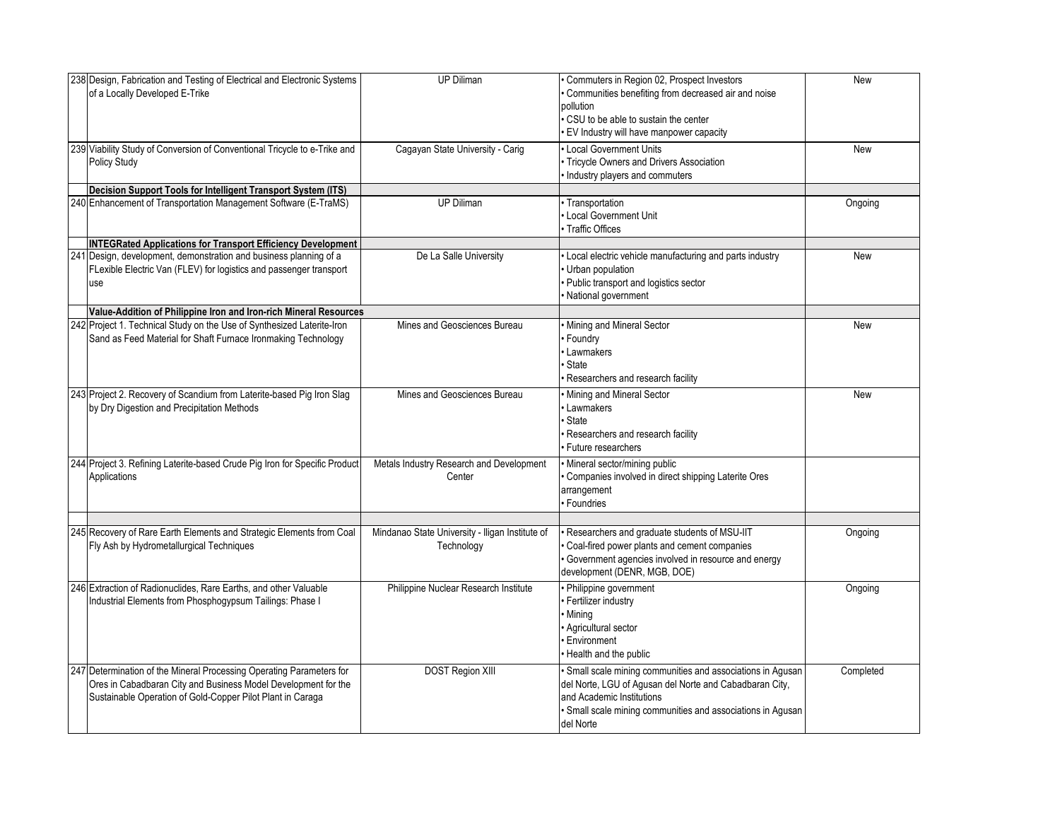| | | | | |
|---|---|---|---|---|
| 238 | Design, Fabrication and Testing of Electrical and Electronic Systems of a Locally Developed E-Trike | UP Diliman | • Commuters in Region 02, Prospect Investors<br>• Communities benefiting from decreased air and noise pollution<br>• CSU to be able to sustain the center<br>• EV Industry will have manpower capacity | New |
| 239 | Viability Study of Conversion of Conventional Tricycle to e-Trike and Policy Study | Cagayan State University - Carig | • Local Government Units<br>• Tricycle Owners and Drivers Association<br>• Industry players and commuters | New |
| | **Decision Support Tools for Intelligent Transport System (ITS)** | | | |
| 240 | Enhancement of Transportation Management Software (E-TraMS) | UP Diliman | • Transportation<br>• Local Government Unit<br>• Traffic Offices | Ongoing |
| | **INTEGRated Applications for Transport Efficiency Development** | | | |
| 241 | Design, development, demonstration and business planning of a FLexible Electric Van (FLEV) for logistics and passenger transport use | De La Salle University | • Local electric vehicle manufacturing and parts industry<br>• Urban population<br>• Public transport and logistics sector<br>• National government | New |
| | **Value-Addition of Philippine Iron and Iron-rich Mineral Resources** | | | |
| 242 | Project 1. Technical Study on the Use of Synthesized Laterite-Iron Sand as Feed Material for Shaft Furnace Ironmaking Technology | Mines and Geosciences Bureau | • Mining and Mineral Sector<br>• Foundry<br>• Lawmakers<br>• State<br>• Researchers and research facility | New |
| 243 | Project 2. Recovery of Scandium from Laterite-based Pig Iron Slag by Dry Digestion and Precipitation Methods | Mines and Geosciences Bureau | • Mining and Mineral Sector<br>• Lawmakers<br>• State<br>• Researchers and research facility<br>• Future researchers | New |
| 244 | Project 3. Refining Laterite-based Crude Pig Iron for Specific Product Applications | Metals Industry Research and Development Center | • Mineral sector/mining public<br>• Companies involved in direct shipping Laterite Ores arrangement<br>• Foundries | |
| | | | | |
| 245 | Recovery of Rare Earth Elements and Strategic Elements from Coal Fly Ash by Hydrometallurgical Techniques | Mindanao State University - Iligan Institute of Technology | • Researchers and graduate students of MSU-IIT<br>• Coal-fired power plants and cement companies<br>• Government agencies involved in resource and energy development (DENR, MGB, DOE) | Ongoing |
| 246 | Extraction of Radionuclides, Rare Earths, and other Valuable Industrial Elements from Phosphogypsum Tailings: Phase I | Philippine Nuclear Research Institute | • Philippine government<br>• Fertilizer industry<br>• Mining<br>• Agricultural sector<br>• Environment<br>• Health and the public | Ongoing |
| 247 | Determination of the Mineral Processing Operating Parameters for Ores in Cabadbaran City and Business Model Development for the Sustainable Operation of Gold-Copper Pilot Plant in Caraga | DOST Region XIII | • Small scale mining communities and associations in Agusan del Norte, LGU of Agusan del Norte and Cabadbaran City, and Academic Institutions<br>• Small scale mining communities and associations in Agusan del Norte | Completed |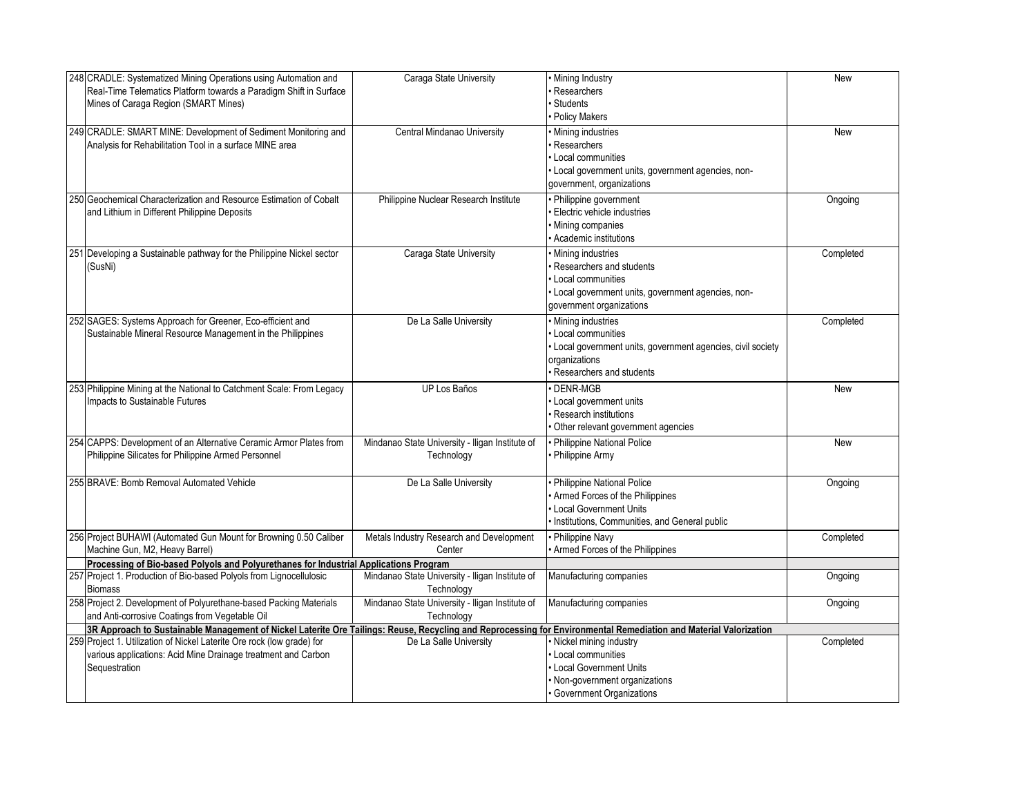| No. | Title | Implementing Agency | Beneficiaries | Status |
|---|---|---|---|---|
| 248 | CRADLE: Systematized Mining Operations using Automation and Real-Time Telematics Platform towards a Paradigm Shift in Surface Mines of Caraga Region (SMART Mines) | Caraga State University | • Mining Industry<br>• Researchers<br>• Students<br>• Policy Makers | New |
| 249 | CRADLE: SMART MINE: Development of Sediment Monitoring and Analysis for Rehabilitation Tool in a surface MINE area | Central Mindanao University | • Mining industries<br>• Researchers<br>• Local communities<br>• Local government units, government agencies, non-government, organizations | New |
| 250 | Geochemical Characterization and Resource Estimation of Cobalt and Lithium in Different Philippine Deposits | Philippine Nuclear Research Institute | • Philippine government<br>• Electric vehicle industries<br>• Mining companies<br>• Academic institutions | Ongoing |
| 251 | Developing a Sustainable pathway for the Philippine Nickel sector (SusNi) | Caraga State University | • Mining industries<br>• Researchers and students<br>• Local communities<br>• Local government units, government agencies, non-government organizations | Completed |
| 252 | SAGES: Systems Approach for Greener, Eco-efficient and Sustainable Mineral Resource Management in the Philippines | De La Salle University | • Mining industries<br>• Local communities<br>• Local government units, government agencies, civil society organizations<br>• Researchers and students | Completed |
| 253 | Philippine Mining at the National to Catchment Scale: From Legacy Impacts to Sustainable Futures | UP Los Baños | • DENR-MGB<br>• Local government units<br>• Research institutions<br>• Other relevant government agencies | New |
| 254 | CAPPS: Development of an Alternative Ceramic Armor Plates from Philippine Silicates for Philippine Armed Personnel | Mindanao State University - Iligan Institute of Technology | • Philippine National Police<br>• Philippine Army | New |
| 255 | BRAVE: Bomb Removal Automated Vehicle | De La Salle University | • Philippine National Police<br>• Armed Forces of the Philippines<br>• Local Government Units<br>• Institutions, Communities, and General public | Ongoing |
| 256 | Project BUHAWI (Automated Gun Mount for Browning 0.50 Caliber Machine Gun, M2, Heavy Barrel) | Metals Industry Research and Development Center | • Philippine Navy<br>• Armed Forces of the Philippines | Completed |
| | **Processing of Bio-based Polyols and Polyurethanes for Industrial Applications Program** | | | |
| 257 | Project 1. Production of Bio-based Polyols from Lignocellulosic Biomass | Mindanao State University - Iligan Institute of Technology | Manufacturing companies | Ongoing |
| 258 | Project 2. Development of Polyurethane-based Packing Materials and Anti-corrosive Coatings from Vegetable Oil | Mindanao State University - Iligan Institute of Technology | Manufacturing companies | Ongoing |
| | **3R Approach to Sustainable Management of Nickel Laterite Ore Tailings: Reuse, Recycling and Reprocessing for Environmental Remediation and Material Valorization** | | | |
| 259 | Project 1. Utilization of Nickel Laterite Ore rock (low grade) for various applications: Acid Mine Drainage treatment and Carbon Sequestration | De La Salle University | • Nickel mining industry<br>• Local communities<br>• Local Government Units<br>• Non-government organizations<br>• Government Organizations | Completed |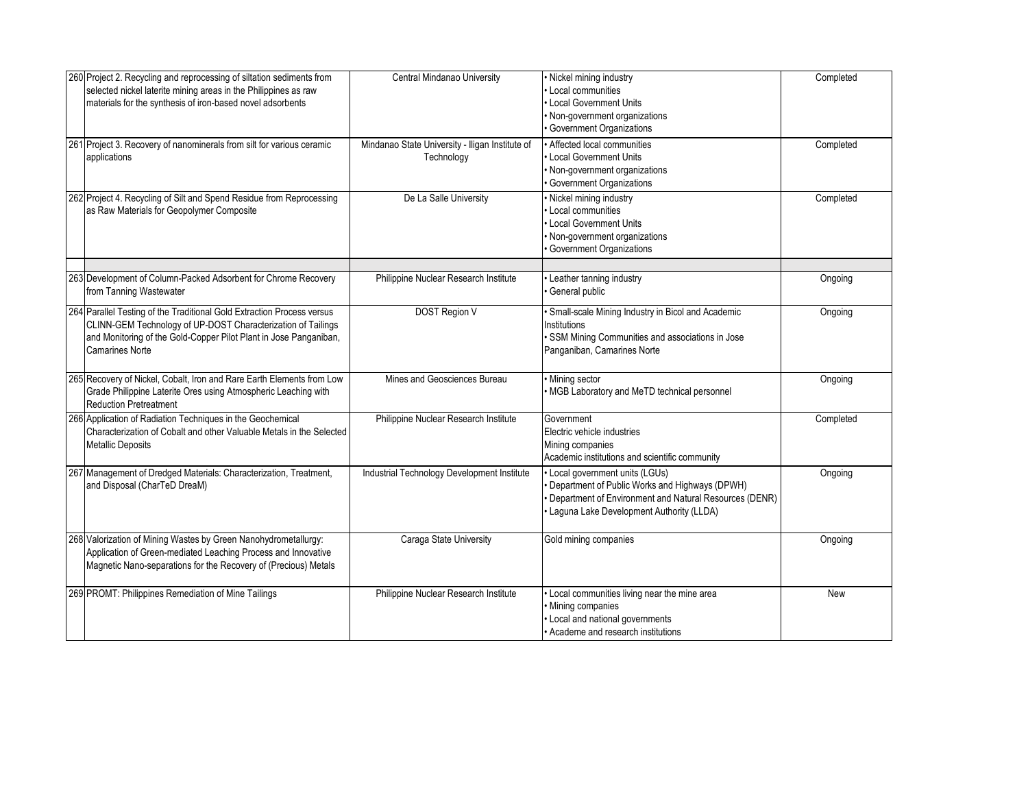| | | | | |
|---|---|---|---|---|
| 260 | Project 2. Recycling and reprocessing of siltation sediments from selected nickel laterite mining areas in the Philippines as raw materials for the synthesis of iron-based novel adsorbents | Central Mindanao University | • Nickel mining industry<br>• Local communities<br>• Local Government Units<br>• Non-government organizations<br>• Government Organizations | Completed |
| 261 | Project 3. Recovery of nanominerals from silt for various ceramic applications | Mindanao State University - Iligan Institute of Technology | • Affected local communities<br>• Local Government Units<br>• Non-government organizations<br>• Government Organizations | Completed |
| 262 | Project 4. Recycling of Silt and Spend Residue from Reprocessing as Raw Materials for Geopolymer Composite | De La Salle University | • Nickel mining industry<br>• Local communities<br>• Local Government Units<br>• Non-government organizations<br>• Government Organizations | Completed |
| | | | | |
| 263 | Development of Column-Packed Adsorbent for Chrome Recovery from Tanning Wastewater | Philippine Nuclear Research Institute | • Leather tanning industry<br>• General public | Ongoing |
| 264 | Parallel Testing of the Traditional Gold Extraction Process versus CLINN-GEM Technology of UP-DOST Characterization of Tailings and Monitoring of the Gold-Copper Pilot Plant in Jose Panganiban, Camarines Norte | DOST Region V | • Small-scale Mining Industry in Bicol and Academic Institutions<br>• SSM Mining Communities and associations in Jose Panganiban, Camarines Norte | Ongoing |
| 265 | Recovery of Nickel, Cobalt, Iron and Rare Earth Elements from Low Grade Philippine Laterite Ores using Atmospheric Leaching with Reduction Pretreatment | Mines and Geosciences Bureau | • Mining sector<br>• MGB Laboratory and MeTD technical personnel | Ongoing |
| 266 | Application of Radiation Techniques in the Geochemical Characterization of Cobalt and other Valuable Metals in the Selected Metallic Deposits | Philippine Nuclear Research Institute | Government<br>Electric vehicle industries<br>Mining companies<br>Academic institutions and scientific community | Completed |
| 267 | Management of Dredged Materials: Characterization, Treatment, and Disposal (CharTeD DreaM) | Industrial Technology Development Institute | • Local government units (LGUs)<br>• Department of Public Works and Highways (DPWH)<br>• Department of Environment and Natural Resources (DENR)<br>• Laguna Lake Development Authority (LLDA) | Ongoing |
| 268 | Valorization of Mining Wastes by Green Nanohydrometallurgy: Application of Green-mediated Leaching Process and Innovative Magnetic Nano-separations for the Recovery of (Precious) Metals | Caraga State University | Gold mining companies | Ongoing |
| 269 | PROMT: Philippines Remediation of Mine Tailings | Philippine Nuclear Research Institute | • Local communities living near the mine area<br>• Mining companies<br>• Local and national governments<br>• Academe and research institutions | New |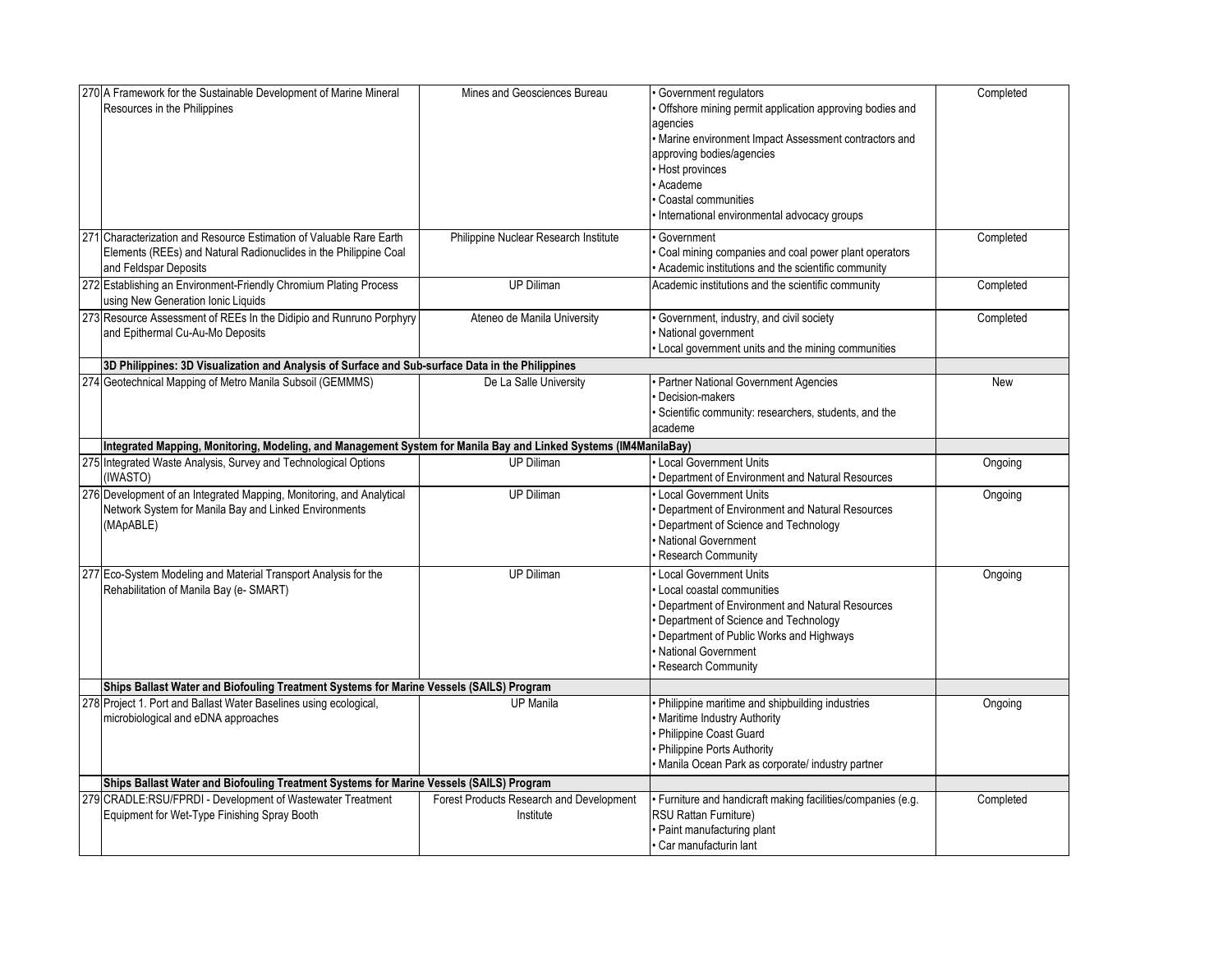| | | | | |
|---|---|---|---|---|
| 270 | A Framework for the Sustainable Development of Marine Mineral Resources in the Philippines | Mines and Geosciences Bureau | • Government regulators<br>• Offshore mining permit application approving bodies and agencies<br>• Marine environment Impact Assessment contractors and approving bodies/agencies<br>• Host provinces<br>• Academe<br>• Coastal communities<br>• International environmental advocacy groups | Completed |
| 271 | Characterization and Resource Estimation of Valuable Rare Earth Elements (REEs) and Natural Radionuclides in the Philippine Coal and Feldspar Deposits | Philippine Nuclear Research Institute | • Government<br>• Coal mining companies and coal power plant operators<br>• Academic institutions and the scientific community | Completed |
| 272 | Establishing an Environment-Friendly Chromium Plating Process using New Generation Ionic Liquids | UP Diliman | Academic institutions and the scientific community | Completed |
| 273 | Resource Assessment of REEs In the Didipio and Runruno Porphyry and Epithermal Cu-Au-Mo Deposits | Ateneo de Manila University | • Government, industry, and civil society<br>• National government<br>• Local government units and the mining communities | Completed |
| | **3D Philippines: 3D Visualization and Analysis of Surface and Sub-surface Data in the Philippines** | | | |
| 274 | Geotechnical Mapping of Metro Manila Subsoil (GEMMMS) | De La Salle University | • Partner National Government Agencies<br>• Decision-makers<br>• Scientific community: researchers, students, and the academe | New |
| | **Integrated Mapping, Monitoring, Modeling, and Management System for Manila Bay and Linked Systems (IM4ManilaBay)** | | | |
| 275 | Integrated Waste Analysis, Survey and Technological Options (IWASTO) | UP Diliman | • Local Government Units<br>• Department of Environment and Natural Resources | Ongoing |
| 276 | Development of an Integrated Mapping, Monitoring, and Analytical Network System for Manila Bay and Linked Environments (MApABLE) | UP Diliman | • Local Government Units<br>• Department of Environment and Natural Resources<br>• Department of Science and Technology<br>• National Government<br>• Research Community | Ongoing |
| 277 | Eco-System Modeling and Material Transport Analysis for the Rehabilitation of Manila Bay (e- SMART) | UP Diliman | • Local Government Units<br>• Local coastal communities<br>• Department of Environment and Natural Resources<br>• Department of Science and Technology<br>• Department of Public Works and Highways<br>• National Government<br>• Research Community | Ongoing |
| | **Ships Ballast Water and Biofouling Treatment Systems for Marine Vessels (SAILS) Program** | | | |
| 278 | Project 1. Port and Ballast Water Baselines using ecological, microbiological and eDNA approaches | UP Manila | • Philippine maritime and shipbuilding industries<br>• Maritime Industry Authority<br>• Philippine Coast Guard<br>• Philippine Ports Authority<br>• Manila Ocean Park as corporate/ industry partner | Ongoing |
| | **Ships Ballast Water and Biofouling Treatment Systems for Marine Vessels (SAILS) Program** | | | |
| 279 | CRADLE:RSU/FPRDI - Development of Wastewater Treatment Equipment for Wet-Type Finishing Spray Booth | Forest Products Research and Development Institute | • Furniture and handicraft making facilities/companies (e.g. RSU Rattan Furniture)<br>• Paint manufacturing plant<br>• Car manufacturin lant | Completed |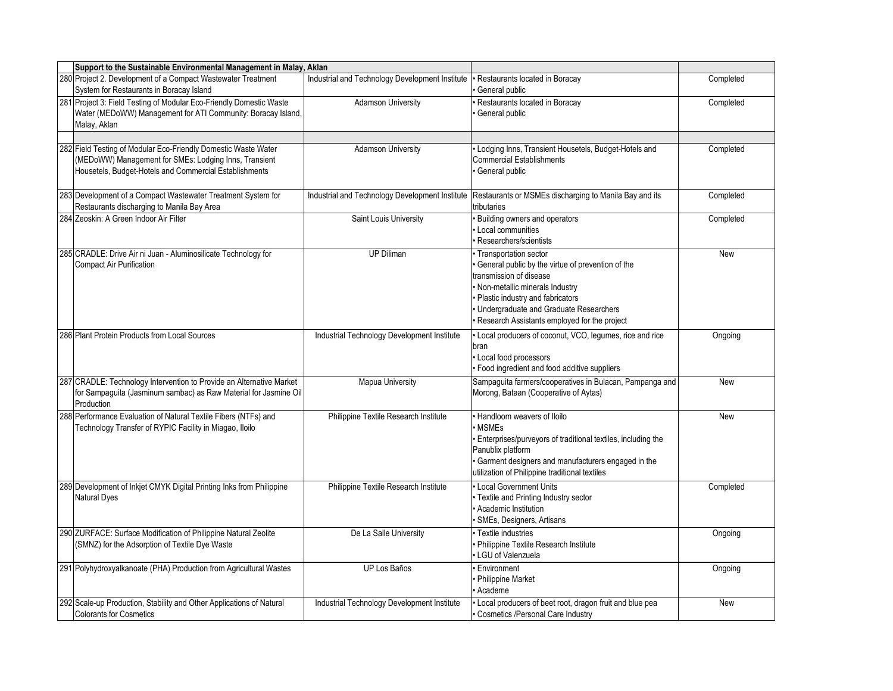| | | | | |
|---|---|---|---|---|
| | **Support to the Sustainable Environmental Management in Malay, Aklan** | | | |
| 280 | Project 2. Development of a Compact Wastewater Treatment System for Restaurants in Boracay Island | Industrial and Technology Development Institute | • Restaurants located in Boracay<br>• General public | Completed |
| 281 | Project 3: Field Testing of Modular Eco-Friendly Domestic Waste Water (MEDoWW) Management for ATI Community: Boracay Island, Malay, Aklan | Adamson University | • Restaurants located in Boracay<br>• General public | Completed |
| | | | | |
| 282 | Field Testing of Modular Eco-Friendly Domestic Waste Water (MEDoWW) Management for SMEs: Lodging Inns, Transient Housetels, Budget-Hotels and Commercial Establishments | Adamson University | • Lodging Inns, Transient Housetels, Budget-Hotels and Commercial Establishments<br>• General public | Completed |
| 283 | Development of a Compact Wastewater Treatment System for Restaurants discharging to Manila Bay Area | Industrial and Technology Development Institute | Restaurants or MSMEs discharging to Manila Bay and its tributaries | Completed |
| 284 | Zeoskin: A Green Indoor Air Filter | Saint Louis University | • Building owners and operators<br>• Local communities<br>• Researchers/scientists | Completed |
| 285 | CRADLE: Drive Air ni Juan - Aluminosilicate Technology for Compact Air Purification | UP Diliman | • Transportation sector<br>• General public by the virtue of prevention of the transmission of disease<br>• Non-metallic minerals Industry<br>• Plastic industry and fabricators<br>• Undergraduate and Graduate Researchers<br>• Research Assistants employed for the project | New |
| 286 | Plant Protein Products from Local Sources | Industrial Technology Development Institute | • Local producers of coconut, VCO, legumes, rice and rice bran<br>• Local food processors<br>• Food ingredient and food additive suppliers | Ongoing |
| 287 | CRADLE: Technology Intervention to Provide an Alternative Market for Sampaguita (Jasminum sambac) as Raw Material for Jasmine Oil Production | Mapua University | Sampaguita farmers/cooperatives in Bulacan, Pampanga and Morong, Bataan (Cooperative of Aytas) | New |
| 288 | Performance Evaluation of Natural Textile Fibers (NTFs) and Technology Transfer of RYPIC Facility in Miagao, Iloilo | Philippine Textile Research Institute | • Handloom weavers of Iloilo<br>• MSMEs<br>• Enterprises/purveyors of traditional textiles, including the Panublix platform<br>• Garment designers and manufacturers engaged in the utilization of Philippine traditional textiles | New |
| 289 | Development of Inkjet CMYK Digital Printing Inks from Philippine Natural Dyes | Philippine Textile Research Institute | • Local Government Units<br>• Textile and Printing Industry sector<br>• Academic Institution<br>• SMEs, Designers, Artisans | Completed |
| 290 | ZURFACE: Surface Modification of Philippine Natural Zeolite (SMNZ) for the Adsorption of Textile Dye Waste | De La Salle University | • Textile industries<br>• Philippine Textile Research Institute<br>• LGU of Valenzuela | Ongoing |
| 291 | Polyhydroxyalkanoate (PHA) Production from Agricultural Wastes | UP Los Baños | • Environment<br>• Philippine Market<br>• Academe | Ongoing |
| 292 | Scale-up Production, Stability and Other Applications of Natural Colorants for Cosmetics | Industrial Technology Development Institute | • Local producers of beet root, dragon fruit and blue pea<br>• Cosmetics /Personal Care Industry | New |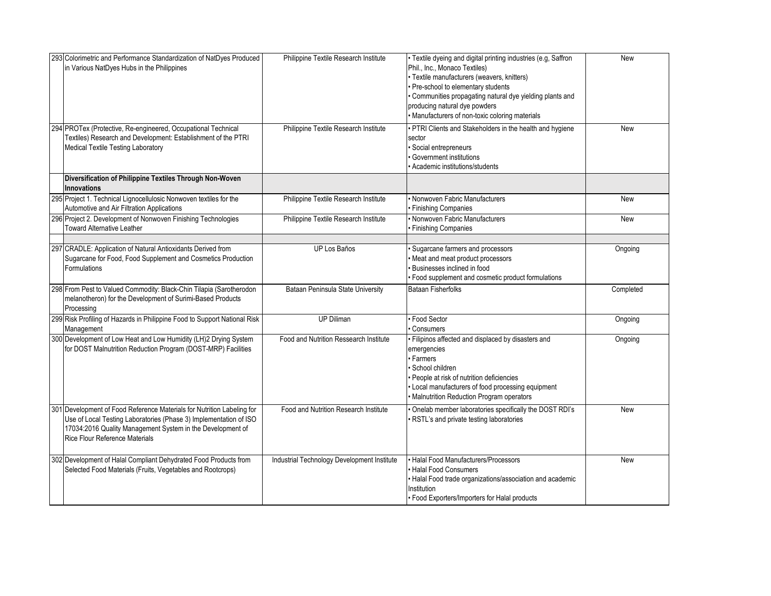| | | | | |
|---|---|---|---|---|
| 293 | Colorimetric and Performance Standardization of NatDyes Produced in Various NatDyes Hubs in the Philippines | Philippine Textile Research Institute | • Textile dyeing and digital printing industries (e.g, Saffron Phil., Inc., Monaco Textiles)<br>• Textile manufacturers (weavers, knitters)<br>• Pre-school to elementary students<br>• Communities propagating natural dye yielding plants and producing natural dye powders<br>• Manufacturers of non-toxic coloring materials | New |
| 294 | PROTex (Protective, Re-engineered, Occupational Technical Textiles) Research and Development: Establishment of the PTRI Medical Textile Testing Laboratory | Philippine Textile Research Institute | • PTRI Clients and Stakeholders in the health and hygiene sector<br>• Social entrepreneurs<br>• Government institutions<br>• Academic institutions/students | New |
| | **Diversification of Philippine Textiles Through Non-Woven Innovations** | | | |
| 295 | Project 1. Technical Lignocellulosic Nonwoven textiles for the Automotive and Air Filtration Applications | Philippine Textile Research Institute | • Nonwoven Fabric Manufacturers<br>• Finishing Companies | New |
| 296 | Project 2. Development of Nonwoven Finishing Technologies Toward Alternative Leather | Philippine Textile Research Institute | • Nonwoven Fabric Manufacturers<br>• Finishing Companies | New |
| | | | | |
| 297 | CRADLE: Application of Natural Antioxidants Derived from Sugarcane for Food, Food Supplement and Cosmetics Production Formulations | UP Los Baños | • Sugarcane farmers and processors<br>• Meat and meat product processors<br>• Businesses inclined in food<br>• Food supplement and cosmetic product formulations | Ongoing |
| 298 | From Pest to Valued Commodity: Black-Chin Tilapia (Sarotherodon melanotheron) for the Development of Surimi-Based Products Processing | Bataan Peninsula State University | Bataan Fisherfolks | Completed |
| 299 | Risk Profiling of Hazards in Philippine Food to Support National Risk Management | UP Diliman | • Food Sector<br>• Consumers | Ongoing |
| 300 | Development of Low Heat and Low Humidity (LH)2 Drying System for DOST Malnutrition Reduction Program (DOST-MRP) Facilities | Food and Nutrition Ressearch Institute | • Filipinos affected and displaced by disasters and emergencies<br>• Farmers<br>• School children<br>• People at risk of nutrition deficiencies<br>• Local manufacturers of food processing equipment<br>• Malnutrition Reduction Program operators | Ongoing |
| 301 | Development of Food Reference Materials for Nutrition Labeling for Use of Local Testing Laboratories (Phase 3) Implementation of ISO 17034:2016 Quality Management System in the Development of Rice Flour Reference Materials | Food and Nutrition Research Institute | • Onelab member laboratories specifically the DOST RDI's<br>• RSTL's and private testing laboratories | New |
| 302 | Development of Halal Compliant Dehydrated Food Products from Selected Food Materials (Fruits, Vegetables and Rootcrops) | Industrial Technology Development Institute | • Halal Food Manufacturers/Processors<br>• Halal Food Consumers<br>• Halal Food trade organizations/association and academic Institution<br>• Food Exporters/Importers for Halal products | New |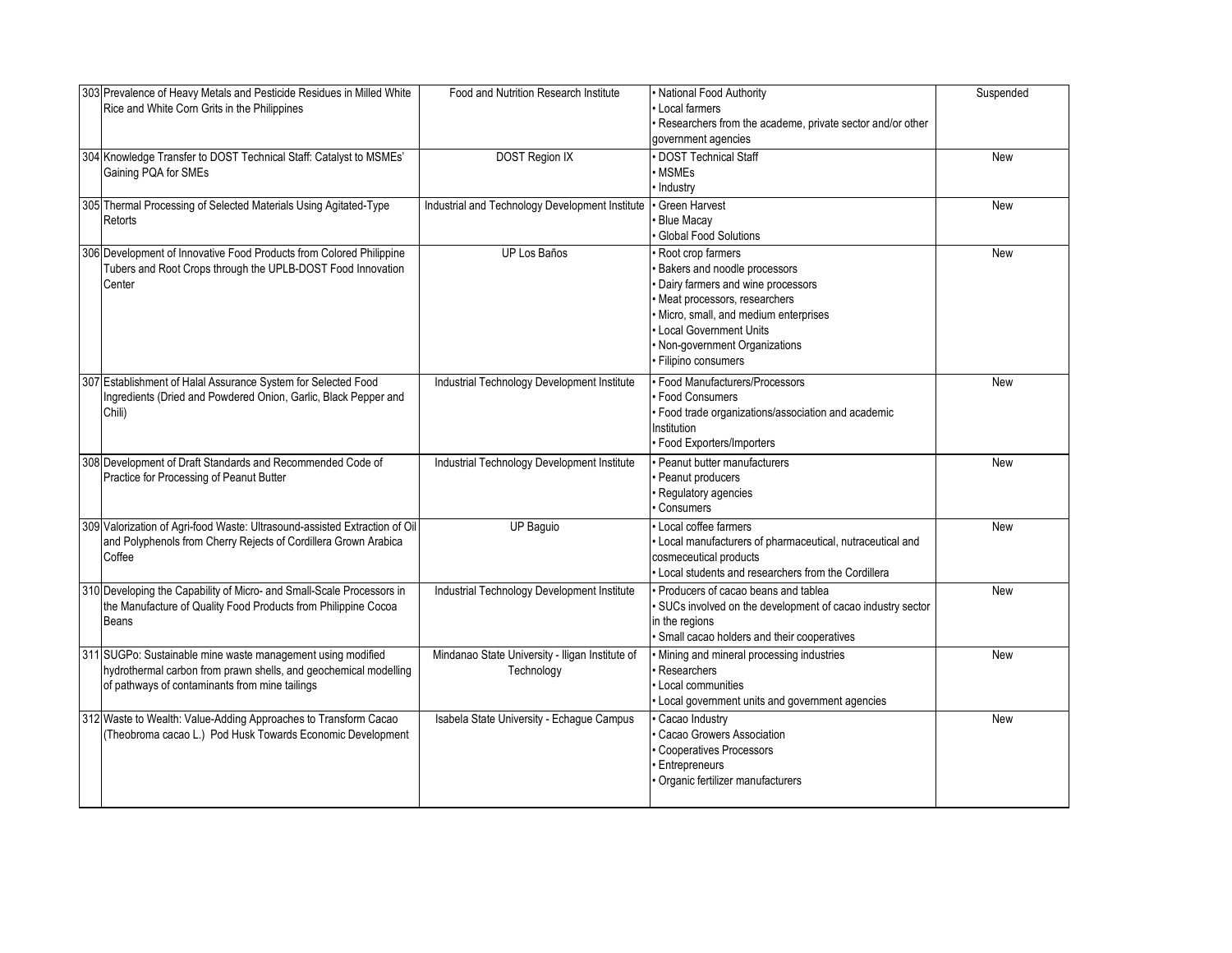| | | | | |
|---|---|---|---|---|
| 303 | Prevalence of Heavy Metals and Pesticide Residues in Milled White Rice and White Corn Grits in the Philippines | Food and Nutrition Research Institute | • National Food Authority<br>• Local farmers<br>• Researchers from the academe, private sector and/or other government agencies | Suspended |
| 304 | Knowledge Transfer to DOST Technical Staff: Catalyst to MSMEs' Gaining PQA for SMEs | DOST Region IX | • DOST Technical Staff<br>• MSMEs<br>• Industry | New |
| 305 | Thermal Processing of Selected Materials Using Agitated-Type Retorts | Industrial and Technology Development Institute | • Green Harvest<br>• Blue Macay<br>• Global Food Solutions | New |
| 306 | Development of Innovative Food Products from Colored Philippine Tubers and Root Crops through the UPLB-DOST Food Innovation Center | UP Los Baños | • Root crop farmers<br>• Bakers and noodle processors<br>• Dairy farmers and wine processors<br>• Meat processors, researchers<br>• Micro, small, and medium enterprises<br>• Local Government Units<br>• Non-government Organizations<br>• Filipino consumers | New |
| 307 | Establishment of Halal Assurance System for Selected Food Ingredients (Dried and Powdered Onion, Garlic, Black Pepper and Chili) | Industrial Technology Development Institute | • Food Manufacturers/Processors<br>• Food Consumers<br>• Food trade organizations/association and academic Institution<br>• Food Exporters/Importers | New |
| 308 | Development of Draft Standards and Recommended Code of Practice for Processing of Peanut Butter | Industrial Technology Development Institute | • Peanut butter manufacturers<br>• Peanut producers<br>• Regulatory agencies<br>• Consumers | New |
| 309 | Valorization of Agri-food Waste: Ultrasound-assisted Extraction of Oil and Polyphenols from Cherry Rejects of Cordillera Grown Arabica Coffee | UP Baguio | • Local coffee farmers<br>• Local manufacturers of pharmaceutical, nutraceutical and cosmeceutical products<br>• Local students and researchers from the Cordillera | New |
| 310 | Developing the Capability of Micro- and Small-Scale Processors in the Manufacture of Quality Food Products from Philippine Cocoa Beans | Industrial Technology Development Institute | • Producers of cacao beans and tablea<br>• SUCs involved on the development of cacao industry sector in the regions<br>• Small cacao holders and their cooperatives | New |
| 311 | SUGPo: Sustainable mine waste management using modified hydrothermal carbon from prawn shells, and geochemical modelling of pathways of contaminants from mine tailings | Mindanao State University - Iligan Institute of Technology | • Mining and mineral processing industries<br>• Researchers<br>• Local communities<br>• Local government units and government agencies | New |
| 312 | Waste to Wealth: Value-Adding Approaches to Transform Cacao (Theobroma cacao L.) Pod Husk Towards Economic Development | Isabela State University - Echague Campus | • Cacao Industry<br>• Cacao Growers Association<br>• Cooperatives Processors<br>• Entrepreneurs<br>• Organic fertilizer manufacturers | New |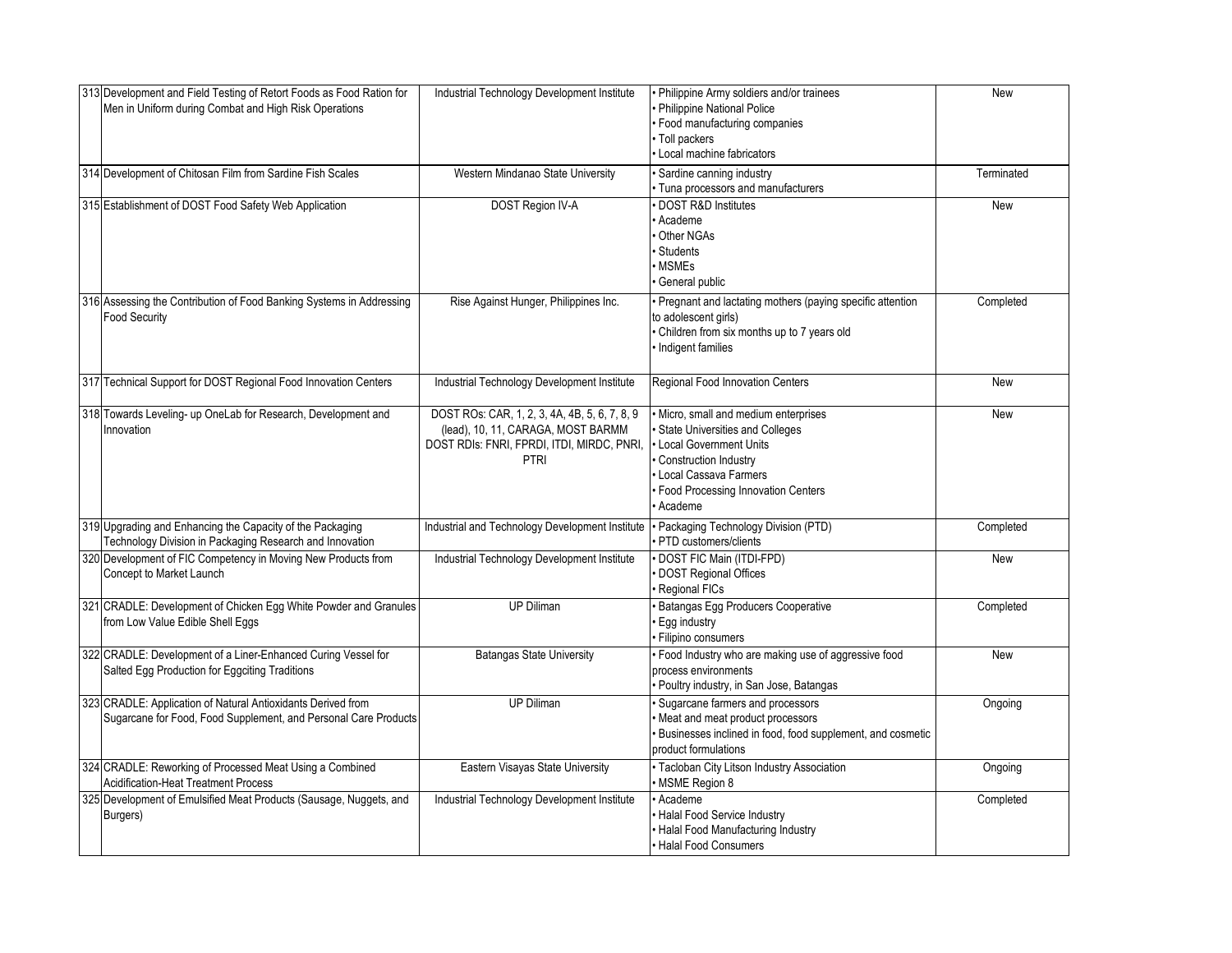| | | | | |
|---|---|---|---|---|
| 313 | Development and Field Testing of Retort Foods as Food Ration for Men in Uniform during Combat and High Risk Operations | Industrial Technology Development Institute | • Philippine Army soldiers and/or trainees<br>• Philippine National Police<br>• Food manufacturing companies<br>• Toll packers<br>• Local machine fabricators | New |
| 314 | Development of Chitosan Film from Sardine Fish Scales | Western Mindanao State University | • Sardine canning industry<br>• Tuna processors and manufacturers | Terminated |
| 315 | Establishment of DOST Food Safety Web Application | DOST Region IV-A | • DOST R&D Institutes<br>• Academe<br>• Other NGAs<br>• Students<br>• MSMEs<br>• General public | New |
| 316 | Assessing the Contribution of Food Banking Systems in Addressing Food Security | Rise Against Hunger, Philippines Inc. | • Pregnant and lactating mothers (paying specific attention to adolescent girls)<br>• Children from six months up to 7 years old<br>• Indigent families | Completed |
| 317 | Technical Support for DOST Regional Food Innovation Centers | Industrial Technology Development Institute | Regional Food Innovation Centers | New |
| 318 | Towards Leveling- up OneLab for Research, Development and Innovation | DOST ROs: CAR, 1, 2, 3, 4A, 4B, 5, 6, 7, 8, 9 (lead), 10, 11, CARAGA, MOST BARMM<br>DOST RDIs: FNRI, FPRDI, ITDI, MIRDC, PNRI, PTRI | • Micro, small and medium enterprises<br>• State Universities and Colleges<br>• Local Government Units<br>• Construction Industry<br>• Local Cassava Farmers<br>• Food Processing Innovation Centers<br>• Academe | New |
| 319 | Upgrading and Enhancing the Capacity of the Packaging Technology Division in Packaging Research and Innovation | Industrial and Technology Development Institute | • Packaging Technology Division (PTD)<br>• PTD customers/clients | Completed |
| 320 | Development of FIC Competency in Moving New Products from Concept to Market Launch | Industrial Technology Development Institute | • DOST FIC Main (ITDI-FPD)<br>• DOST Regional Offices<br>• Regional FICs | New |
| 321 | CRADLE: Development of Chicken Egg White Powder and Granules from Low Value Edible Shell Eggs | UP Diliman | • Batangas Egg Producers Cooperative<br>• Egg industry<br>• Filipino consumers | Completed |
| 322 | CRADLE: Development of a Liner-Enhanced Curing Vessel for Salted Egg Production for Eggciting Traditions | Batangas State University | • Food Industry who are making use of aggressive food process environments<br>• Poultry industry, in San Jose, Batangas | New |
| 323 | CRADLE: Application of Natural Antioxidants Derived from Sugarcane for Food, Food Supplement, and Personal Care Products | UP Diliman | • Sugarcane farmers and processors<br>• Meat and meat product processors<br>• Businesses inclined in food, food supplement, and cosmetic product formulations | Ongoing |
| 324 | CRADLE: Reworking of Processed Meat Using a Combined Acidification-Heat Treatment Process | Eastern Visayas State University | • Tacloban City Litson Industry Association<br>• MSME Region 8 | Ongoing |
| 325 | Development of Emulsified Meat Products (Sausage, Nuggets, and Burgers) | Industrial Technology Development Institute | • Academe<br>• Halal Food Service Industry<br>• Halal Food Manufacturing Industry<br>• Halal Food Consumers | Completed |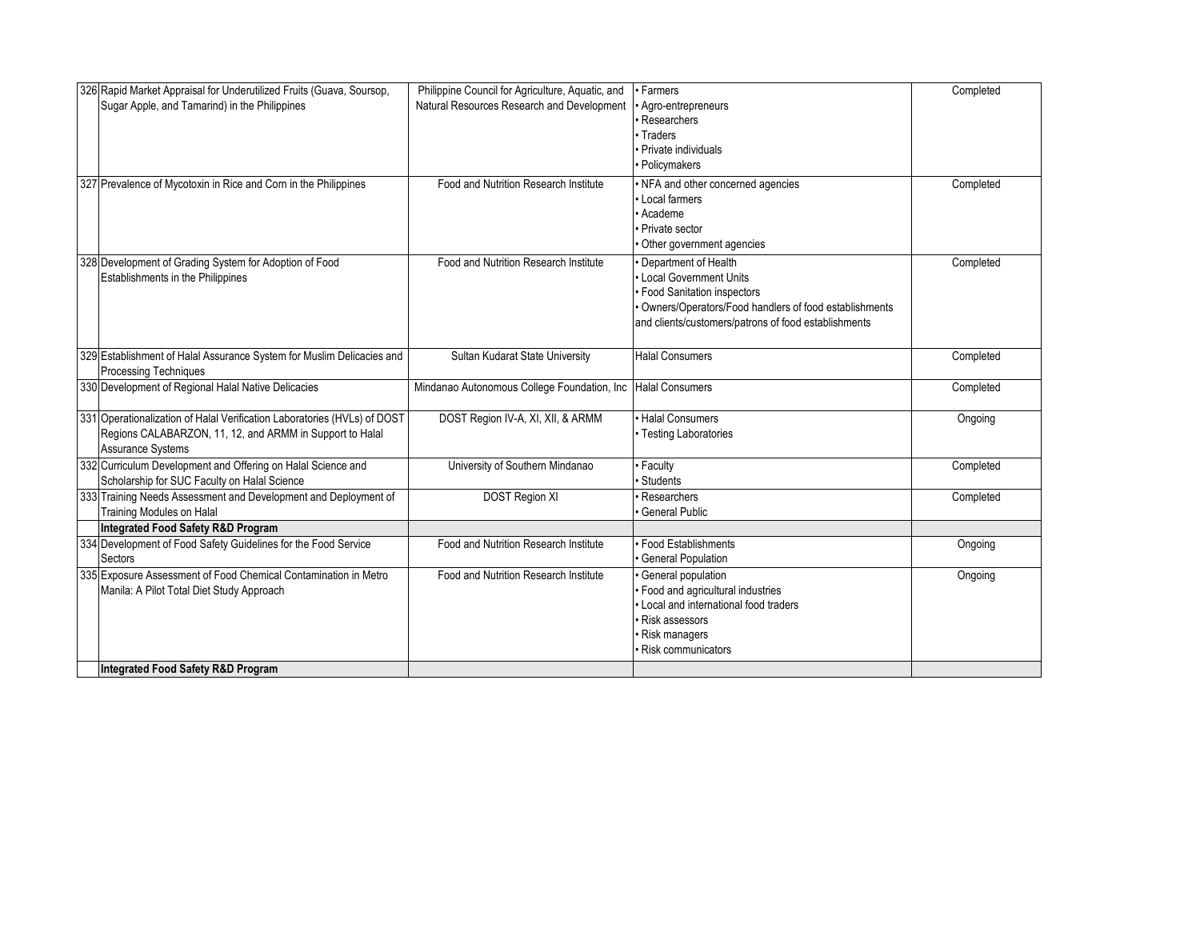| | | | | |
|---|---|---|---|---|
| 326 | Rapid Market Appraisal for Underutilized Fruits (Guava, Soursop, Sugar Apple, and Tamarind) in the Philippines | Philippine Council for Agriculture, Aquatic, and Natural Resources Research and Development | • Farmers<br>• Agro-entrepreneurs<br>• Researchers<br>• Traders<br>• Private individuals<br>• Policymakers | Completed |
| 327 | Prevalence of Mycotoxin in Rice and Corn in the Philippines | Food and Nutrition Research Institute | • NFA and other concerned agencies<br>• Local farmers<br>• Academe<br>• Private sector<br>• Other government agencies | Completed |
| 328 | Development of Grading System for Adoption of Food Establishments in the Philippines | Food and Nutrition Research Institute | • Department of Health<br>• Local Government Units<br>• Food Sanitation inspectors<br>• Owners/Operators/Food handlers of food establishments and clients/customers/patrons of food establishments | Completed |
| 329 | Establishment of Halal Assurance System for Muslim Delicacies and Processing Techniques | Sultan Kudarat State University | Halal Consumers | Completed |
| 330 | Development of Regional Halal Native Delicacies | Mindanao Autonomous College Foundation, Inc | Halal Consumers | Completed |
| 331 | Operationalization of Halal Verification Laboratories (HVLs) of DOST Regions CALABARZON, 11, 12, and ARMM in Support to Halal Assurance Systems | DOST Region IV-A, XI, XII, & ARMM | • Halal Consumers<br>• Testing Laboratories | Ongoing |
| 332 | Curriculum Development and Offering on Halal Science and Scholarship for SUC Faculty on Halal Science | University of Southern Mindanao | • Faculty<br>• Students | Completed |
| 333 | Training Needs Assessment and Development and Deployment of Training Modules on Halal | DOST Region XI | • Researchers<br>• General Public | Completed |
| | **Integrated Food Safety R&D Program** | | | |
| 334 | Development of Food Safety Guidelines for the Food Service Sectors | Food and Nutrition Research Institute | • Food Establishments<br>• General Population | Ongoing |
| 335 | Exposure Assessment of Food Chemical Contamination in Metro Manila: A Pilot Total Diet Study Approach | Food and Nutrition Research Institute | • General population<br>• Food and agricultural industries<br>• Local and international food traders<br>• Risk assessors<br>• Risk managers<br>• Risk communicators | Ongoing |
| | **Integrated Food Safety R&D Program** | | | |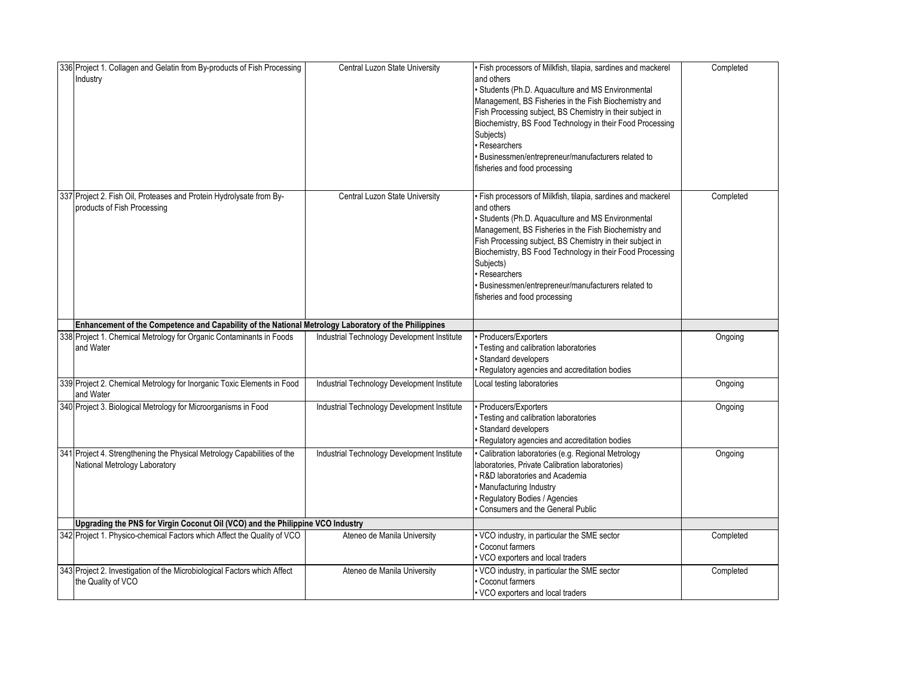| | | | | |
|---|---|---|---|---|
| 336 | Project 1. Collagen and Gelatin from By-products of Fish Processing Industry | Central Luzon State University | • Fish processors of Milkfish, tilapia, sardines and mackerel and others<br>• Students (Ph.D. Aquaculture and MS Environmental Management, BS Fisheries in the Fish Biochemistry and Fish Processing subject, BS Chemistry in their subject in Biochemistry, BS Food Technology in their Food Processing Subjects)<br>• Researchers<br>• Businessmen/entrepreneur/manufacturers related to fisheries and food processing | Completed |
| 337 | Project 2. Fish Oil, Proteases and Protein Hydrolysate from By-products of Fish Processing | Central Luzon State University | • Fish processors of Milkfish, tilapia, sardines and mackerel and others<br>• Students (Ph.D. Aquaculture and MS Environmental Management, BS Fisheries in the Fish Biochemistry and Fish Processing subject, BS Chemistry in their subject in Biochemistry, BS Food Technology in their Food Processing Subjects)<br>• Researchers<br>• Businessmen/entrepreneur/manufacturers related to fisheries and food processing | Completed |
| | **Enhancement of the Competence and Capability of the National Metrology Laboratory of the Philippines** | | | |
| 338 | Project 1. Chemical Metrology for Organic Contaminants in Foods and Water | Industrial Technology Development Institute | • Producers/Exporters<br>• Testing and calibration laboratories<br>• Standard developers<br>• Regulatory agencies and accreditation bodies | Ongoing |
| 339 | Project 2. Chemical Metrology for Inorganic Toxic Elements in Food and Water | Industrial Technology Development Institute | Local testing laboratories | Ongoing |
| 340 | Project 3. Biological Metrology for Microorganisms in Food | Industrial Technology Development Institute | • Producers/Exporters<br>• Testing and calibration laboratories<br>• Standard developers<br>• Regulatory agencies and accreditation bodies | Ongoing |
| 341 | Project 4. Strengthening the Physical Metrology Capabilities of the National Metrology Laboratory | Industrial Technology Development Institute | • Calibration laboratories (e.g. Regional Metrology laboratories, Private Calibration laboratories)<br>• R&D laboratories and Academia<br>• Manufacturing Industry<br>• Regulatory Bodies / Agencies<br>• Consumers and the General Public | Ongoing |
| | **Upgrading the PNS for Virgin Coconut Oil (VCO) and the Philippine VCO Industry** | | | |
| 342 | Project 1. Physico-chemical Factors which Affect the Quality of VCO | Ateneo de Manila University | • VCO industry, in particular the SME sector<br>• Coconut farmers<br>• VCO exporters and local traders | Completed |
| 343 | Project 2. Investigation of the Microbiological Factors which Affect the Quality of VCO | Ateneo de Manila University | • VCO industry, in particular the SME sector<br>• Coconut farmers<br>• VCO exporters and local traders | Completed |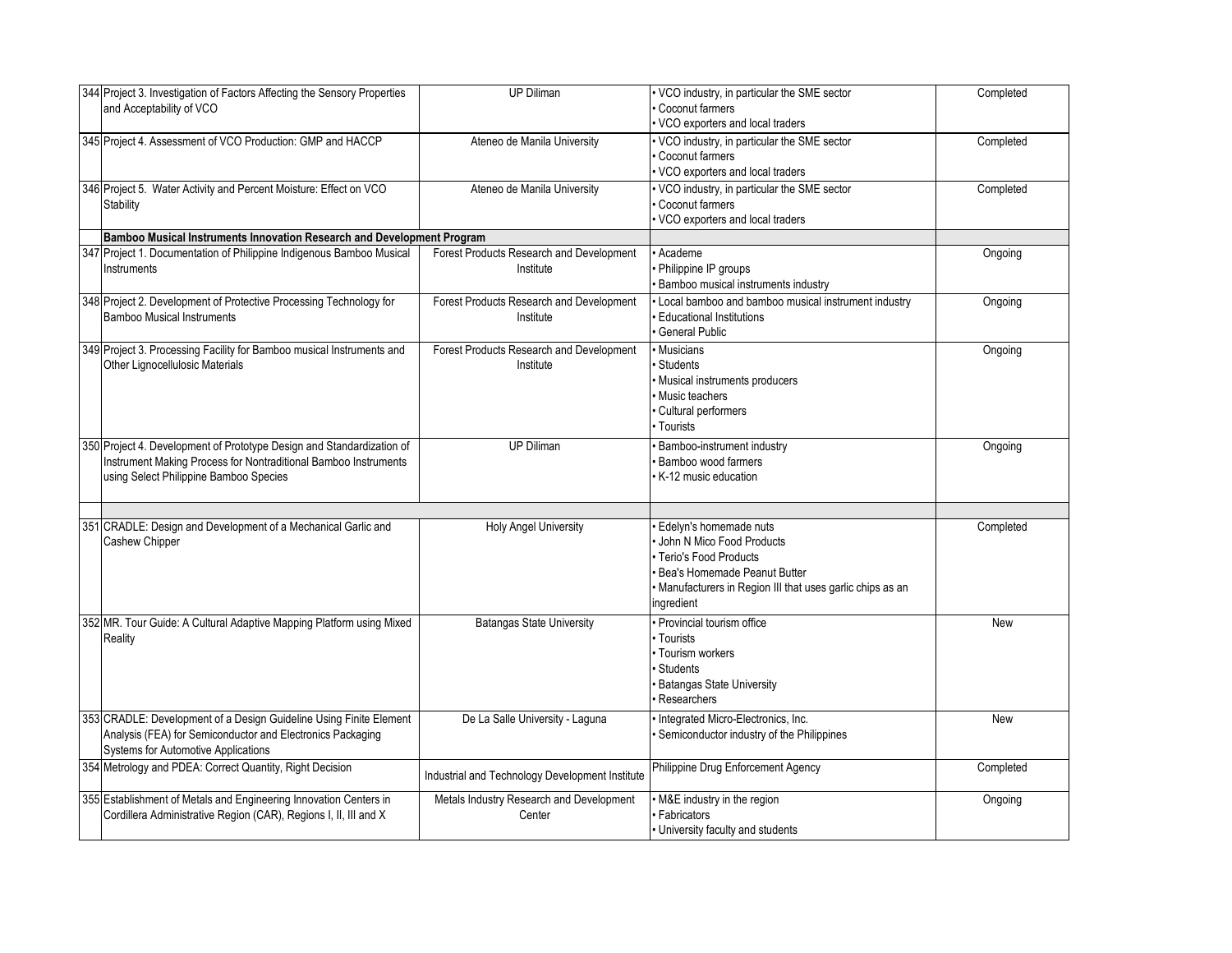| | | | | |
|---|---|---|---|---|
| 344 | Project 3. Investigation of Factors Affecting the Sensory Properties and Acceptability of VCO | UP Diliman | • VCO industry, in particular the SME sector<br>• Coconut farmers<br>• VCO exporters and local traders | Completed |
| 345 | Project 4. Assessment of VCO Production: GMP and HACCP | Ateneo de Manila University | • VCO industry, in particular the SME sector<br>• Coconut farmers<br>• VCO exporters and local traders | Completed |
| 346 | Project 5. Water Activity and Percent Moisture: Effect on VCO Stability | Ateneo de Manila University | • VCO industry, in particular the SME sector<br>• Coconut farmers<br>• VCO exporters and local traders | Completed |
| | **Bamboo Musical Instruments Innovation Research and Development Program** | | | |
| 347 | Project 1. Documentation of Philippine Indigenous Bamboo Musical Instruments | Forest Products Research and Development Institute | • Academe<br>• Philippine IP groups<br>• Bamboo musical instruments industry | Ongoing |
| 348 | Project 2. Development of Protective Processing Technology for Bamboo Musical Instruments | Forest Products Research and Development Institute | • Local bamboo and bamboo musical instrument industry<br>• Educational Institutions<br>• General Public | Ongoing |
| 349 | Project 3. Processing Facility for Bamboo musical Instruments and Other Lignocellulosic Materials | Forest Products Research and Development Institute | • Musicians<br>• Students<br>• Musical instruments producers<br>• Music teachers<br>• Cultural performers<br>• Tourists | Ongoing |
| 350 | Project 4. Development of Prototype Design and Standardization of Instrument Making Process for Nontraditional Bamboo Instruments using Select Philippine Bamboo Species | UP Diliman | • Bamboo-instrument industry<br>• Bamboo wood farmers<br>• K-12 music education | Ongoing |
| | | | | |
| 351 | CRADLE: Design and Development of a Mechanical Garlic and Cashew Chipper | Holy Angel University | • Edelyn's homemade nuts<br>• John N Mico Food Products<br>• Terio's Food Products<br>• Bea's Homemade Peanut Butter<br>• Manufacturers in Region III that uses garlic chips as an ingredient | Completed |
| 352 | MR. Tour Guide: A Cultural Adaptive Mapping Platform using Mixed Reality | Batangas State University | • Provincial tourism office<br>• Tourists<br>• Tourism workers<br>• Students<br>• Batangas State University<br>• Researchers | New |
| 353 | CRADLE: Development of a Design Guideline Using Finite Element Analysis (FEA) for Semiconductor and Electronics Packaging Systems for Automotive Applications | De La Salle University - Laguna | • Integrated Micro-Electronics, Inc.<br>• Semiconductor industry of the Philippines | New |
| 354 | Metrology and PDEA: Correct Quantity, Right Decision | Industrial and Technology Development Institute | Philippine Drug Enforcement Agency | Completed |
| 355 | Establishment of Metals and Engineering Innovation Centers in Cordillera Administrative Region (CAR), Regions I, II, III and X | Metals Industry Research and Development Center | • M&E industry in the region<br>• Fabricators<br>• University faculty and students | Ongoing |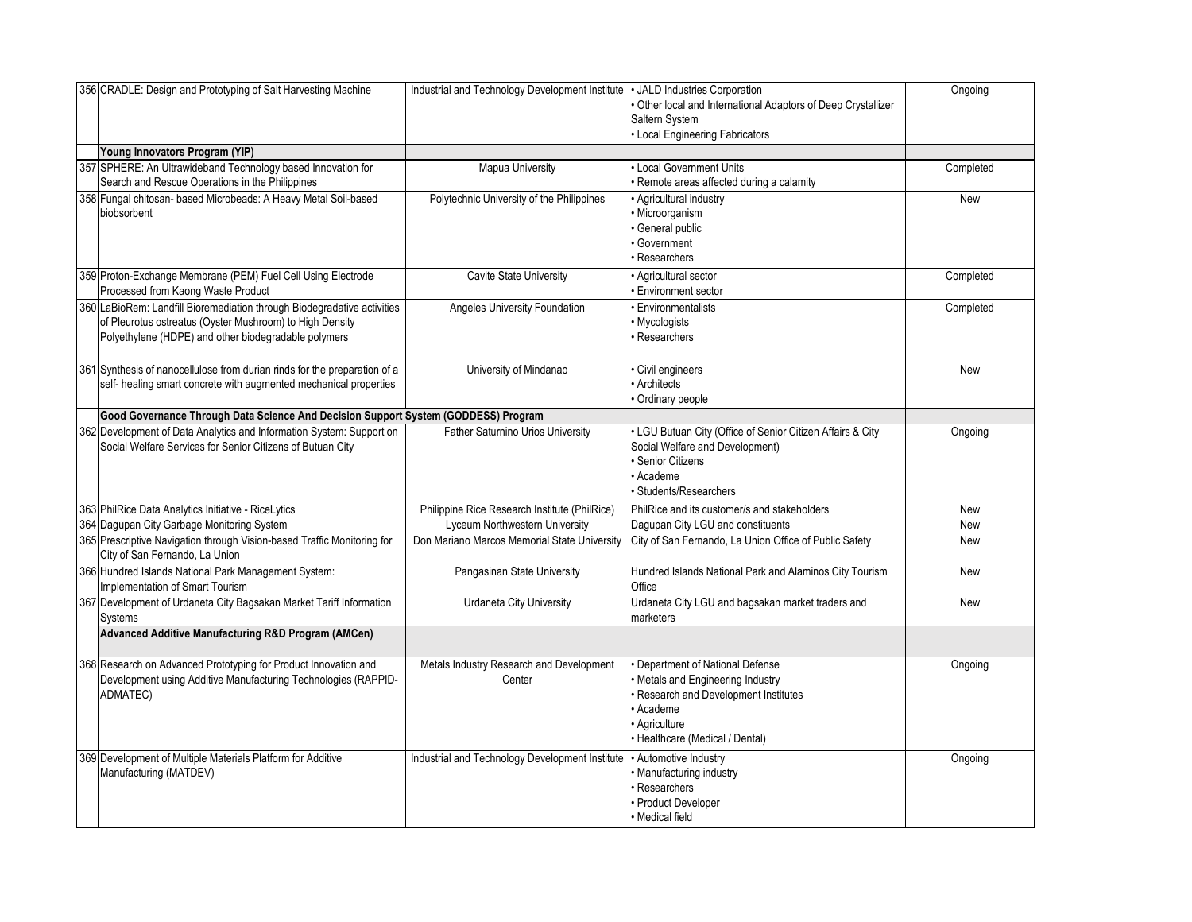| | | | | |
|---|---|---|---|---|
| 356 | CRADLE: Design and Prototyping of Salt Harvesting Machine | Industrial and Technology Development Institute | • JALD Industries Corporation<br>• Other local and International Adaptors of Deep Crystallizer Saltern System<br>• Local Engineering Fabricators | Ongoing |
| | **Young Innovators Program (YIP)** | | | |
| 357 | SPHERE: An Ultrawideband Technology based Innovation for Search and Rescue Operations in the Philippines | Mapua University | • Local Government Units<br>• Remote areas affected during a calamity | Completed |
| 358 | Fungal chitosan- based Microbeads: A Heavy Metal Soil-based biobsorbent | Polytechnic University of the Philippines | • Agricultural industry<br>• Microorganism<br>• General public<br>• Government<br>• Researchers | New |
| 359 | Proton-Exchange Membrane (PEM) Fuel Cell Using Electrode Processed from Kaong Waste Product | Cavite State University | • Agricultural sector<br>• Environment sector | Completed |
| 360 | LaBioRem: Landfill Bioremediation through Biodegradative activities of Pleurotus ostreatus (Oyster Mushroom) to High Density Polyethylene (HDPE) and other biodegradable polymers | Angeles University Foundation | • Environmentalists<br>• Mycologists<br>• Researchers | Completed |
| 361 | Synthesis of nanocellulose from durian rinds for the preparation of a self- healing smart concrete with augmented mechanical properties | University of Mindanao | • Civil engineers<br>• Architects<br>• Ordinary people | New |
| | **Good Governance Through Data Science And Decision Support System (GODDESS) Program** | | | |
| 362 | Development of Data Analytics and Information System: Support on Social Welfare Services for Senior Citizens of Butuan City | Father Saturnino Urios University | • LGU Butuan City (Office of Senior Citizen Affairs & City Social Welfare and Development)<br>• Senior Citizens<br>• Academe<br>• Students/Researchers | Ongoing |
| 363 | PhilRice Data Analytics Initiative - RiceLytics | Philippine Rice Research Institute (PhilRice) | PhilRice and its customer/s and stakeholders | New |
| 364 | Dagupan City Garbage Monitoring System | Lyceum Northwestern University | Dagupan City LGU and constituents | New |
| 365 | Prescriptive Navigation through Vision-based Traffic Monitoring for City of San Fernando, La Union | Don Mariano Marcos Memorial State University | City of San Fernando, La Union Office of Public Safety | New |
| 366 | Hundred Islands National Park Management System: Implementation of Smart Tourism | Pangasinan State University | Hundred Islands National Park and Alaminos City Tourism Office | New |
| 367 | Development of Urdaneta City Bagsakan Market Tariff Information Systems | Urdaneta City University | Urdaneta City LGU and bagsakan market traders and marketers | New |
| | **Advanced Additive Manufacturing R&D Program (AMCen)** | | | |
| 368 | Research on Advanced Prototyping for Product Innovation and Development using Additive Manufacturing Technologies (RAPPID-ADMATEC) | Metals Industry Research and Development Center | • Department of National Defense<br>• Metals and Engineering Industry<br>• Research and Development Institutes<br>• Academe<br>• Agriculture<br>• Healthcare (Medical / Dental) | Ongoing |
| 369 | Development of Multiple Materials Platform for Additive Manufacturing (MATDEV) | Industrial and Technology Development Institute | • Automotive Industry<br>• Manufacturing industry<br>• Researchers<br>• Product Developer<br>• Medical field | Ongoing |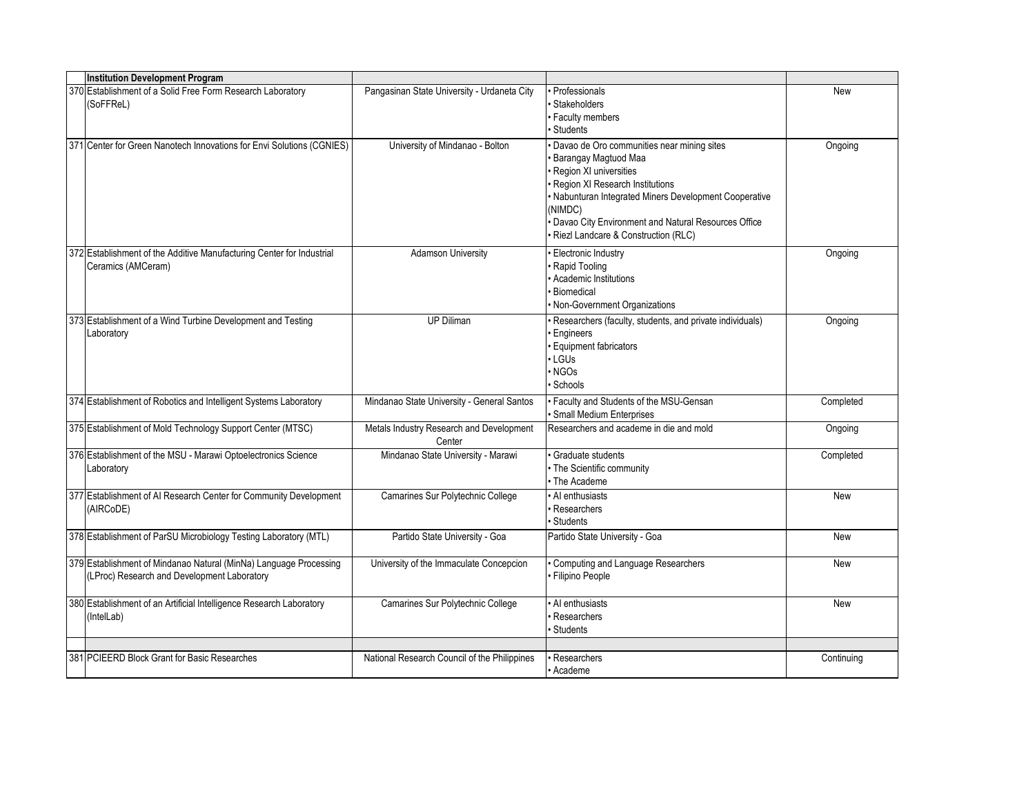| | Institution Development Program | | | |
|---|---|---|---|---|
| 370 | Establishment of a Solid Free Form Research Laboratory (SoFFReL) | Pangasinan State University - Urdaneta City | • Professionals<br>• Stakeholders<br>• Faculty members<br>• Students | New |
| 371 | Center for Green Nanotech Innovations for Envi Solutions (CGNIES) | University of Mindanao - Bolton | • Davao de Oro communities near mining sites<br>• Barangay Magtuod Maa<br>• Region XI universities<br>• Region XI Research Institutions<br>• Nabunturan Integrated Miners Development Cooperative (NIMDC)<br>• Davao City Environment and Natural Resources Office<br>• Riezl Landcare & Construction (RLC) | Ongoing |
| 372 | Establishment of the Additive Manufacturing Center for Industrial Ceramics (AMCeram) | Adamson University | • Electronic Industry<br>• Rapid Tooling<br>• Academic Institutions<br>• Biomedical<br>• Non-Government Organizations | Ongoing |
| 373 | Establishment of a Wind Turbine Development and Testing Laboratory | UP Diliman | • Researchers (faculty, students, and private individuals)<br>• Engineers<br>• Equipment fabricators<br>• LGUs<br>• NGOs<br>• Schools | Ongoing |
| 374 | Establishment of Robotics and Intelligent Systems Laboratory | Mindanao State University - General Santos | • Faculty and Students of the MSU-Gensan<br>• Small Medium Enterprises | Completed |
| 375 | Establishment of Mold Technology Support Center (MTSC) | Metals Industry Research and Development Center | Researchers and academe in die and mold | Ongoing |
| 376 | Establishment of the MSU - Marawi Optoelectronics Science Laboratory | Mindanao State University - Marawi | • Graduate students<br>• The Scientific community<br>• The Academe | Completed |
| 377 | Establishment of AI Research Center for Community Development (AIRCoDE) | Camarines Sur Polytechnic College | • AI enthusiasts<br>• Researchers<br>• Students | New |
| 378 | Establishment of ParSU Microbiology Testing Laboratory (MTL) | Partido State University - Goa | Partido State University - Goa | New |
| 379 | Establishment of Mindanao Natural (MinNa) Language Processing (LProc) Research and Development Laboratory | University of the Immaculate Concepcion | • Computing and Language Researchers<br>• Filipino People | New |
| 380 | Establishment of an Artificial Intelligence Research Laboratory (IntelLab) | Camarines Sur Polytechnic College | • AI enthusiasts<br>• Researchers<br>• Students | New |
| | | | | |
| 381 | PCIEERD Block Grant for Basic Researches | National Research Council of the Philippines | • Researchers<br>• Academe | Continuing |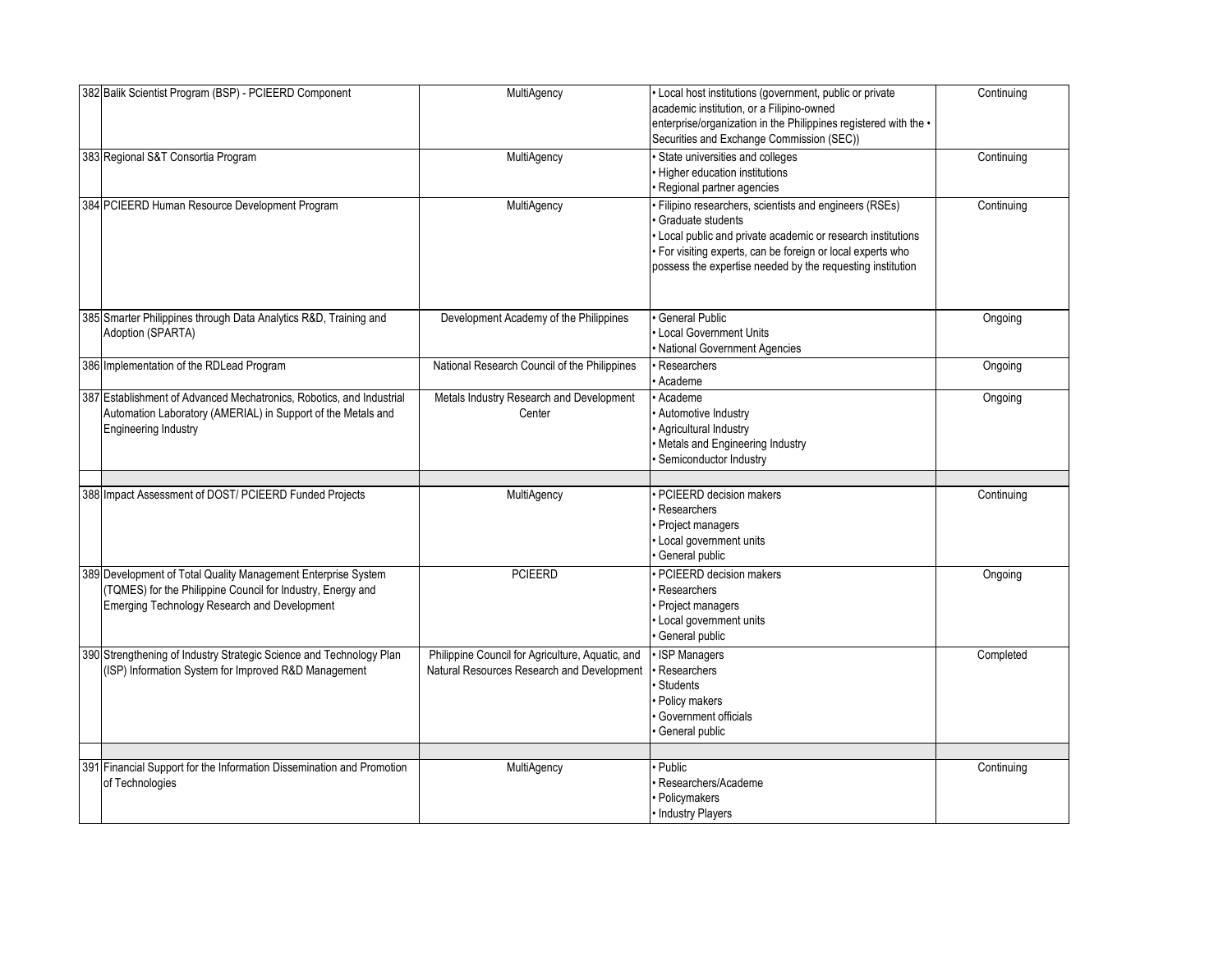| | | | | |
|---|---|---|---|---|
| 382 | Balik Scientist Program (BSP) - PCIEERD Component | MultiAgency | • Local host institutions (government, public or private academic institution, or a Filipino-owned enterprise/organization in the Philippines registered with the • Securities and Exchange Commission (SEC)) | Continuing |
| 383 | Regional S&T Consortia Program | MultiAgency | • State universities and colleges<br>• Higher education institutions<br>• Regional partner agencies | Continuing |
| 384 | PCIEERD Human Resource Development Program | MultiAgency | • Filipino researchers, scientists and engineers (RSEs)<br>• Graduate students<br>• Local public and private academic or research institutions<br>• For visiting experts, can be foreign or local experts who possess the expertise needed by the requesting institution | Continuing |
| 385 | Smarter Philippines through Data Analytics R&D, Training and Adoption (SPARTA) | Development Academy of the Philippines | • General Public<br>• Local Government Units<br>• National Government Agencies | Ongoing |
| 386 | Implementation of the RDLead Program | National Research Council of the Philippines | • Researchers<br>• Academe | Ongoing |
| 387 | Establishment of Advanced Mechatronics, Robotics, and Industrial Automation Laboratory (AMERIAL) in Support of the Metals and Engineering Industry | Metals Industry Research and Development Center | • Academe<br>• Automotive Industry<br>• Agricultural Industry<br>• Metals and Engineering Industry<br>• Semiconductor Industry | Ongoing |
| | | | | |
| 388 | Impact Assessment of DOST/ PCIEERD Funded Projects | MultiAgency | • PCIEERD decision makers<br>• Researchers<br>• Project managers<br>• Local government units<br>• General public | Continuing |
| 389 | Development of Total Quality Management Enterprise System (TQMES) for the Philippine Council for Industry, Energy and Emerging Technology Research and Development | PCIEERD | • PCIEERD decision makers<br>• Researchers<br>• Project managers<br>• Local government units<br>• General public | Ongoing |
| 390 | Strengthening of Industry Strategic Science and Technology Plan (ISP) Information System for Improved R&D Management | Philippine Council for Agriculture, Aquatic, and Natural Resources Research and Development | • ISP Managers<br>• Researchers<br>• Students<br>• Policy makers<br>• Government officials<br>• General public | Completed |
| | | | | |
| 391 | Financial Support for the Information Dissemination and Promotion of Technologies | MultiAgency | • Public<br>• Researchers/Academe<br>• Policymakers<br>• Industry Players | Continuing |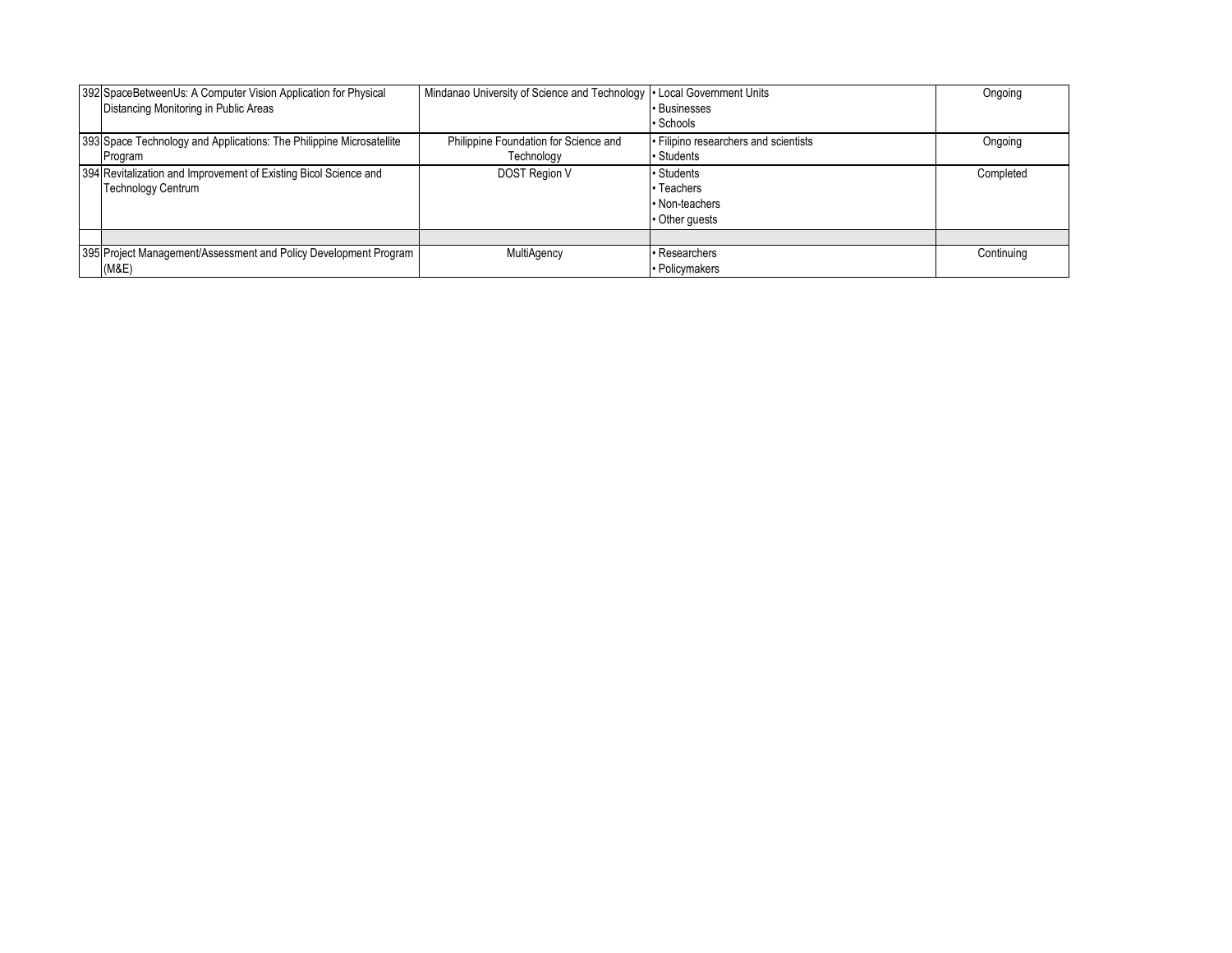| | | | | |
|---|---|---|---|---|
| 392 | SpaceBetweenUs: A Computer Vision Application for Physical Distancing Monitoring in Public Areas | Mindanao University of Science and Technology | • Local Government Units<br>• Businesses<br>• Schools | Ongoing |
| 393 | Space Technology and Applications: The Philippine Microsatellite Program | Philippine Foundation for Science and Technology | • Filipino researchers and scientists<br>• Students | Ongoing |
| 394 | Revitalization and Improvement of Existing Bicol Science and Technology Centrum | DOST Region V | • Students<br>• Teachers<br>• Non-teachers<br>• Other guests | Completed |
| | | | | |
| 395 | Project Management/Assessment and Policy Development Program (M&E) | MultiAgency | • Researchers<br>• Policymakers | Continuing |